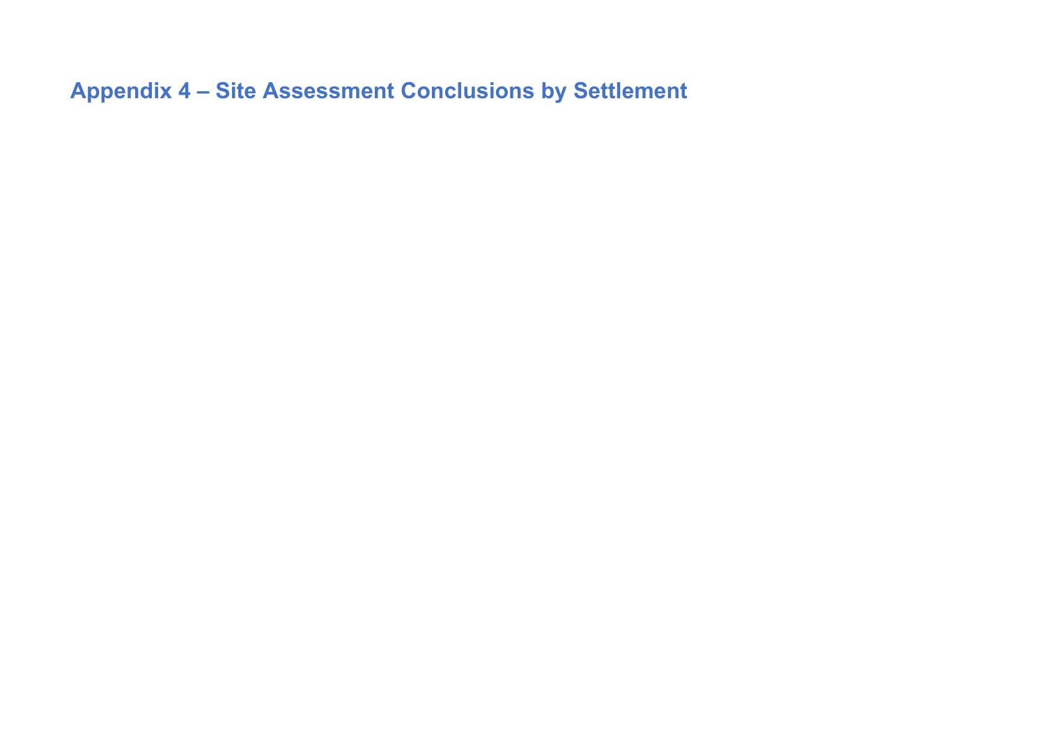# Appendix 4 – Site Assessment Conclusions by Settlement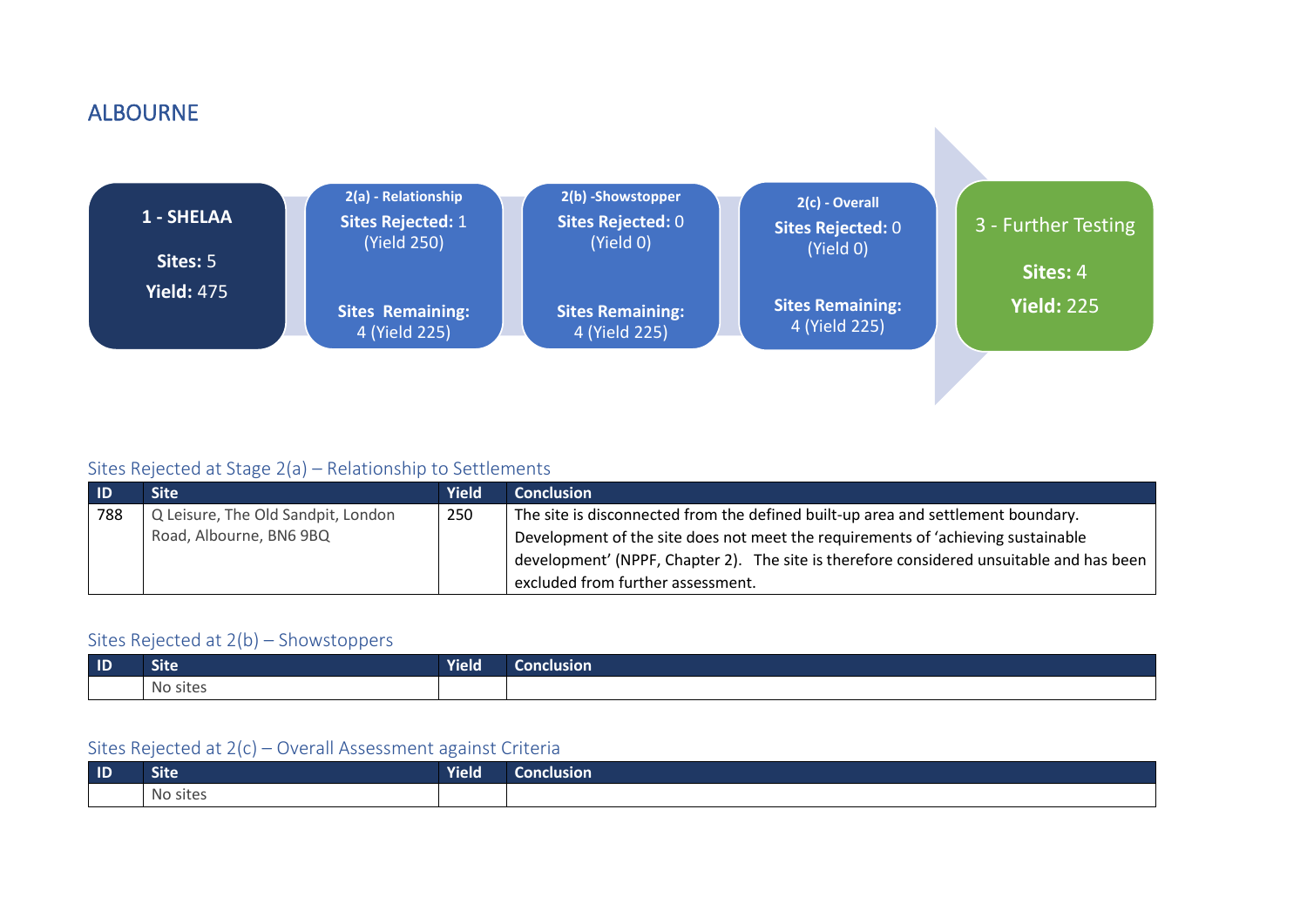# ALBOURNE

**1 - SHELAA**

**Sites:** 5

**Yield:** 475

**2(a) - Relationship**

**Sites Rejected:** 1 (Yield 250)

**Sites Remaining:** 4 (Yield 225)

**2(b) -Showstopper**

**Sites Rejected:** 0 (Yield 0)

**Sites Remaining:** 4 (Yield 225)

**2(c) - Overall**

**Sites Rejected:** 0 (Yield 0)

**Sites Remaining:** 4 (Yield 225)

**3 - Further Testing**

**Sites:** 4

**Yield:** 225

## Sites Rejected at Stage 2(a) – Relationship to Settlements

| ID | Site | Yield | Conclusion |
|---|---|---|---|
| 788 | Q Leisure, The Old Sandpit, London Road, Albourne, BN6 9BQ | 250 | The site is disconnected from the defined built-up area and settlement boundary. Development of the site does not meet the requirements of 'achieving sustainable development' (NPPF, Chapter 2). The site is therefore considered unsuitable and has been excluded from further assessment. |

## Sites Rejected at 2(b) – Showstoppers

| ID | Site | Yield | Conclusion |
|---|---|---|---|
| | No sites | | |

## Sites Rejected at 2(c) – Overall Assessment against Criteria

| ID | Site | Yield | Conclusion |
|---|---|---|---|
| | No sites | | |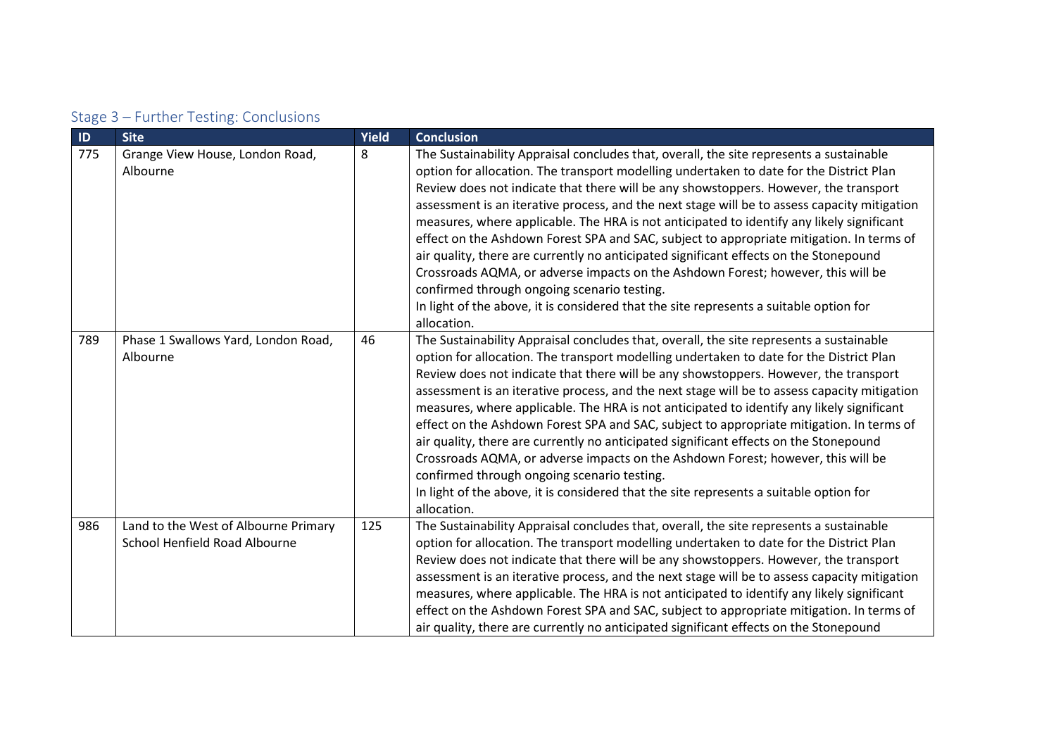## Stage 3 – Further Testing: Conclusions

| ID | Site | Yield | Conclusion |
|---|---|---|---|
| 775 | Grange View House, London Road, Albourne | 8 | The Sustainability Appraisal concludes that, overall, the site represents a sustainable option for allocation. The transport modelling undertaken to date for the District Plan Review does not indicate that there will be any showstoppers. However, the transport assessment is an iterative process, and the next stage will be to assess capacity mitigation measures, where applicable. The HRA is not anticipated to identify any likely significant effect on the Ashdown Forest SPA and SAC, subject to appropriate mitigation. In terms of air quality, there are currently no anticipated significant effects on the Stonepound Crossroads AQMA, or adverse impacts on the Ashdown Forest; however, this will be confirmed through ongoing scenario testing.<br>In light of the above, it is considered that the site represents a suitable option for allocation. |
| 789 | Phase 1 Swallows Yard, London Road, Albourne | 46 | The Sustainability Appraisal concludes that, overall, the site represents a sustainable option for allocation. The transport modelling undertaken to date for the District Plan Review does not indicate that there will be any showstoppers. However, the transport assessment is an iterative process, and the next stage will be to assess capacity mitigation measures, where applicable. The HRA is not anticipated to identify any likely significant effect on the Ashdown Forest SPA and SAC, subject to appropriate mitigation. In terms of air quality, there are currently no anticipated significant effects on the Stonepound Crossroads AQMA, or adverse impacts on the Ashdown Forest; however, this will be confirmed through ongoing scenario testing.<br>In light of the above, it is considered that the site represents a suitable option for allocation. |
| 986 | Land to the West of Albourne Primary School Henfield Road Albourne | 125 | The Sustainability Appraisal concludes that, overall, the site represents a sustainable option for allocation. The transport modelling undertaken to date for the District Plan Review does not indicate that there will be any showstoppers. However, the transport assessment is an iterative process, and the next stage will be to assess capacity mitigation measures, where applicable. The HRA is not anticipated to identify any likely significant effect on the Ashdown Forest SPA and SAC, subject to appropriate mitigation. In terms of air quality, there are currently no anticipated significant effects on the Stonepound |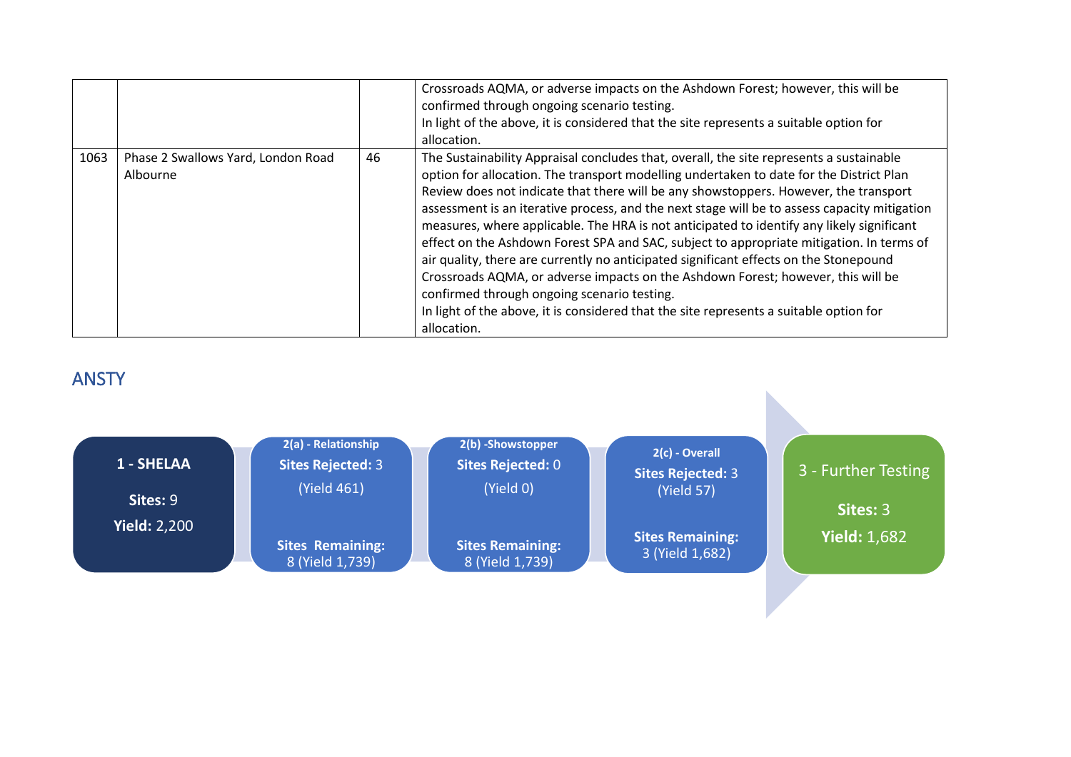|  |  |  | Crossroads AQMA, or adverse impacts on the Ashdown Forest; however, this will be confirmed through ongoing scenario testing.<br>In light of the above, it is considered that the site represents a suitable option for allocation. |
|---|---|---|---|
| 1063 | Phase 2 Swallows Yard, London Road Albourne | 46 | The Sustainability Appraisal concludes that, overall, the site represents a sustainable option for allocation. The transport modelling undertaken to date for the District Plan Review does not indicate that there will be any showstoppers. However, the transport assessment is an iterative process, and the next stage will be to assess capacity mitigation measures, where applicable. The HRA is not anticipated to identify any likely significant effect on the Ashdown Forest SPA and SAC, subject to appropriate mitigation. In terms of air quality, there are currently no anticipated significant effects on the Stonepound Crossroads AQMA, or adverse impacts on the Ashdown Forest; however, this will be confirmed through ongoing scenario testing.<br>In light of the above, it is considered that the site represents a suitable option for allocation. |

## ANSTY

**1 - SHELAA**
**Sites:** 9
**Yield:** 2,200

**2(a) - Relationship**
**Sites Rejected:** 3
(Yield 461)
**Sites Remaining:**
8 (Yield 1,739)

**2(b) -Showstopper**
**Sites Rejected:** 0
(Yield 0)
**Sites Remaining:**
8 (Yield 1,739)

**2(c) - Overall**
**Sites Rejected:** 3
(Yield 57)
**Sites Remaining:**
3 (Yield 1,682)

3 - Further Testing
**Sites:** 3
**Yield:** 1,682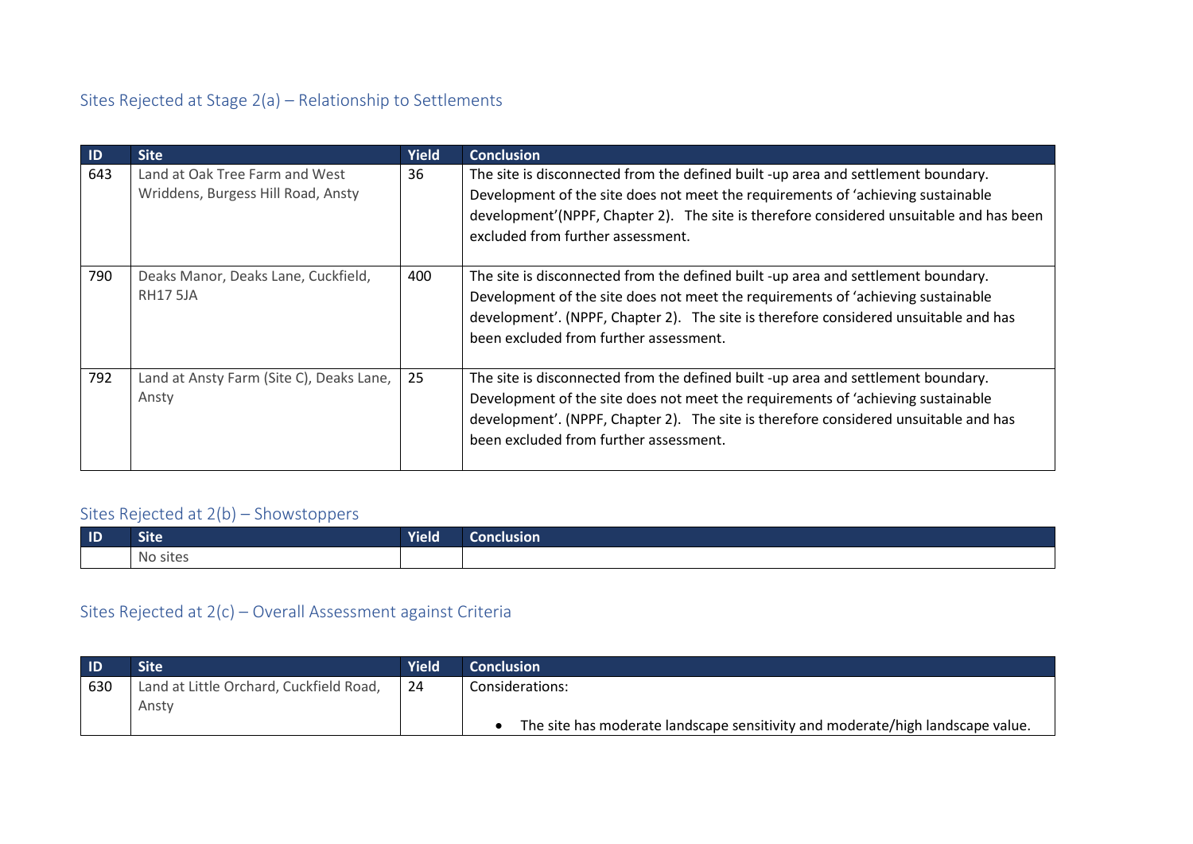## Sites Rejected at Stage 2(a) – Relationship to Settlements

| ID | Site | Yield | Conclusion |
|---|---|---|---|
| 643 | Land at Oak Tree Farm and West Wriddens, Burgess Hill Road, Ansty | 36 | The site is disconnected from the defined built -up area and settlement boundary. Development of the site does not meet the requirements of 'achieving sustainable development'(NPPF, Chapter 2). The site is therefore considered unsuitable and has been excluded from further assessment. |
| 790 | Deaks Manor, Deaks Lane, Cuckfield, RH17 5JA | 400 | The site is disconnected from the defined built -up area and settlement boundary. Development of the site does not meet the requirements of 'achieving sustainable development'. (NPPF, Chapter 2). The site is therefore considered unsuitable and has been excluded from further assessment. |
| 792 | Land at Ansty Farm (Site C), Deaks Lane, Ansty | 25 | The site is disconnected from the defined built -up area and settlement boundary. Development of the site does not meet the requirements of 'achieving sustainable development'. (NPPF, Chapter 2). The site is therefore considered unsuitable and has been excluded from further assessment. |

## Sites Rejected at 2(b) – Showstoppers

| ID | Site | Yield | Conclusion |
|---|---|---|---|
| | No sites | | |

## Sites Rejected at 2(c) – Overall Assessment against Criteria

| ID | Site | Yield | Conclusion |
|---|---|---|---|
| 630 | Land at Little Orchard, Cuckfield Road, Ansty | 24 | Considerations:<br>• The site has moderate landscape sensitivity and moderate/high landscape value. |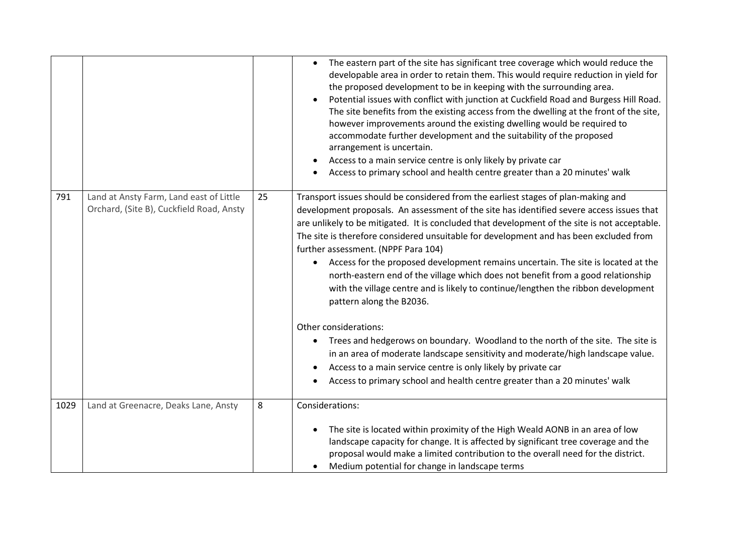| | | | |
|---|---|---|---|
| | | | • The eastern part of the site has significant tree coverage which would reduce the developable area in order to retain them. This would require reduction in yield for the proposed development to be in keeping with the surrounding area.<br>• Potential issues with conflict with junction at Cuckfield Road and Burgess Hill Road. The site benefits from the existing access from the dwelling at the front of the site, however improvements around the existing dwelling would be required to accommodate further development and the suitability of the proposed arrangement is uncertain.<br>• Access to a main service centre is only likely by private car<br>• Access to primary school and health centre greater than a 20 minutes' walk |
| 791 | Land at Ansty Farm, Land east of Little Orchard, (Site B), Cuckfield Road, Ansty | 25 | Transport issues should be considered from the earliest stages of plan-making and development proposals. An assessment of the site has identified severe access issues that are unlikely to be mitigated. It is concluded that development of the site is not acceptable. The site is therefore considered unsuitable for development and has been excluded from further assessment. (NPPF Para 104)<br>• Access for the proposed development remains uncertain. The site is located at the north-eastern end of the village which does not benefit from a good relationship with the village centre and is likely to continue/lengthen the ribbon development pattern along the B2036.<br><br>Other considerations:<br>• Trees and hedgerows on boundary. Woodland to the north of the site. The site is in an area of moderate landscape sensitivity and moderate/high landscape value.<br>• Access to a main service centre is only likely by private car<br>• Access to primary school and health centre greater than a 20 minutes' walk |
| 1029 | Land at Greenacre, Deaks Lane, Ansty | 8 | Considerations:<br><br>• The site is located within proximity of the High Weald AONB in an area of low landscape capacity for change. It is affected by significant tree coverage and the proposal would make a limited contribution to the overall need for the district.<br>• Medium potential for change in landscape terms |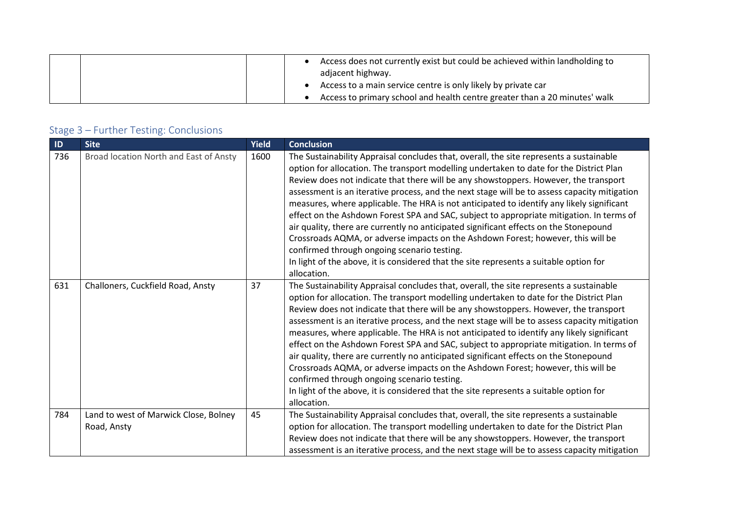| | | | • Access does not currently exist but could be achieved within landholding to adjacent highway.<br>• Access to a main service centre is only likely by private car<br>• Access to primary school and health centre greater than a 20 minutes' walk |
|---|---|---|---|

### Stage 3 – Further Testing: Conclusions

| ID | Site | Yield | Conclusion |
|---|---|---|---|
| 736 | Broad location North and East of Ansty | 1600 | The Sustainability Appraisal concludes that, overall, the site represents a sustainable option for allocation. The transport modelling undertaken to date for the District Plan Review does not indicate that there will be any showstoppers. However, the transport assessment is an iterative process, and the next stage will be to assess capacity mitigation measures, where applicable. The HRA is not anticipated to identify any likely significant effect on the Ashdown Forest SPA and SAC, subject to appropriate mitigation. In terms of air quality, there are currently no anticipated significant effects on the Stonepound Crossroads AQMA, or adverse impacts on the Ashdown Forest; however, this will be confirmed through ongoing scenario testing.<br>In light of the above, it is considered that the site represents a suitable option for allocation. |
| 631 | Challoners, Cuckfield Road, Ansty | 37 | The Sustainability Appraisal concludes that, overall, the site represents a sustainable option for allocation. The transport modelling undertaken to date for the District Plan Review does not indicate that there will be any showstoppers. However, the transport assessment is an iterative process, and the next stage will be to assess capacity mitigation measures, where applicable. The HRA is not anticipated to identify any likely significant effect on the Ashdown Forest SPA and SAC, subject to appropriate mitigation. In terms of air quality, there are currently no anticipated significant effects on the Stonepound Crossroads AQMA, or adverse impacts on the Ashdown Forest; however, this will be confirmed through ongoing scenario testing.<br>In light of the above, it is considered that the site represents a suitable option for allocation. |
| 784 | Land to west of Marwick Close, Bolney Road, Ansty | 45 | The Sustainability Appraisal concludes that, overall, the site represents a sustainable option for allocation. The transport modelling undertaken to date for the District Plan Review does not indicate that there will be any showstoppers. However, the transport assessment is an iterative process, and the next stage will be to assess capacity mitigation |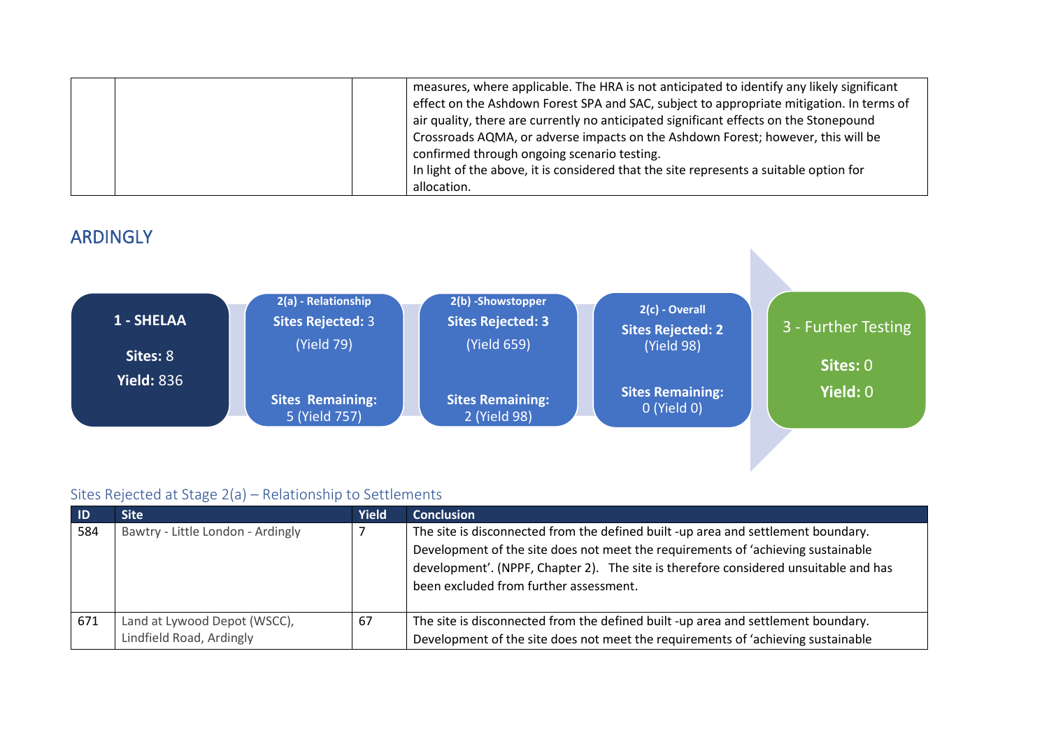| | | | measures, where applicable. The HRA is not anticipated to identify any likely significant effect on the Ashdown Forest SPA and SAC, subject to appropriate mitigation. In terms of air quality, there are currently no anticipated significant effects on the Stonepound Crossroads AQMA, or adverse impacts on the Ashdown Forest; however, this will be confirmed through ongoing scenario testing. In light of the above, it is considered that the site represents a suitable option for allocation. |
|---|---|---|---|

## ARDINGLY

**1 - SHELAA**
**Sites:** 8
**Yield:** 836

**2(a) - Relationship**
**Sites Rejected:** 3 (Yield 79)
**Sites Remaining:** 5 (Yield 757)

**2(b) -Showstopper**
**Sites Rejected: 3** (Yield 659)
**Sites Remaining:** 2 (Yield 98)

**2(c) - Overall**
**Sites Rejected: 2** (Yield 98)
**Sites Remaining:** 0 (Yield 0)

**3 - Further Testing**
**Sites:** 0
**Yield:** 0

### Sites Rejected at Stage 2(a) – Relationship to Settlements

| ID | Site | Yield | Conclusion |
|---|---|---|---|
| 584 | Bawtry - Little London - Ardingly | 7 | The site is disconnected from the defined built -up area and settlement boundary. Development of the site does not meet the requirements of 'achieving sustainable development'. (NPPF, Chapter 2). The site is therefore considered unsuitable and has been excluded from further assessment. |
| 671 | Land at Lywood Depot (WSCC), Lindfield Road, Ardingly | 67 | The site is disconnected from the defined built -up area and settlement boundary. Development of the site does not meet the requirements of 'achieving sustainable |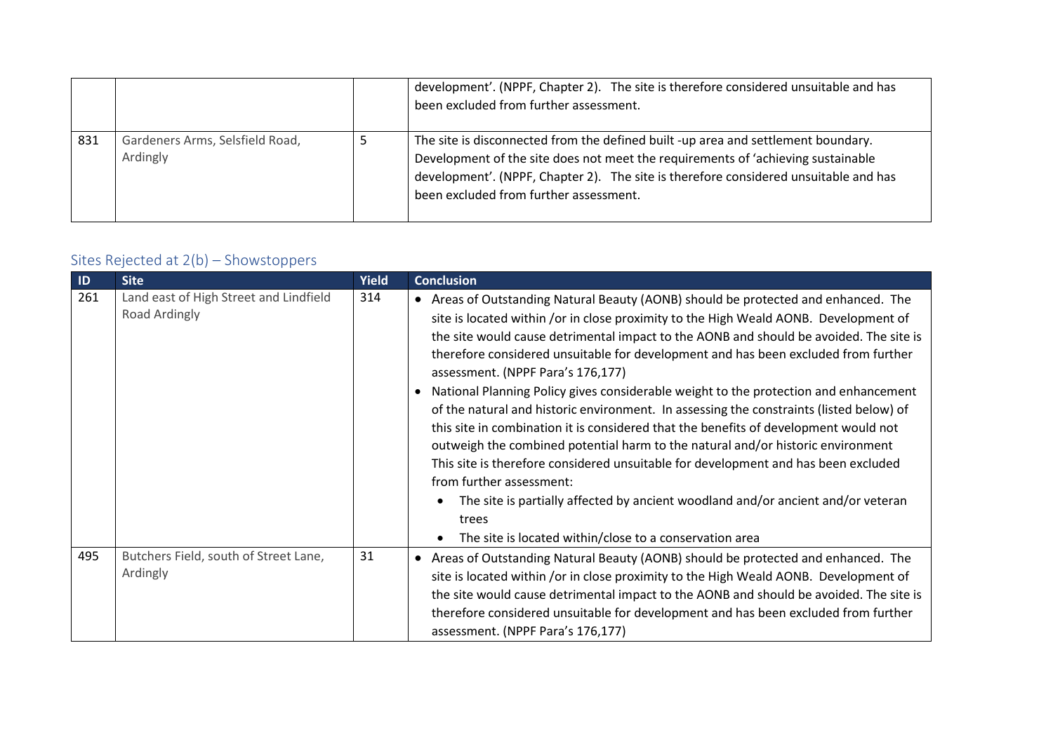| | | | |
|---|---|---|---|
| | | | development'. (NPPF, Chapter 2). The site is therefore considered unsuitable and has been excluded from further assessment. |
| 831 | Gardeners Arms, Selsfield Road, Ardingly | 5 | The site is disconnected from the defined built -up area and settlement boundary. Development of the site does not meet the requirements of 'achieving sustainable development'. (NPPF, Chapter 2). The site is therefore considered unsuitable and has been excluded from further assessment. |

### Sites Rejected at 2(b) – Showstoppers

| ID | Site | Yield | Conclusion |
|---|---|---|---|
| 261 | Land east of High Street and Lindfield Road Ardingly | 314 | • Areas of Outstanding Natural Beauty (AONB) should be protected and enhanced. The site is located within /or in close proximity to the High Weald AONB. Development of the site would cause detrimental impact to the AONB and should be avoided. The site is therefore considered unsuitable for development and has been excluded from further assessment. (NPPF Para's 176,177)<br>• National Planning Policy gives considerable weight to the protection and enhancement of the natural and historic environment. In assessing the constraints (listed below) of this site in combination it is considered that the benefits of development would not outweigh the combined potential harm to the natural and/or historic environment This site is therefore considered unsuitable for development and has been excluded from further assessment:<br>&nbsp;&nbsp;• The site is partially affected by ancient woodland and/or ancient and/or veteran trees<br>&nbsp;&nbsp;• The site is located within/close to a conservation area |
| 495 | Butchers Field, south of Street Lane, Ardingly | 31 | • Areas of Outstanding Natural Beauty (AONB) should be protected and enhanced. The site is located within /or in close proximity to the High Weald AONB. Development of the site would cause detrimental impact to the AONB and should be avoided. The site is therefore considered unsuitable for development and has been excluded from further assessment. (NPPF Para's 176,177) |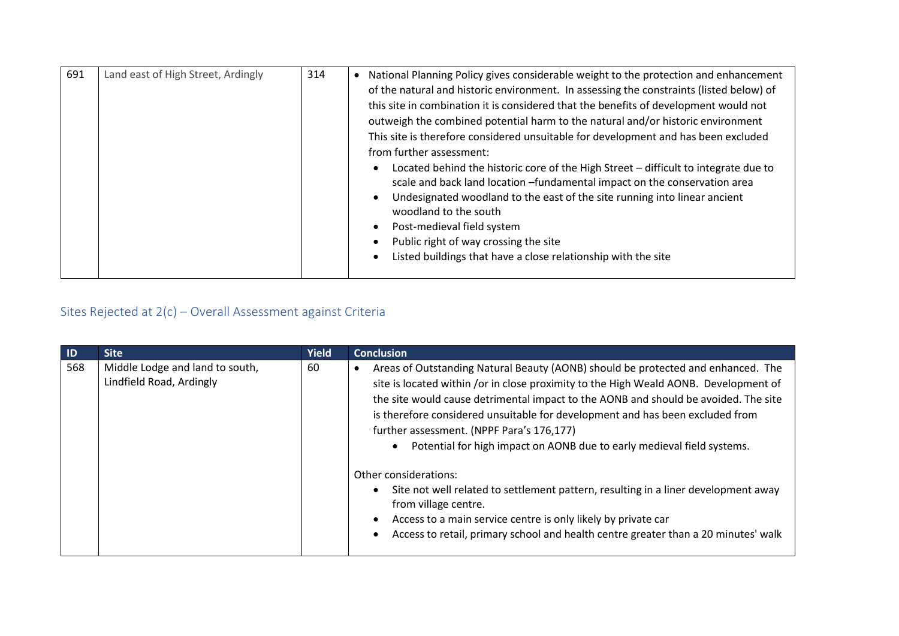| 691 | Land east of High Street, Ardingly | 314 | • National Planning Policy gives considerable weight to the protection and enhancement of the natural and historic environment. In assessing the constraints (listed below) of this site in combination it is considered that the benefits of development would not outweigh the combined potential harm to the natural and/or historic environment This site is therefore considered unsuitable for development and has been excluded from further assessment:<br>• Located behind the historic core of the High Street – difficult to integrate due to scale and back land location –fundamental impact on the conservation area<br>• Undesignated woodland to the east of the site running into linear ancient woodland to the south<br>• Post-medieval field system<br>• Public right of way crossing the site<br>• Listed buildings that have a close relationship with the site |
|---|---|---|---|

## Sites Rejected at 2(c) – Overall Assessment against Criteria

| ID | Site | Yield | Conclusion |
|---|---|---|---|
| 568 | Middle Lodge and land to south, Lindfield Road, Ardingly | 60 | • Areas of Outstanding Natural Beauty (AONB) should be protected and enhanced. The site is located within /or in close proximity to the High Weald AONB. Development of the site would cause detrimental impact to the AONB and should be avoided. The site is therefore considered unsuitable for development and has been excluded from further assessment. (NPPF Para's 176,177)<br>• Potential for high impact on AONB due to early medieval field systems.<br><br>Other considerations:<br>• Site not well related to settlement pattern, resulting in a liner development away from village centre.<br>• Access to a main service centre is only likely by private car<br>• Access to retail, primary school and health centre greater than a 20 minutes' walk |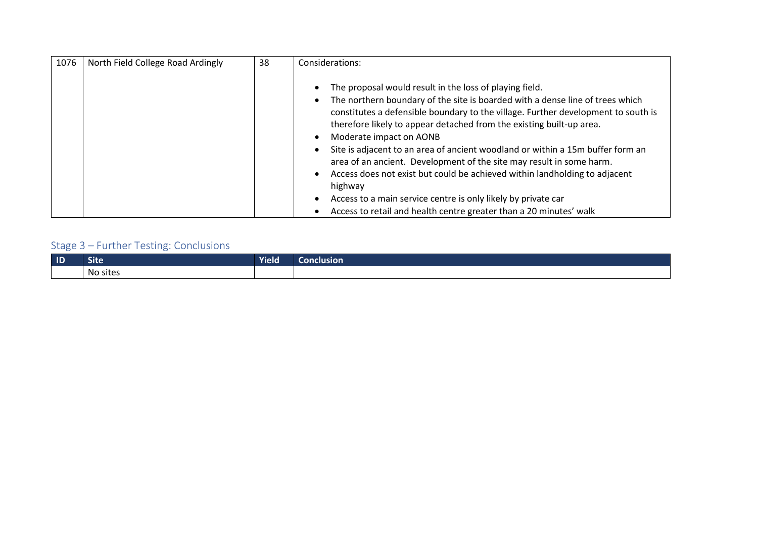| 1076 | North Field College Road Ardingly | 38 | Considerations:<br><br>• The proposal would result in the loss of playing field.<br>• The northern boundary of the site is boarded with a dense line of trees which constitutes a defensible boundary to the village. Further development to south is therefore likely to appear detached from the existing built-up area.<br>• Moderate impact on AONB<br>• Site is adjacent to an area of ancient woodland or within a 15m buffer form an area of an ancient. Development of the site may result in some harm.<br>• Access does not exist but could be achieved within landholding to adjacent highway<br>• Access to a main service centre is only likely by private car<br>• Access to retail and health centre greater than a 20 minutes' walk |
|---|---|---|---|

## Stage 3 – Further Testing: Conclusions

| ID | Site | Yield | Conclusion |
|---|---|---|---|
| | No sites | | |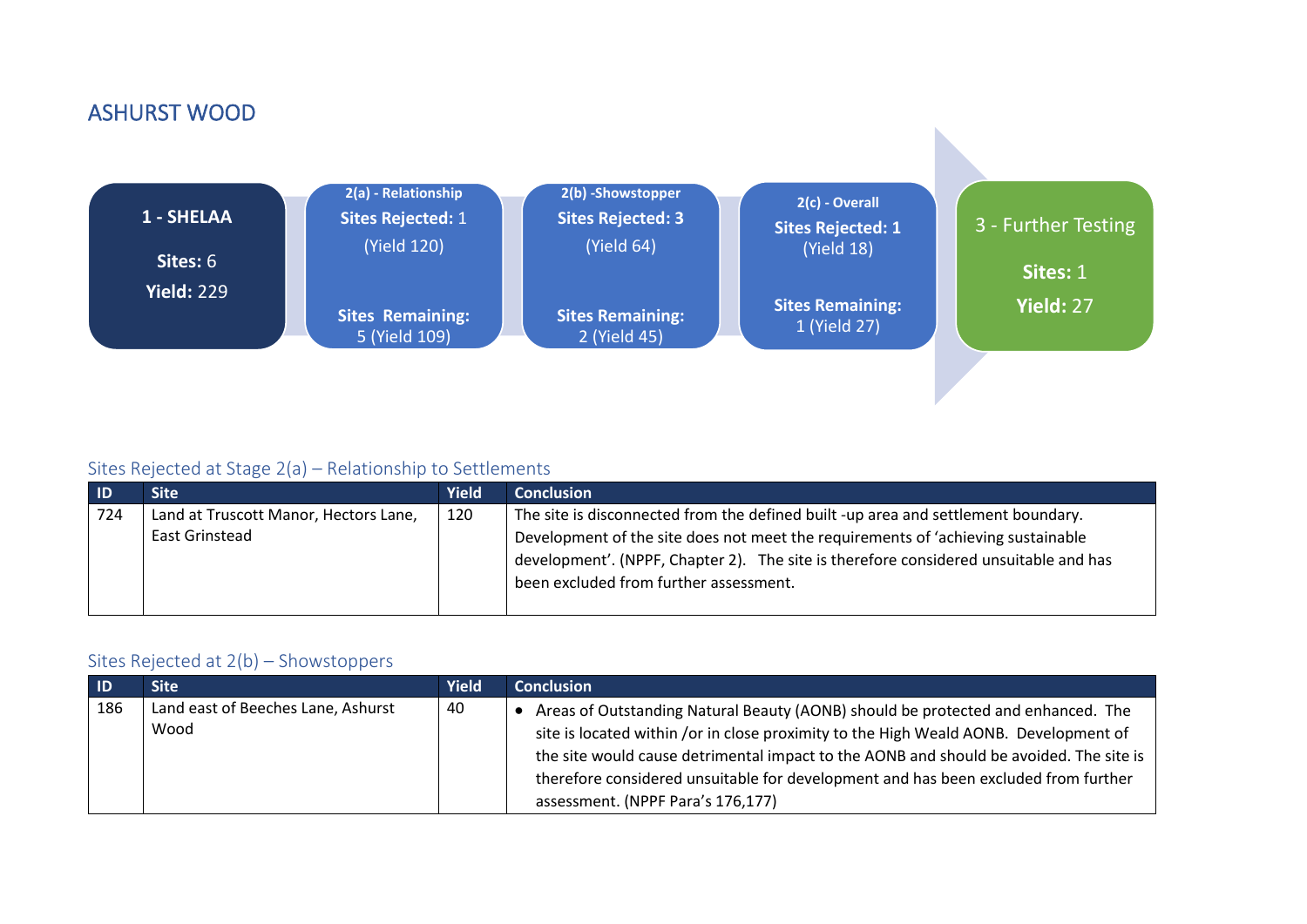## ASHURST WOOD

**1 - SHELAA**

**Sites:** 6
**Yield:** 229

**2(a) - Relationship**
**Sites Rejected:** 1
(Yield 120)
**Sites Remaining:** 5 (Yield 109)

**2(b) -Showstopper**
**Sites Rejected: 3**
(Yield 64)
**Sites Remaining:** 2 (Yield 45)

**2(c) - Overall**
**Sites Rejected: 1**
(Yield 18)
**Sites Remaining:** 1 (Yield 27)

**3 - Further Testing**
**Sites:** 1
**Yield:** 27

### Sites Rejected at Stage 2(a) – Relationship to Settlements

| ID | Site | Yield | Conclusion |
|---|---|---|---|
| 724 | Land at Truscott Manor, Hectors Lane, East Grinstead | 120 | The site is disconnected from the defined built -up area and settlement boundary. Development of the site does not meet the requirements of 'achieving sustainable development'. (NPPF, Chapter 2). The site is therefore considered unsuitable and has been excluded from further assessment. |

### Sites Rejected at 2(b) – Showstoppers

| ID | Site | Yield | Conclusion |
|---|---|---|---|
| 186 | Land east of Beeches Lane, Ashurst Wood | 40 | • Areas of Outstanding Natural Beauty (AONB) should be protected and enhanced. The site is located within /or in close proximity to the High Weald AONB. Development of the site would cause detrimental impact to the AONB and should be avoided. The site is therefore considered unsuitable for development and has been excluded from further assessment. (NPPF Para's 176,177) |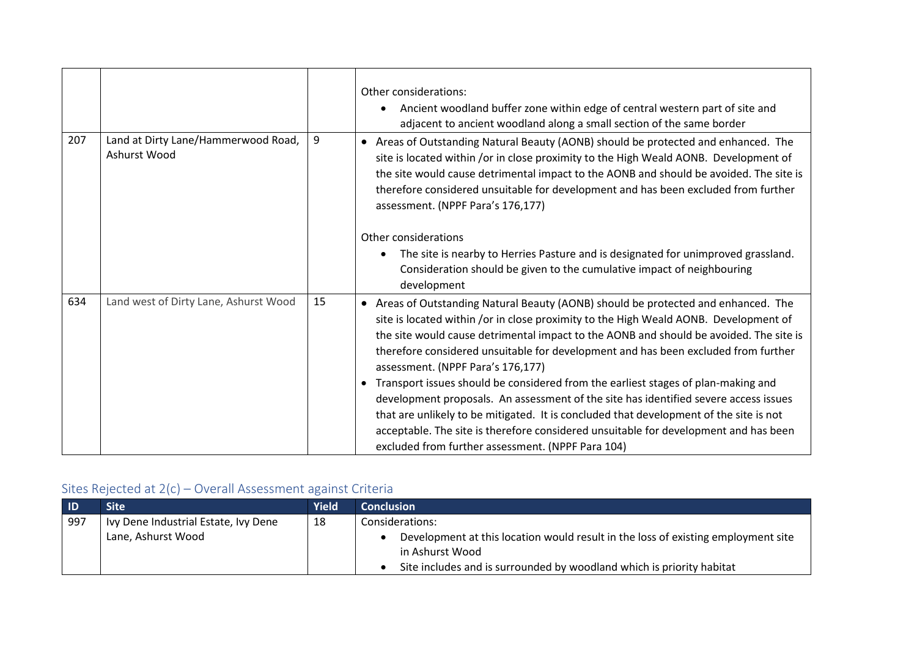| | | | |
|---|---|---|---|
| | | | Other considerations:<br>• Ancient woodland buffer zone within edge of central western part of site and adjacent to ancient woodland along a small section of the same border |
| 207 | Land at Dirty Lane/Hammerwood Road, Ashurst Wood | 9 | • Areas of Outstanding Natural Beauty (AONB) should be protected and enhanced. The site is located within /or in close proximity to the High Weald AONB. Development of the site would cause detrimental impact to the AONB and should be avoided. The site is therefore considered unsuitable for development and has been excluded from further assessment. (NPPF Para's 176,177)<br><br>Other considerations<br>• The site is nearby to Herries Pasture and is designated for unimproved grassland. Consideration should be given to the cumulative impact of neighbouring development |
| 634 | Land west of Dirty Lane, Ashurst Wood | 15 | • Areas of Outstanding Natural Beauty (AONB) should be protected and enhanced. The site is located within /or in close proximity to the High Weald AONB. Development of the site would cause detrimental impact to the AONB and should be avoided. The site is therefore considered unsuitable for development and has been excluded from further assessment. (NPPF Para's 176,177)<br>• Transport issues should be considered from the earliest stages of plan-making and development proposals. An assessment of the site has identified severe access issues that are unlikely to be mitigated. It is concluded that development of the site is not acceptable. The site is therefore considered unsuitable for development and has been excluded from further assessment. (NPPF Para 104) |

## Sites Rejected at 2(c) – Overall Assessment against Criteria

| ID | Site | Yield | Conclusion |
|---|---|---|---|
| 997 | Ivy Dene Industrial Estate, Ivy Dene Lane, Ashurst Wood | 18 | Considerations:<br>• Development at this location would result in the loss of existing employment site in Ashurst Wood<br>• Site includes and is surrounded by woodland which is priority habitat |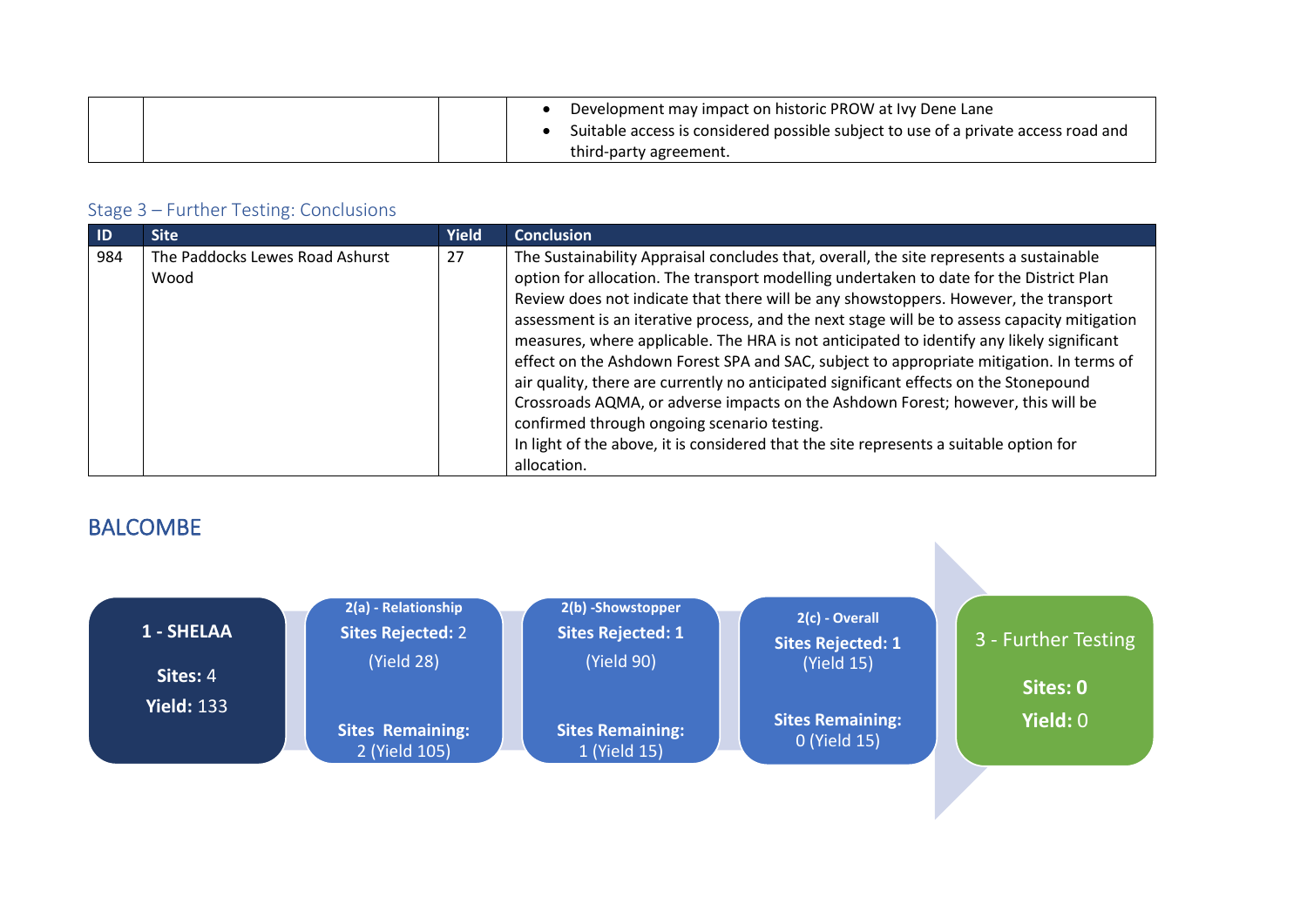| | | | • Development may impact on historic PROW at Ivy Dene Lane<br>• Suitable access is considered possible subject to use of a private access road and third-party agreement. |
|---|---|---|---|

### Stage 3 – Further Testing: Conclusions

| ID | Site | Yield | Conclusion |
|---|---|---|---|
| 984 | The Paddocks Lewes Road Ashurst Wood | 27 | The Sustainability Appraisal concludes that, overall, the site represents a sustainable option for allocation. The transport modelling undertaken to date for the District Plan Review does not indicate that there will be any showstoppers. However, the transport assessment is an iterative process, and the next stage will be to assess capacity mitigation measures, where applicable. The HRA is not anticipated to identify any likely significant effect on the Ashdown Forest SPA and SAC, subject to appropriate mitigation. In terms of air quality, there are currently no anticipated significant effects on the Stonepound Crossroads AQMA, or adverse impacts on the Ashdown Forest; however, this will be confirmed through ongoing scenario testing.<br>In light of the above, it is considered that the site represents a suitable option for allocation. |

## BALCOMBE

**1 - SHELAA**
**Sites:** 4
**Yield:** 133

**2(a) - Relationship**
**Sites Rejected:** 2
(Yield 28)
**Sites Remaining:** 2 (Yield 105)

**2(b) -Showstopper**
**Sites Rejected: 1**
(Yield 90)
**Sites Remaining:** 1 (Yield 15)

**2(c) - Overall**
**Sites Rejected: 1**
(Yield 15)
**Sites Remaining:** 0 (Yield 15)

**3 - Further Testing**
**Sites: 0**
**Yield:** 0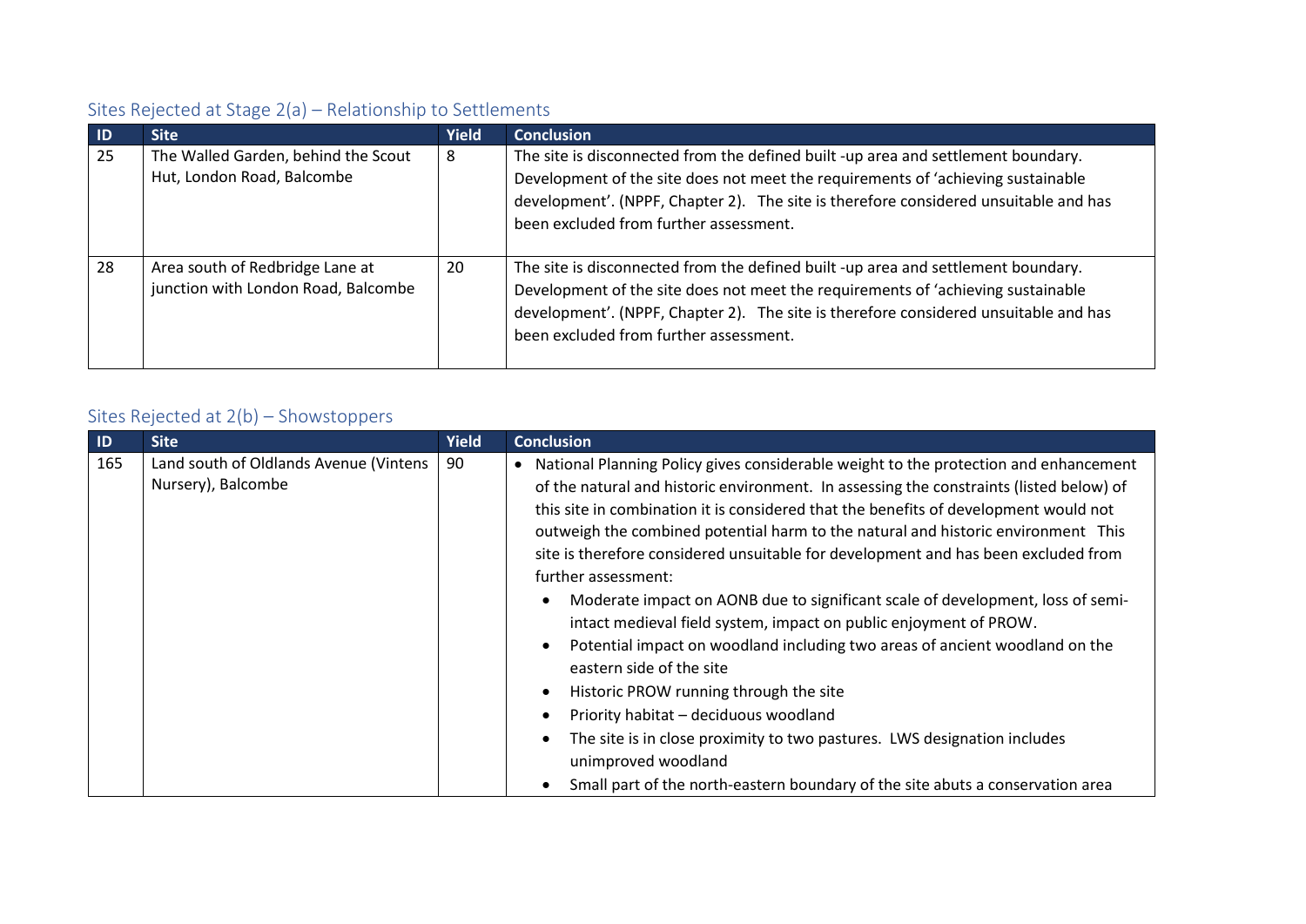## Sites Rejected at Stage 2(a) – Relationship to Settlements

| ID | Site | Yield | Conclusion |
|---|---|---|---|
| 25 | The Walled Garden, behind the Scout Hut, London Road, Balcombe | 8 | The site is disconnected from the defined built -up area and settlement boundary. Development of the site does not meet the requirements of 'achieving sustainable development'. (NPPF, Chapter 2). The site is therefore considered unsuitable and has been excluded from further assessment. |
| 28 | Area south of Redbridge Lane at junction with London Road, Balcombe | 20 | The site is disconnected from the defined built -up area and settlement boundary. Development of the site does not meet the requirements of 'achieving sustainable development'. (NPPF, Chapter 2). The site is therefore considered unsuitable and has been excluded from further assessment. |

## Sites Rejected at 2(b) – Showstoppers

| ID | Site | Yield | Conclusion |
|---|---|---|---|
| 165 | Land south of Oldlands Avenue (Vintens Nursery), Balcombe | 90 | • National Planning Policy gives considerable weight to the protection and enhancement of the natural and historic environment. In assessing the constraints (listed below) of this site in combination it is considered that the benefits of development would not outweigh the combined potential harm to the natural and historic environment This site is therefore considered unsuitable for development and has been excluded from further assessment:<br>  ◦ Moderate impact on AONB due to significant scale of development, loss of semi-intact medieval field system, impact on public enjoyment of PROW.<br>  ◦ Potential impact on woodland including two areas of ancient woodland on the eastern side of the site<br>  ◦ Historic PROW running through the site<br>  ◦ Priority habitat – deciduous woodland<br>  ◦ The site is in close proximity to two pastures. LWS designation includes unimproved woodland<br>  ◦ Small part of the north-eastern boundary of the site abuts a conservation area |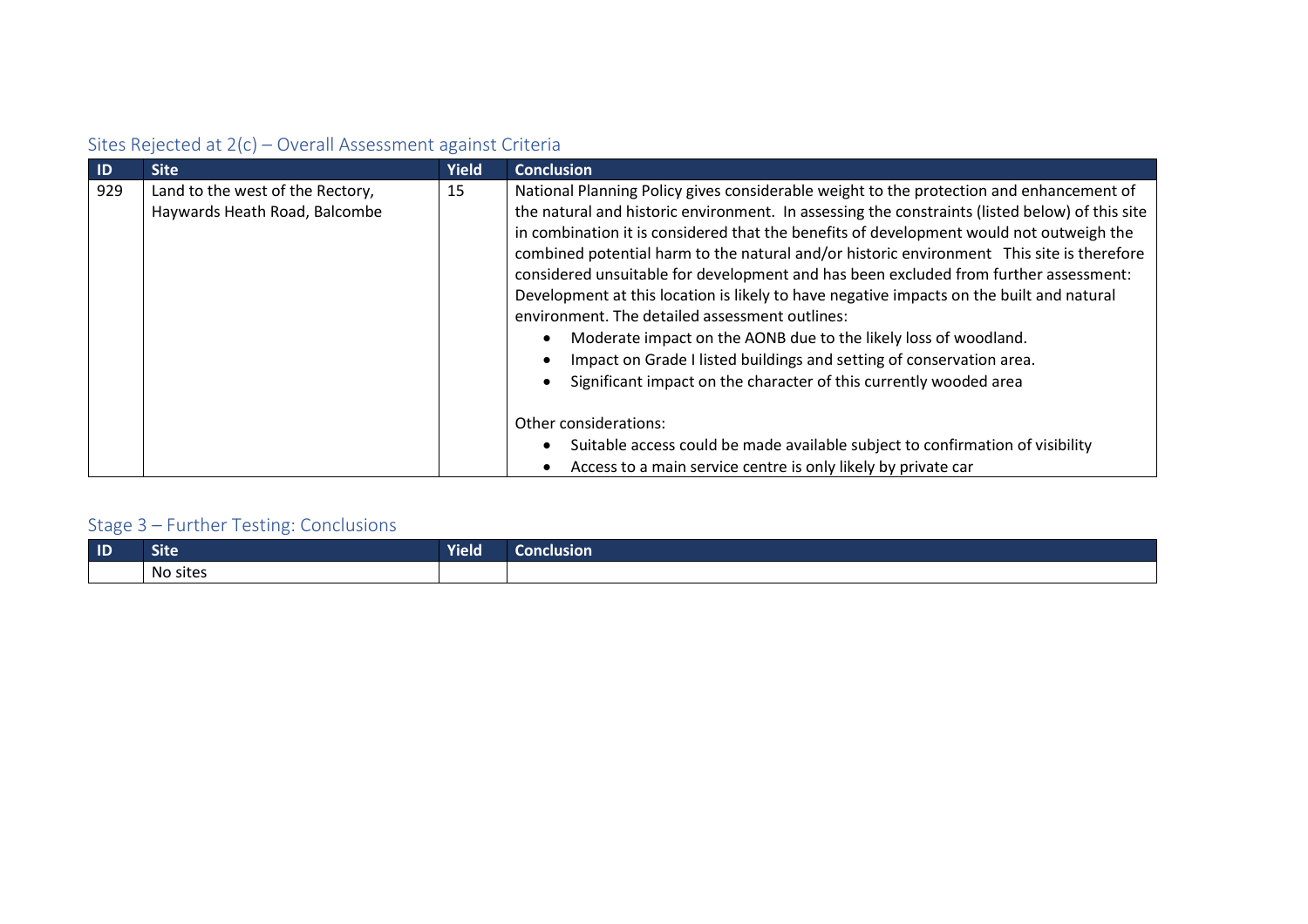## Sites Rejected at 2(c) – Overall Assessment against Criteria

| ID | Site | Yield | Conclusion |
|---|---|---|---|
| 929 | Land to the west of the Rectory, Haywards Heath Road, Balcombe | 15 | National Planning Policy gives considerable weight to the protection and enhancement of the natural and historic environment. In assessing the constraints (listed below) of this site in combination it is considered that the benefits of development would not outweigh the combined potential harm to the natural and/or historic environment This site is therefore considered unsuitable for development and has been excluded from further assessment: Development at this location is likely to have negative impacts on the built and natural environment. The detailed assessment outlines:<br>• Moderate impact on the AONB due to the likely loss of woodland.<br>• Impact on Grade I listed buildings and setting of conservation area.<br>• Significant impact on the character of this currently wooded area<br><br>Other considerations:<br>• Suitable access could be made available subject to confirmation of visibility<br>• Access to a main service centre is only likely by private car |

## Stage 3 – Further Testing: Conclusions

| ID | Site | Yield | Conclusion |
|---|---|---|---|
| | No sites | | |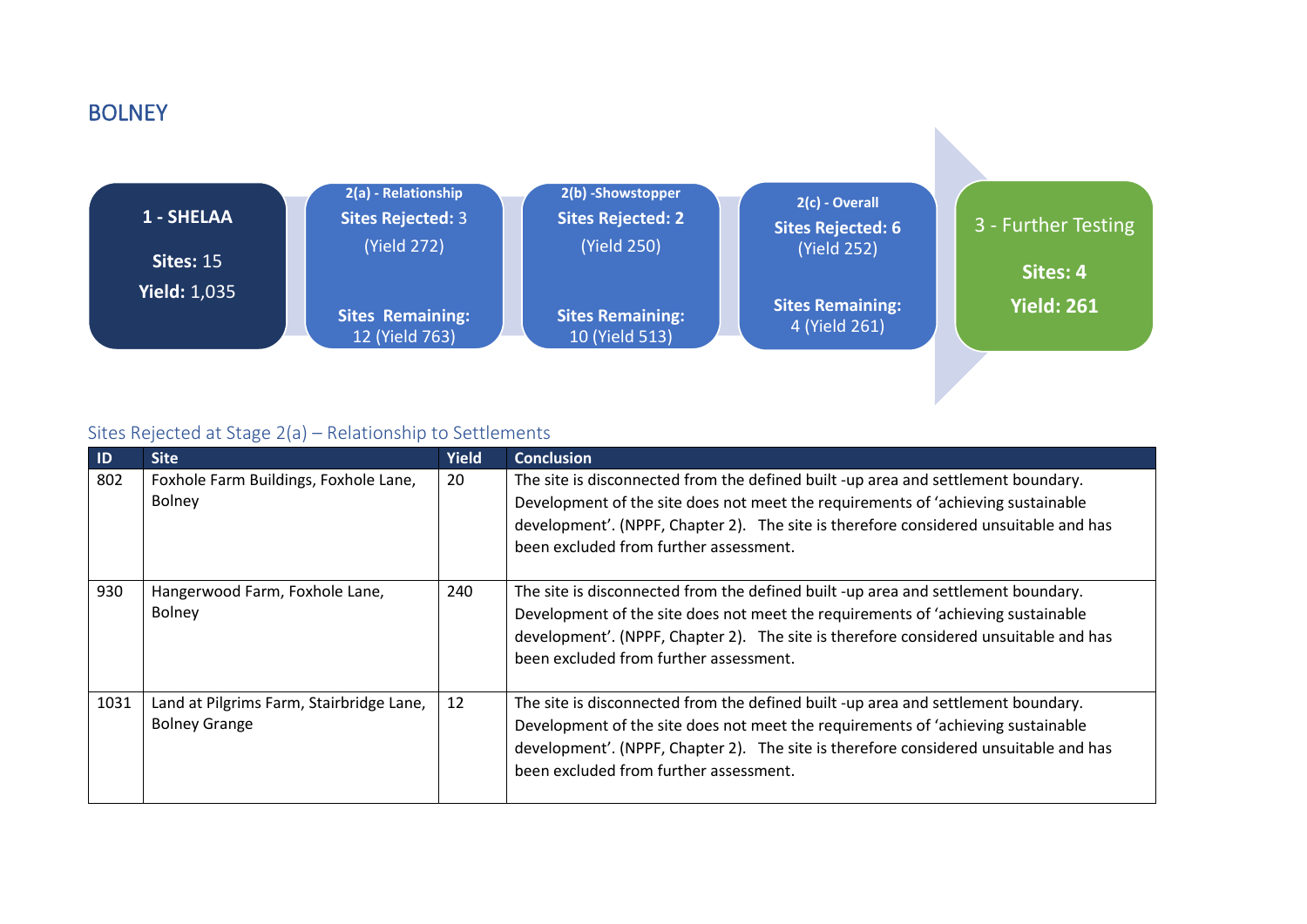# BOLNEY

**1 - SHELAA**
**Sites:** 15
**Yield:** 1,035

**2(a) - Relationship**
**Sites Rejected:** 3
(Yield 272)
**Sites Remaining:** 12 (Yield 763)

**2(b) -Showstopper**
**Sites Rejected: 2**
(Yield 250)
**Sites Remaining:** 10 (Yield 513)

**2(c) - Overall**
**Sites Rejected: 6**
(Yield 252)
**Sites Remaining:** 4 (Yield 261)

**3 - Further Testing**
**Sites: 4**
**Yield: 261**

## Sites Rejected at Stage 2(a) – Relationship to Settlements

| ID | Site | Yield | Conclusion |
| --- | --- | --- | --- |
| 802 | Foxhole Farm Buildings, Foxhole Lane, Bolney | 20 | The site is disconnected from the defined built -up area and settlement boundary. Development of the site does not meet the requirements of 'achieving sustainable development'. (NPPF, Chapter 2). The site is therefore considered unsuitable and has been excluded from further assessment. |
| 930 | Hangerwood Farm, Foxhole Lane, Bolney | 240 | The site is disconnected from the defined built -up area and settlement boundary. Development of the site does not meet the requirements of 'achieving sustainable development'. (NPPF, Chapter 2). The site is therefore considered unsuitable and has been excluded from further assessment. |
| 1031 | Land at Pilgrims Farm, Stairbridge Lane, Bolney Grange | 12 | The site is disconnected from the defined built -up area and settlement boundary. Development of the site does not meet the requirements of 'achieving sustainable development'. (NPPF, Chapter 2). The site is therefore considered unsuitable and has been excluded from further assessment. |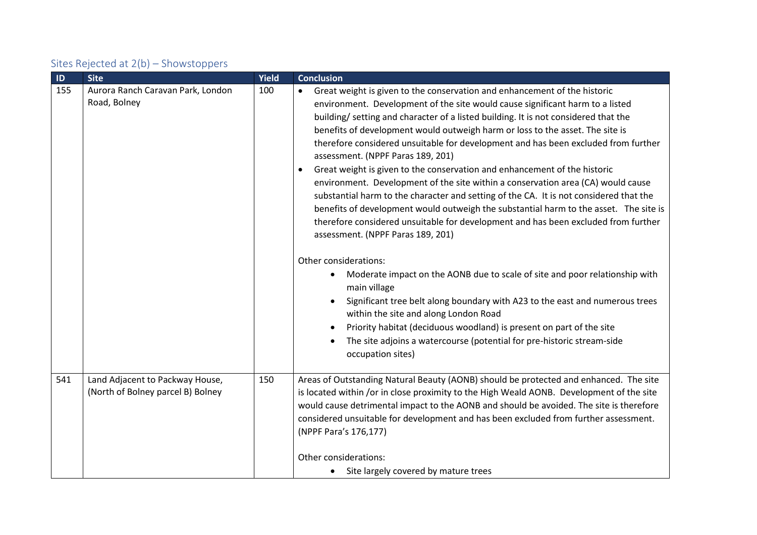## Sites Rejected at 2(b) – Showstoppers

| ID | Site | Yield | Conclusion |
|---|---|---|---|
| 155 | Aurora Ranch Caravan Park, London Road, Bolney | 100 | • Great weight is given to the conservation and enhancement of the historic environment. Development of the site would cause significant harm to a listed building/ setting and character of a listed building. It is not considered that the benefits of development would outweigh harm or loss to the asset. The site is therefore considered unsuitable for development and has been excluded from further assessment. (NPPF Paras 189, 201)<br>• Great weight is given to the conservation and enhancement of the historic environment. Development of the site within a conservation area (CA) would cause substantial harm to the character and setting of the CA. It is not considered that the benefits of development would outweigh the substantial harm to the asset. The site is therefore considered unsuitable for development and has been excluded from further assessment. (NPPF Paras 189, 201)<br><br>Other considerations:<br>• Moderate impact on the AONB due to scale of site and poor relationship with main village<br>• Significant tree belt along boundary with A23 to the east and numerous trees within the site and along London Road<br>• Priority habitat (deciduous woodland) is present on part of the site<br>• The site adjoins a watercourse (potential for pre-historic stream-side occupation sites) |
| 541 | Land Adjacent to Packway House, (North of Bolney parcel B) Bolney | 150 | Areas of Outstanding Natural Beauty (AONB) should be protected and enhanced. The site is located within /or in close proximity to the High Weald AONB. Development of the site would cause detrimental impact to the AONB and should be avoided. The site is therefore considered unsuitable for development and has been excluded from further assessment. (NPPF Para's 176,177)<br><br>Other considerations:<br>• Site largely covered by mature trees |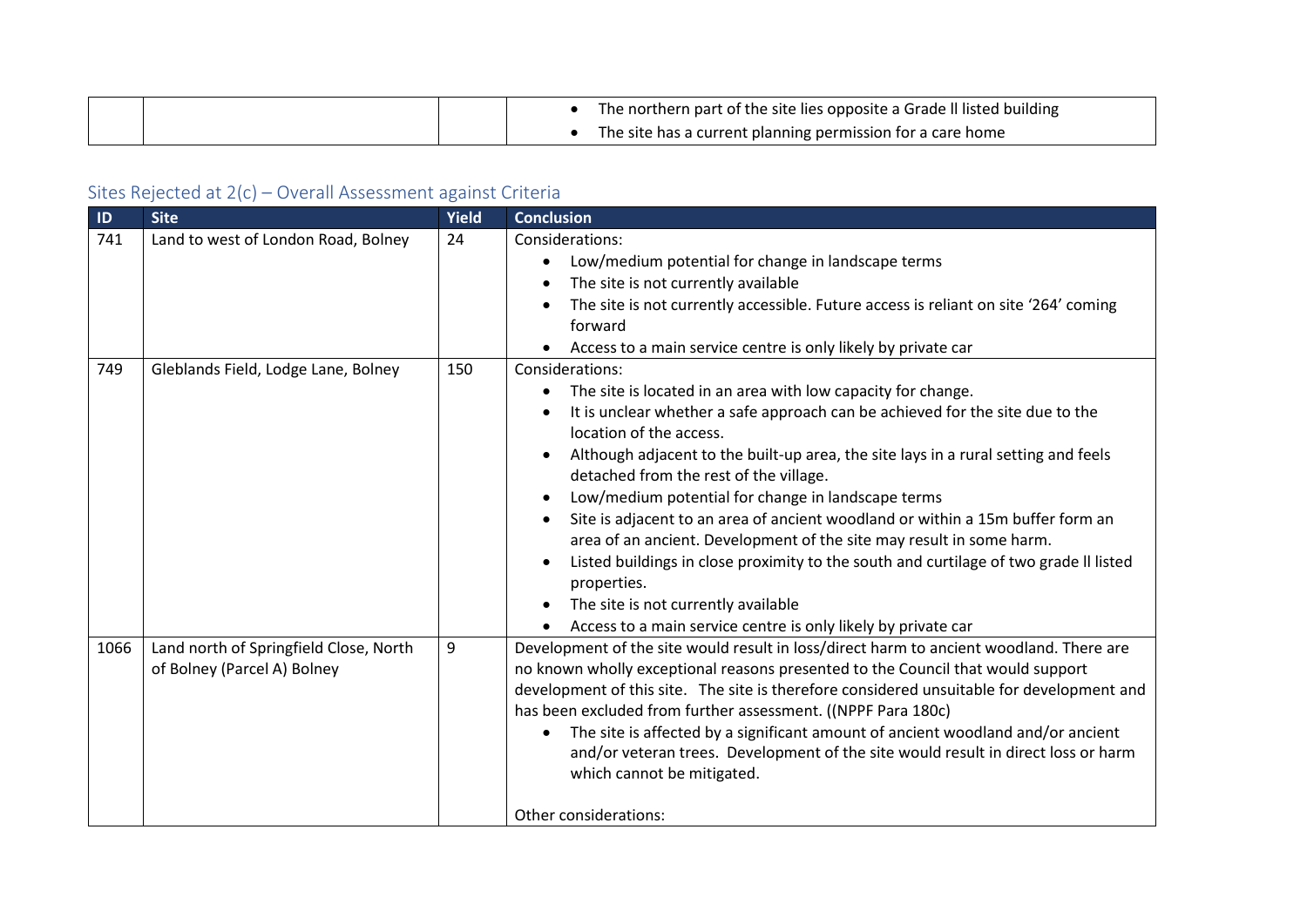| | | | |
|---|---|---|---|
| | | | • The northern part of the site lies opposite a Grade ll listed building<br>• The site has a current planning permission for a care home |

## Sites Rejected at 2(c) – Overall Assessment against Criteria

| ID | Site | Yield | Conclusion |
|---|---|---|---|
| 741 | Land to west of London Road, Bolney | 24 | Considerations:<br>• Low/medium potential for change in landscape terms<br>• The site is not currently available<br>• The site is not currently accessible. Future access is reliant on site '264' coming forward<br>• Access to a main service centre is only likely by private car |
| 749 | Gleblands Field, Lodge Lane, Bolney | 150 | Considerations:<br>• The site is located in an area with low capacity for change.<br>• It is unclear whether a safe approach can be achieved for the site due to the location of the access.<br>• Although adjacent to the built-up area, the site lays in a rural setting and feels detached from the rest of the village.<br>• Low/medium potential for change in landscape terms<br>• Site is adjacent to an area of ancient woodland or within a 15m buffer form an area of an ancient. Development of the site may result in some harm.<br>• Listed buildings in close proximity to the south and curtilage of two grade ll listed properties.<br>• The site is not currently available<br>• Access to a main service centre is only likely by private car |
| 1066 | Land north of Springfield Close, North of Bolney (Parcel A) Bolney | 9 | Development of the site would result in loss/direct harm to ancient woodland. There are no known wholly exceptional reasons presented to the Council that would support development of this site. The site is therefore considered unsuitable for development and has been excluded from further assessment. ((NPPF Para 180c)<br>• The site is affected by a significant amount of ancient woodland and/or ancient and/or veteran trees. Development of the site would result in direct loss or harm which cannot be mitigated.<br><br>Other considerations: |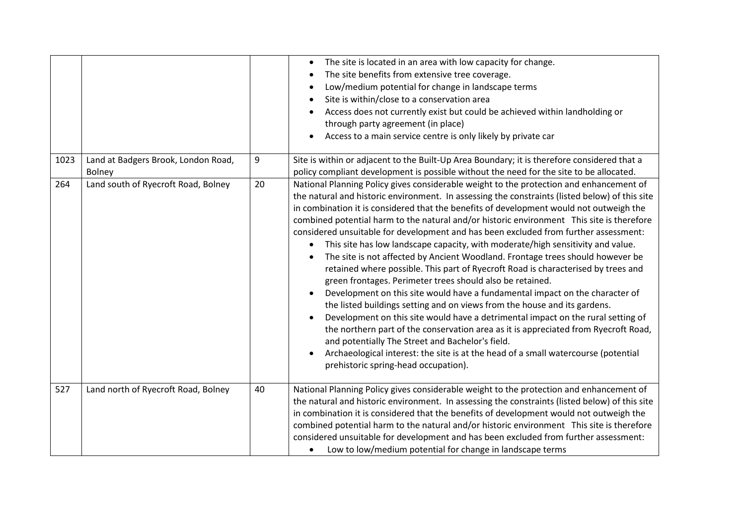| | | | |
|---|---|---|---|
| | | | <ul><li>The site is located in an area with low capacity for change.</li><li>The site benefits from extensive tree coverage.</li><li>Low/medium potential for change in landscape terms</li><li>Site is within/close to a conservation area</li><li>Access does not currently exist but could be achieved within landholding or through party agreement (in place)</li><li>Access to a main service centre is only likely by private car</li></ul> |
| 1023 | Land at Badgers Brook, London Road, Bolney | 9 | Site is within or adjacent to the Built-Up Area Boundary; it is therefore considered that a policy compliant development is possible without the need for the site to be allocated. |
| 264 | Land south of Ryecroft Road, Bolney | 20 | National Planning Policy gives considerable weight to the protection and enhancement of the natural and historic environment. In assessing the constraints (listed below) of this site in combination it is considered that the benefits of development would not outweigh the combined potential harm to the natural and/or historic environment This site is therefore considered unsuitable for development and has been excluded from further assessment:<ul><li>This site has low landscape capacity, with moderate/high sensitivity and value.</li><li>The site is not affected by Ancient Woodland. Frontage trees should however be retained where possible. This part of Ryecroft Road is characterised by trees and green frontages. Perimeter trees should also be retained.</li><li>Development on this site would have a fundamental impact on the character of the listed buildings setting and on views from the house and its gardens.</li><li>Development on this site would have a detrimental impact on the rural setting of the northern part of the conservation area as it is appreciated from Ryecroft Road, and potentially The Street and Bachelor's field.</li><li>Archaeological interest: the site is at the head of a small watercourse (potential prehistoric spring-head occupation).</li></ul> |
| 527 | Land north of Ryecroft Road, Bolney | 40 | National Planning Policy gives considerable weight to the protection and enhancement of the natural and historic environment. In assessing the constraints (listed below) of this site in combination it is considered that the benefits of development would not outweigh the combined potential harm to the natural and/or historic environment This site is therefore considered unsuitable for development and has been excluded from further assessment:<ul><li>Low to low/medium potential for change in landscape terms</li></ul> |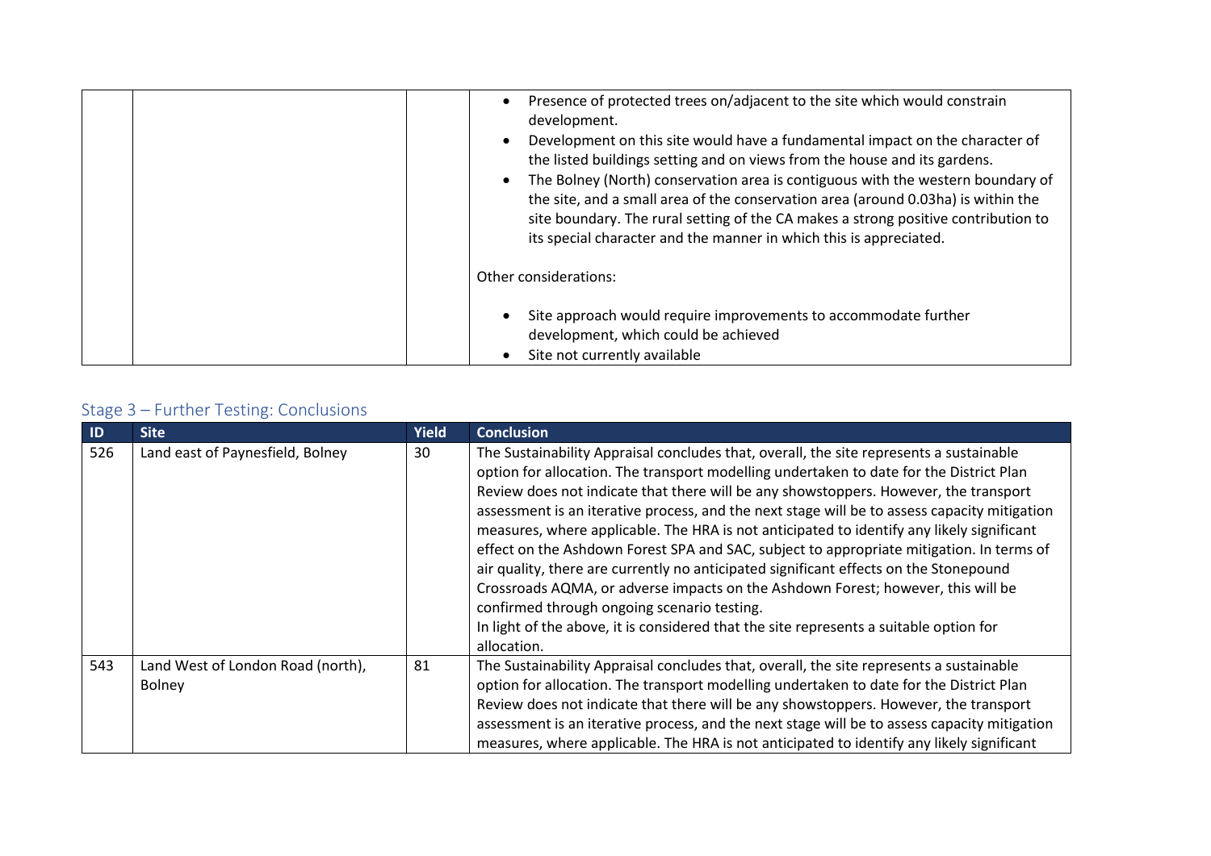| | | | • Presence of protected trees on/adjacent to the site which would constrain development.<br>• Development on this site would have a fundamental impact on the character of the listed buildings setting and on views from the house and its gardens.<br>• The Bolney (North) conservation area is contiguous with the western boundary of the site, and a small area of the conservation area (around 0.03ha) is within the site boundary. The rural setting of the CA makes a strong positive contribution to its special character and the manner in which this is appreciated.<br><br>Other considerations:<br><br>• Site approach would require improvements to accommodate further development, which could be achieved<br>• Site not currently available |
|---|---|---|---|

## Stage 3 – Further Testing: Conclusions

| ID | Site | Yield | Conclusion |
|---|---|---|---|
| 526 | Land east of Paynesfield, Bolney | 30 | The Sustainability Appraisal concludes that, overall, the site represents a sustainable option for allocation. The transport modelling undertaken to date for the District Plan Review does not indicate that there will be any showstoppers. However, the transport assessment is an iterative process, and the next stage will be to assess capacity mitigation measures, where applicable. The HRA is not anticipated to identify any likely significant effect on the Ashdown Forest SPA and SAC, subject to appropriate mitigation. In terms of air quality, there are currently no anticipated significant effects on the Stonepound Crossroads AQMA, or adverse impacts on the Ashdown Forest; however, this will be confirmed through ongoing scenario testing.<br>In light of the above, it is considered that the site represents a suitable option for allocation. |
| 543 | Land West of London Road (north), Bolney | 81 | The Sustainability Appraisal concludes that, overall, the site represents a sustainable option for allocation. The transport modelling undertaken to date for the District Plan Review does not indicate that there will be any showstoppers. However, the transport assessment is an iterative process, and the next stage will be to assess capacity mitigation measures, where applicable. The HRA is not anticipated to identify any likely significant |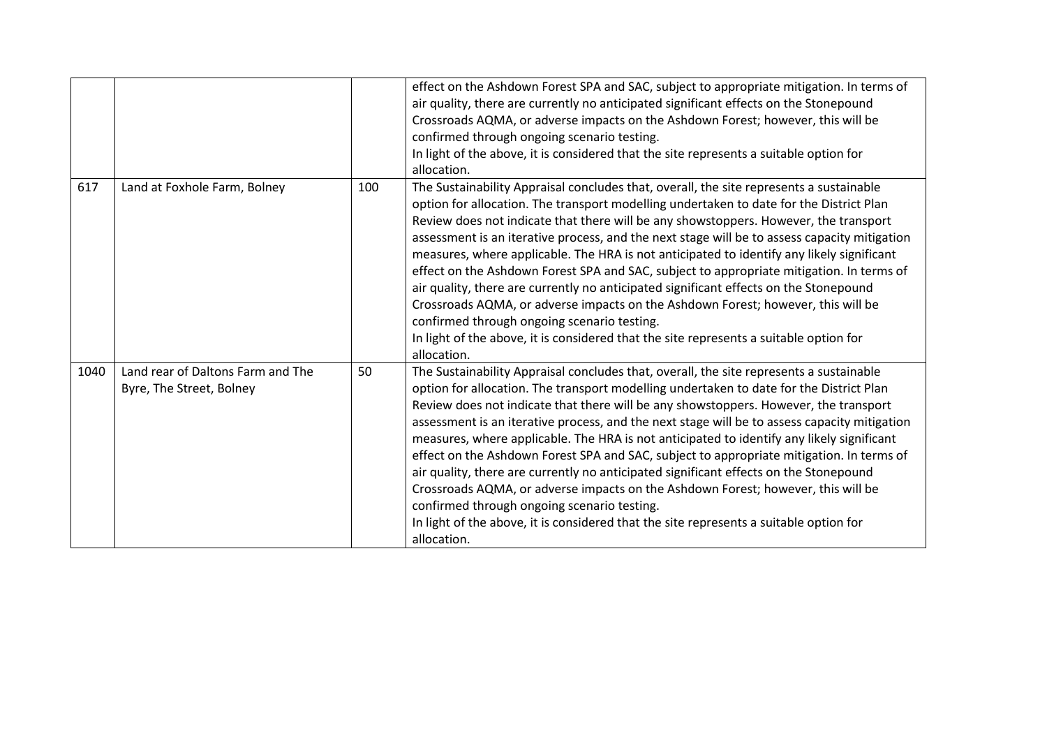|  |  |  |  |
|---|---|---|---|
|  |  |  | effect on the Ashdown Forest SPA and SAC, subject to appropriate mitigation. In terms of air quality, there are currently no anticipated significant effects on the Stonepound Crossroads AQMA, or adverse impacts on the Ashdown Forest; however, this will be confirmed through ongoing scenario testing.<br>In light of the above, it is considered that the site represents a suitable option for allocation. |
| 617 | Land at Foxhole Farm, Bolney | 100 | The Sustainability Appraisal concludes that, overall, the site represents a sustainable option for allocation. The transport modelling undertaken to date for the District Plan Review does not indicate that there will be any showstoppers. However, the transport assessment is an iterative process, and the next stage will be to assess capacity mitigation measures, where applicable. The HRA is not anticipated to identify any likely significant effect on the Ashdown Forest SPA and SAC, subject to appropriate mitigation. In terms of air quality, there are currently no anticipated significant effects on the Stonepound Crossroads AQMA, or adverse impacts on the Ashdown Forest; however, this will be confirmed through ongoing scenario testing.<br>In light of the above, it is considered that the site represents a suitable option for allocation. |
| 1040 | Land rear of Daltons Farm and The Byre, The Street, Bolney | 50 | The Sustainability Appraisal concludes that, overall, the site represents a sustainable option for allocation. The transport modelling undertaken to date for the District Plan Review does not indicate that there will be any showstoppers. However, the transport assessment is an iterative process, and the next stage will be to assess capacity mitigation measures, where applicable. The HRA is not anticipated to identify any likely significant effect on the Ashdown Forest SPA and SAC, subject to appropriate mitigation. In terms of air quality, there are currently no anticipated significant effects on the Stonepound Crossroads AQMA, or adverse impacts on the Ashdown Forest; however, this will be confirmed through ongoing scenario testing.<br>In light of the above, it is considered that the site represents a suitable option for allocation. |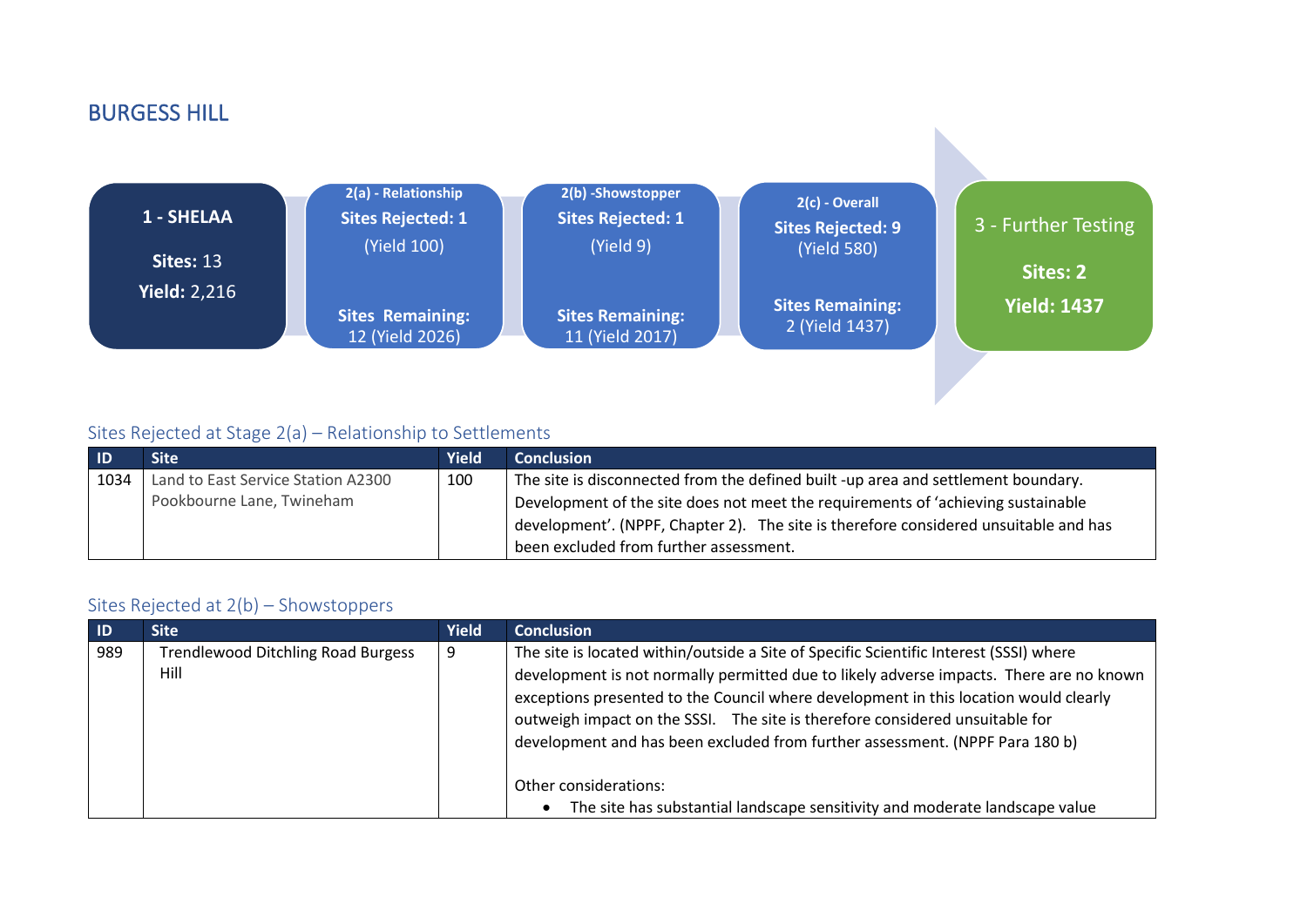## BURGESS HILL

**1 - SHELAA**

**Sites:** 13
**Yield:** 2,216

**2(a) - Relationship**
**Sites Rejected: 1**
(Yield 100)
**Sites Remaining:**
12 (Yield 2026)

**2(b) -Showstopper**
**Sites Rejected: 1**
(Yield 9)
**Sites Remaining:**
11 (Yield 2017)

**2(c) - Overall**
**Sites Rejected: 9**
(Yield 580)
**Sites Remaining:**
2 (Yield 1437)

**3 - Further Testing**
**Sites: 2**
**Yield: 1437**

### Sites Rejected at Stage 2(a) – Relationship to Settlements

| ID | Site | Yield | Conclusion |
|---|---|---|---|
| 1034 | Land to East Service Station A2300 Pookbourne Lane, Twineham | 100 | The site is disconnected from the defined built -up area and settlement boundary. Development of the site does not meet the requirements of 'achieving sustainable development'. (NPPF, Chapter 2). The site is therefore considered unsuitable and has been excluded from further assessment. |

### Sites Rejected at 2(b) – Showstoppers

| ID | Site | Yield | Conclusion |
|---|---|---|---|
| 989 | Trendlewood Ditchling Road Burgess Hill | 9 | The site is located within/outside a Site of Specific Scientific Interest (SSSI) where development is not normally permitted due to likely adverse impacts. There are no known exceptions presented to the Council where development in this location would clearly outweigh impact on the SSSI. The site is therefore considered unsuitable for development and has been excluded from further assessment. (NPPF Para 180 b)<br><br>Other considerations:<br>• The site has substantial landscape sensitivity and moderate landscape value |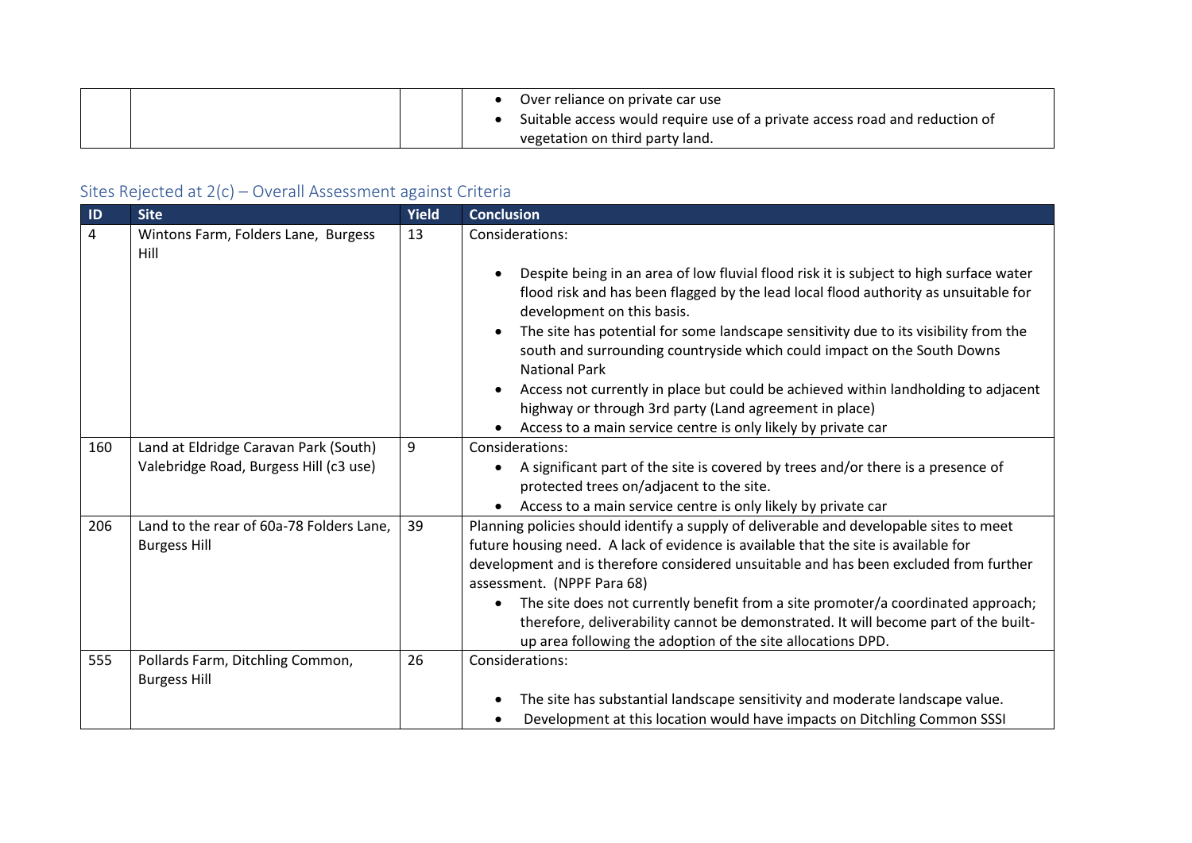| | | | |
|---|---|---|---|
| | | | • Over reliance on private car use<br>• Suitable access would require use of a private access road and reduction of vegetation on third party land. |

### Sites Rejected at 2(c) – Overall Assessment against Criteria

| ID | Site | Yield | Conclusion |
|---|---|---|---|
| 4 | Wintons Farm, Folders Lane, Burgess Hill | 13 | Considerations:<br><br>• Despite being in an area of low fluvial flood risk it is subject to high surface water flood risk and has been flagged by the lead local flood authority as unsuitable for development on this basis.<br>• The site has potential for some landscape sensitivity due to its visibility from the south and surrounding countryside which could impact on the South Downs National Park<br>• Access not currently in place but could be achieved within landholding to adjacent highway or through 3rd party (Land agreement in place)<br>• Access to a main service centre is only likely by private car |
| 160 | Land at Eldridge Caravan Park (South) Valebridge Road, Burgess Hill (c3 use) | 9 | Considerations:<br>• A significant part of the site is covered by trees and/or there is a presence of protected trees on/adjacent to the site.<br>• Access to a main service centre is only likely by private car |
| 206 | Land to the rear of 60a-78 Folders Lane, Burgess Hill | 39 | Planning policies should identify a supply of deliverable and developable sites to meet future housing need. A lack of evidence is available that the site is available for development and is therefore considered unsuitable and has been excluded from further assessment. (NPPF Para 68)<br>• The site does not currently benefit from a site promoter/a coordinated approach; therefore, deliverability cannot be demonstrated. It will become part of the built-up area following the adoption of the site allocations DPD. |
| 555 | Pollards Farm, Ditchling Common, Burgess Hill | 26 | Considerations:<br><br>• The site has substantial landscape sensitivity and moderate landscape value.<br>• Development at this location would have impacts on Ditchling Common SSSI |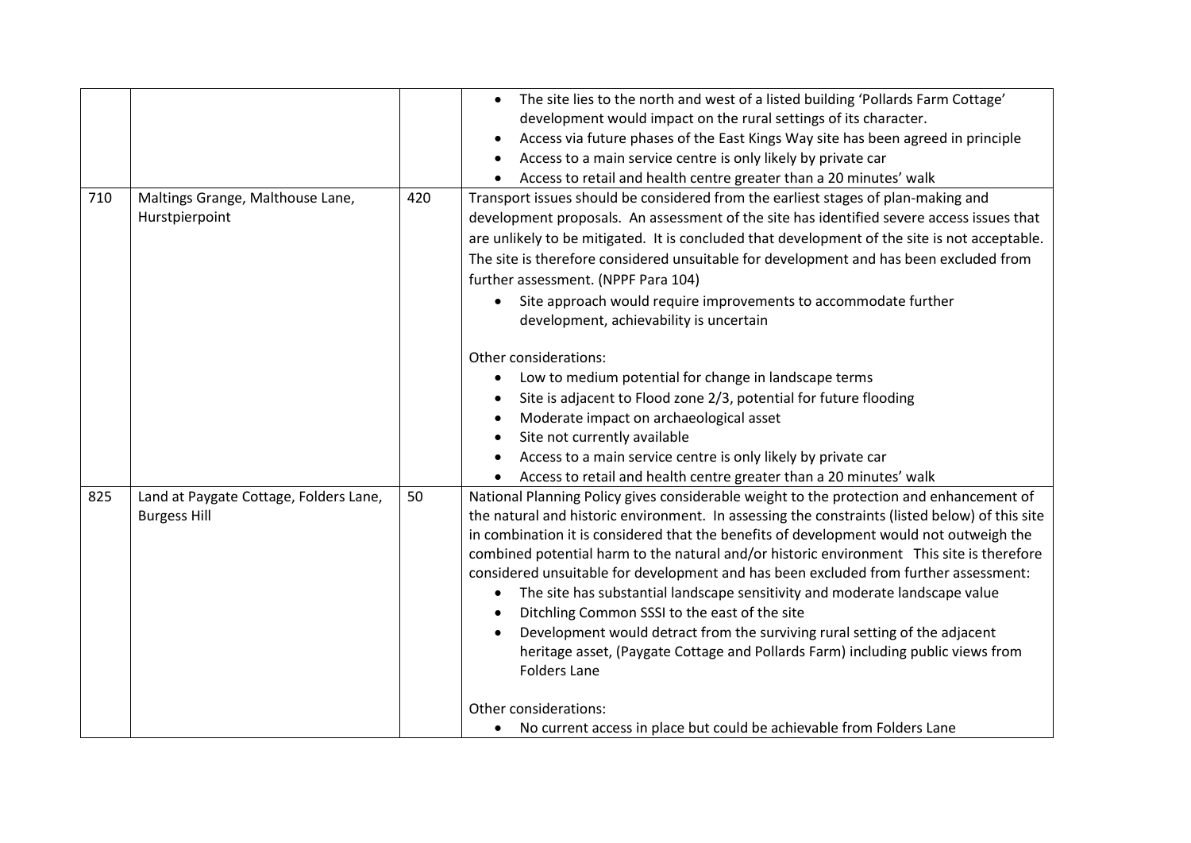| | | | |
|---|---|---|---|
| | | | • The site lies to the north and west of a listed building 'Pollards Farm Cottage' development would impact on the rural settings of its character.<br>• Access via future phases of the East Kings Way site has been agreed in principle<br>• Access to a main service centre is only likely by private car<br>• Access to retail and health centre greater than a 20 minutes' walk |
| 710 | Maltings Grange, Malthouse Lane, Hurstpierpoint | 420 | Transport issues should be considered from the earliest stages of plan-making and development proposals. An assessment of the site has identified severe access issues that are unlikely to be mitigated. It is concluded that development of the site is not acceptable. The site is therefore considered unsuitable for development and has been excluded from further assessment. (NPPF Para 104)<br>• Site approach would require improvements to accommodate further development, achievability is uncertain<br><br>Other considerations:<br>• Low to medium potential for change in landscape terms<br>• Site is adjacent to Flood zone 2/3, potential for future flooding<br>• Moderate impact on archaeological asset<br>• Site not currently available<br>• Access to a main service centre is only likely by private car<br>• Access to retail and health centre greater than a 20 minutes' walk |
| 825 | Land at Paygate Cottage, Folders Lane, Burgess Hill | 50 | National Planning Policy gives considerable weight to the protection and enhancement of the natural and historic environment. In assessing the constraints (listed below) of this site in combination it is considered that the benefits of development would not outweigh the combined potential harm to the natural and/or historic environment This site is therefore considered unsuitable for development and has been excluded from further assessment:<br>• The site has substantial landscape sensitivity and moderate landscape value<br>• Ditchling Common SSSI to the east of the site<br>• Development would detract from the surviving rural setting of the adjacent heritage asset, (Paygate Cottage and Pollards Farm) including public views from Folders Lane<br><br>Other considerations:<br>• No current access in place but could be achievable from Folders Lane |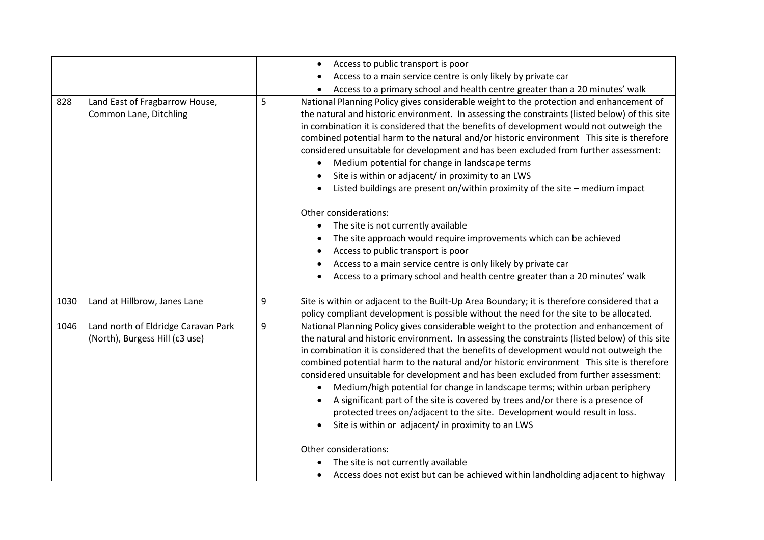| | | | |
|---|---|---|---|
| | | | • Access to public transport is poor<br>• Access to a main service centre is only likely by private car<br>• Access to a primary school and health centre greater than a 20 minutes' walk |
| 828 | Land East of Fragbarrow House, Common Lane, Ditchling | 5 | National Planning Policy gives considerable weight to the protection and enhancement of the natural and historic environment. In assessing the constraints (listed below) of this site in combination it is considered that the benefits of development would not outweigh the combined potential harm to the natural and/or historic environment This site is therefore considered unsuitable for development and has been excluded from further assessment:<br>• Medium potential for change in landscape terms<br>• Site is within or adjacent/ in proximity to an LWS<br>• Listed buildings are present on/within proximity of the site – medium impact<br><br>Other considerations:<br>• The site is not currently available<br>• The site approach would require improvements which can be achieved<br>• Access to public transport is poor<br>• Access to a main service centre is only likely by private car<br>• Access to a primary school and health centre greater than a 20 minutes' walk |
| 1030 | Land at Hillbrow, Janes Lane | 9 | Site is within or adjacent to the Built-Up Area Boundary; it is therefore considered that a policy compliant development is possible without the need for the site to be allocated. |
| 1046 | Land north of Eldridge Caravan Park (North), Burgess Hill (c3 use) | 9 | National Planning Policy gives considerable weight to the protection and enhancement of the natural and historic environment. In assessing the constraints (listed below) of this site in combination it is considered that the benefits of development would not outweigh the combined potential harm to the natural and/or historic environment This site is therefore considered unsuitable for development and has been excluded from further assessment:<br>• Medium/high potential for change in landscape terms; within urban periphery<br>• A significant part of the site is covered by trees and/or there is a presence of protected trees on/adjacent to the site. Development would result in loss.<br>• Site is within or adjacent/ in proximity to an LWS<br><br>Other considerations:<br>• The site is not currently available<br>• Access does not exist but can be achieved within landholding adjacent to highway |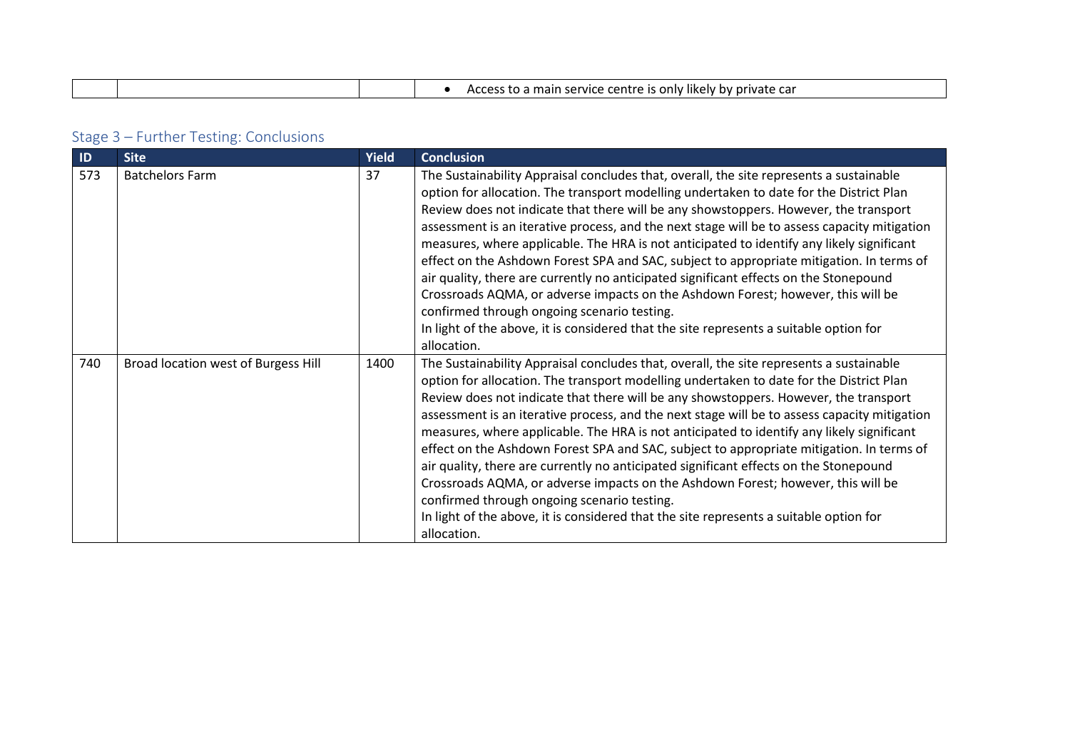| | | | • Access to a main service centre is only likely by private car |
|---|---|---|---|

## Stage 3 – Further Testing: Conclusions

| ID | Site | Yield | Conclusion |
|---|---|---|---|
| 573 | Batchelors Farm | 37 | The Sustainability Appraisal concludes that, overall, the site represents a sustainable option for allocation. The transport modelling undertaken to date for the District Plan Review does not indicate that there will be any showstoppers. However, the transport assessment is an iterative process, and the next stage will be to assess capacity mitigation measures, where applicable. The HRA is not anticipated to identify any likely significant effect on the Ashdown Forest SPA and SAC, subject to appropriate mitigation. In terms of air quality, there are currently no anticipated significant effects on the Stonepound Crossroads AQMA, or adverse impacts on the Ashdown Forest; however, this will be confirmed through ongoing scenario testing.<br>In light of the above, it is considered that the site represents a suitable option for allocation. |
| 740 | Broad location west of Burgess Hill | 1400 | The Sustainability Appraisal concludes that, overall, the site represents a sustainable option for allocation. The transport modelling undertaken to date for the District Plan Review does not indicate that there will be any showstoppers. However, the transport assessment is an iterative process, and the next stage will be to assess capacity mitigation measures, where applicable. The HRA is not anticipated to identify any likely significant effect on the Ashdown Forest SPA and SAC, subject to appropriate mitigation. In terms of air quality, there are currently no anticipated significant effects on the Stonepound Crossroads AQMA, or adverse impacts on the Ashdown Forest; however, this will be confirmed through ongoing scenario testing.<br>In light of the above, it is considered that the site represents a suitable option for allocation. |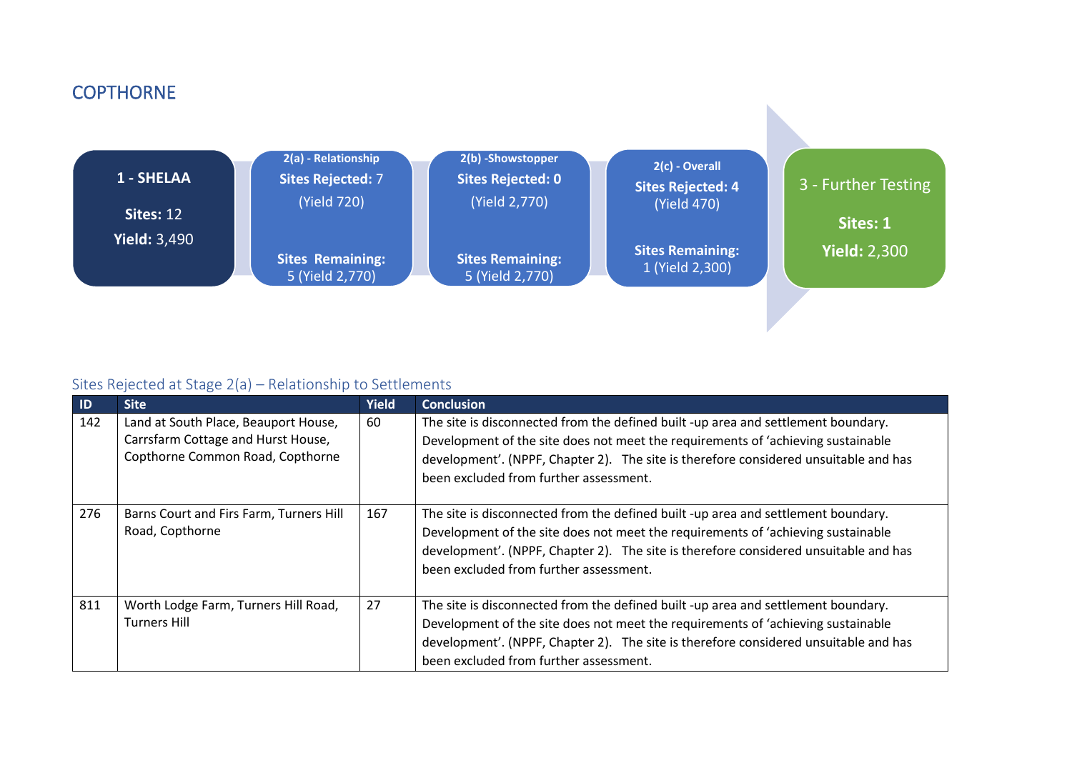## COPTHORNE

**1 - SHELAA**

**Sites:** 12

**Yield:** 3,490

**2(a) - Relationship**

**Sites Rejected:** 7

(Yield 720)

**Sites Remaining:**
5 (Yield 2,770)

**2(b) -Showstopper**

**Sites Rejected: 0**

(Yield 2,770)

**Sites Remaining:**
5 (Yield 2,770)

**2(c) - Overall**

**Sites Rejected: 4**
(Yield 470)

**Sites Remaining:**
1 (Yield 2,300)

3 - Further Testing

**Sites: 1**

**Yield:** 2,300

### Sites Rejected at Stage 2(a) – Relationship to Settlements

| ID | Site | Yield | Conclusion |
|---|---|---|---|
| 142 | Land at South Place, Beauport House, Carrsfarm Cottage and Hurst House, Copthorne Common Road, Copthorne | 60 | The site is disconnected from the defined built -up area and settlement boundary. Development of the site does not meet the requirements of 'achieving sustainable development'. (NPPF, Chapter 2). The site is therefore considered unsuitable and has been excluded from further assessment. |
| 276 | Barns Court and Firs Farm, Turners Hill Road, Copthorne | 167 | The site is disconnected from the defined built -up area and settlement boundary. Development of the site does not meet the requirements of 'achieving sustainable development'. (NPPF, Chapter 2). The site is therefore considered unsuitable and has been excluded from further assessment. |
| 811 | Worth Lodge Farm, Turners Hill Road, Turners Hill | 27 | The site is disconnected from the defined built -up area and settlement boundary. Development of the site does not meet the requirements of 'achieving sustainable development'. (NPPF, Chapter 2). The site is therefore considered unsuitable and has been excluded from further assessment. |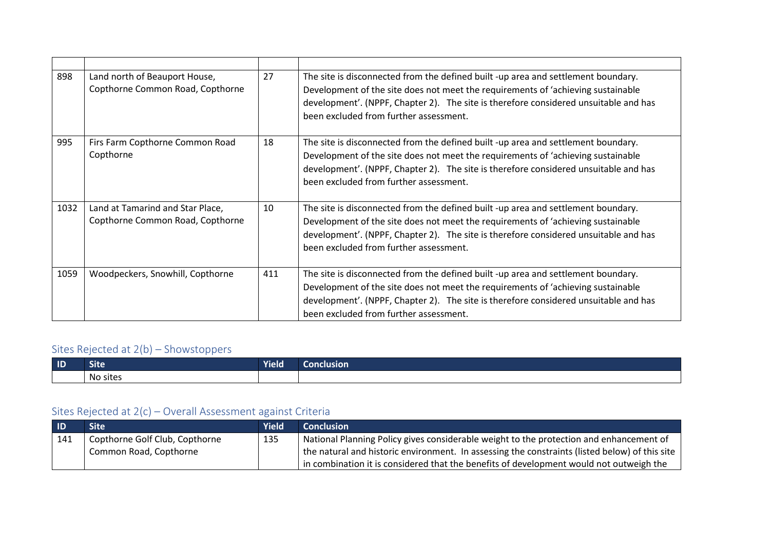| | | | |
|---|---|---|---|
| 898 | Land north of Beauport House, Copthorne Common Road, Copthorne | 27 | The site is disconnected from the defined built -up area and settlement boundary. Development of the site does not meet the requirements of 'achieving sustainable development'. (NPPF, Chapter 2). The site is therefore considered unsuitable and has been excluded from further assessment. |
| 995 | Firs Farm Copthorne Common Road Copthorne | 18 | The site is disconnected from the defined built -up area and settlement boundary. Development of the site does not meet the requirements of 'achieving sustainable development'. (NPPF, Chapter 2). The site is therefore considered unsuitable and has been excluded from further assessment. |
| 1032 | Land at Tamarind and Star Place, Copthorne Common Road, Copthorne | 10 | The site is disconnected from the defined built -up area and settlement boundary. Development of the site does not meet the requirements of 'achieving sustainable development'. (NPPF, Chapter 2). The site is therefore considered unsuitable and has been excluded from further assessment. |
| 1059 | Woodpeckers, Snowhill, Copthorne | 411 | The site is disconnected from the defined built -up area and settlement boundary. Development of the site does not meet the requirements of 'achieving sustainable development'. (NPPF, Chapter 2). The site is therefore considered unsuitable and has been excluded from further assessment. |

## Sites Rejected at 2(b) – Showstoppers

| ID | Site | Yield | Conclusion |
|---|---|---|---|
| | No sites | | |

## Sites Rejected at 2(c) – Overall Assessment against Criteria

| ID | Site | Yield | Conclusion |
|---|---|---|---|
| 141 | Copthorne Golf Club, Copthorne Common Road, Copthorne | 135 | National Planning Policy gives considerable weight to the protection and enhancement of the natural and historic environment. In assessing the constraints (listed below) of this site in combination it is considered that the benefits of development would not outweigh the |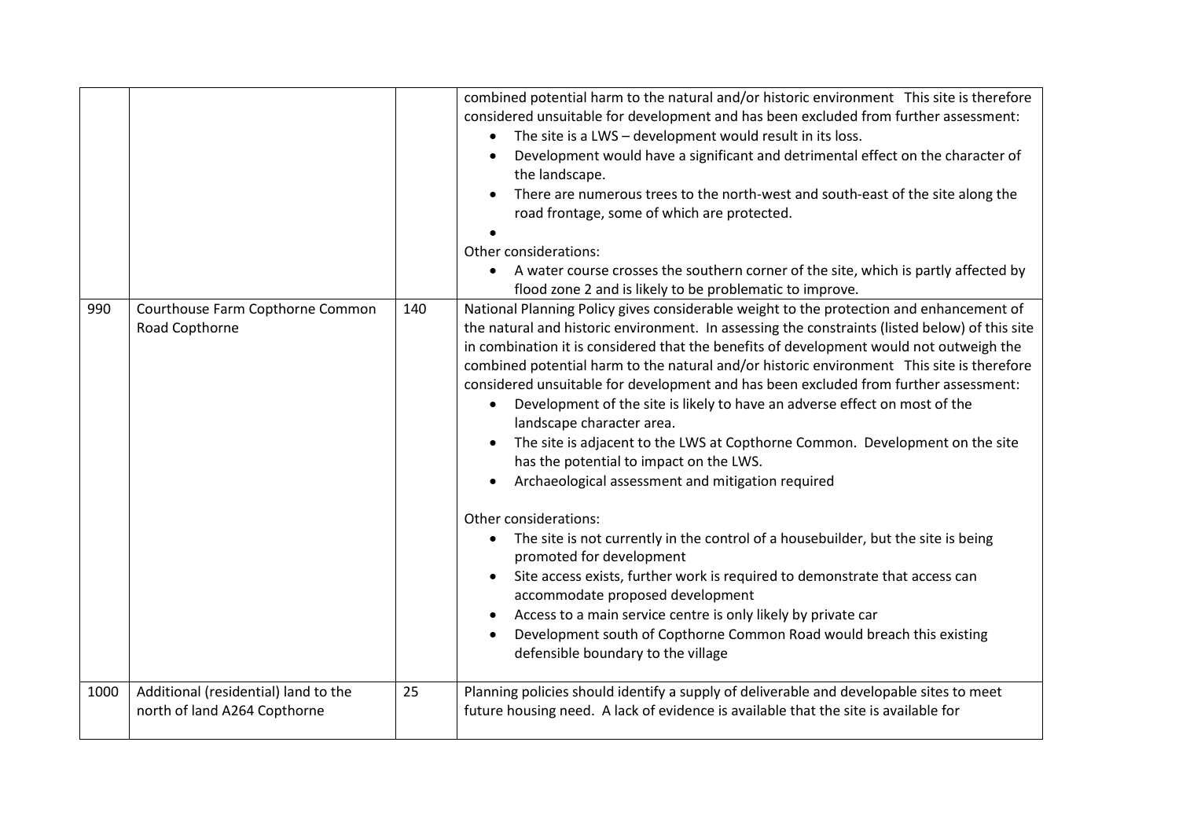| | | | |
|---|---|---|---|
| | | | combined potential harm to the natural and/or historic environment This site is therefore considered unsuitable for development and has been excluded from further assessment:<br>• The site is a LWS – development would result in its loss.<br>• Development would have a significant and detrimental effect on the character of the landscape.<br>• There are numerous trees to the north-west and south-east of the site along the road frontage, some of which are protected.<br>•<br><br>Other considerations:<br>• A water course crosses the southern corner of the site, which is partly affected by flood zone 2 and is likely to be problematic to improve. |
| 990 | Courthouse Farm Copthorne Common Road Copthorne | 140 | National Planning Policy gives considerable weight to the protection and enhancement of the natural and historic environment. In assessing the constraints (listed below) of this site in combination it is considered that the benefits of development would not outweigh the combined potential harm to the natural and/or historic environment This site is therefore considered unsuitable for development and has been excluded from further assessment:<br>• Development of the site is likely to have an adverse effect on most of the landscape character area.<br>• The site is adjacent to the LWS at Copthorne Common. Development on the site has the potential to impact on the LWS.<br>• Archaeological assessment and mitigation required<br><br>Other considerations:<br>• The site is not currently in the control of a housebuilder, but the site is being promoted for development<br>• Site access exists, further work is required to demonstrate that access can accommodate proposed development<br>• Access to a main service centre is only likely by private car<br>• Development south of Copthorne Common Road would breach this existing defensible boundary to the village |
| 1000 | Additional (residential) land to the north of land A264 Copthorne | 25 | Planning policies should identify a supply of deliverable and developable sites to meet future housing need. A lack of evidence is available that the site is available for |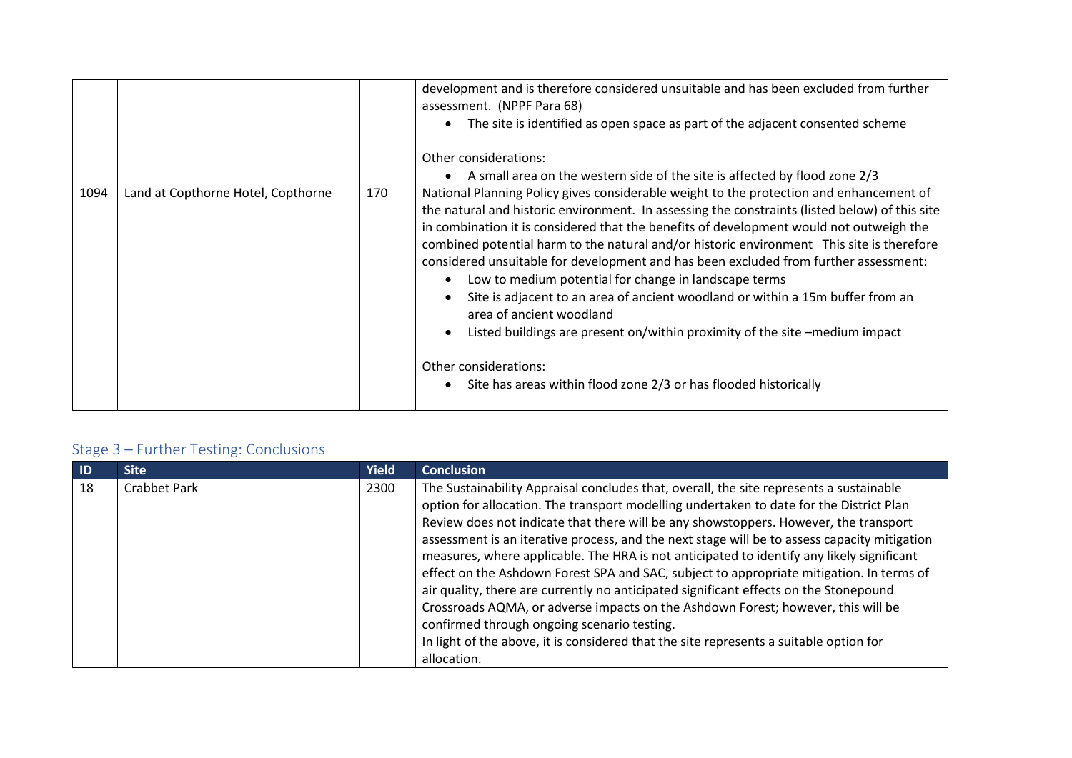|  |  |  | development and is therefore considered unsuitable and has been excluded from further assessment. (NPPF Para 68)<br>• The site is identified as open space as part of the adjacent consented scheme<br><br>Other considerations:<br>• A small area on the western side of the site is affected by flood zone 2/3 |
|---|---|---|---|
| 1094 | Land at Copthorne Hotel, Copthorne | 170 | National Planning Policy gives considerable weight to the protection and enhancement of the natural and historic environment. In assessing the constraints (listed below) of this site in combination it is considered that the benefits of development would not outweigh the combined potential harm to the natural and/or historic environment This site is therefore considered unsuitable for development and has been excluded from further assessment:<br>• Low to medium potential for change in landscape terms<br>• Site is adjacent to an area of ancient woodland or within a 15m buffer from an area of ancient woodland<br>• Listed buildings are present on/within proximity of the site –medium impact<br><br>Other considerations:<br>• Site has areas within flood zone 2/3 or has flooded historically |

## Stage 3 – Further Testing: Conclusions

| ID | Site | Yield | Conclusion |
|---|---|---|---|
| 18 | Crabbet Park | 2300 | The Sustainability Appraisal concludes that, overall, the site represents a sustainable option for allocation. The transport modelling undertaken to date for the District Plan Review does not indicate that there will be any showstoppers. However, the transport assessment is an iterative process, and the next stage will be to assess capacity mitigation measures, where applicable. The HRA is not anticipated to identify any likely significant effect on the Ashdown Forest SPA and SAC, subject to appropriate mitigation. In terms of air quality, there are currently no anticipated significant effects on the Stonepound Crossroads AQMA, or adverse impacts on the Ashdown Forest; however, this will be confirmed through ongoing scenario testing.<br>In light of the above, it is considered that the site represents a suitable option for allocation. |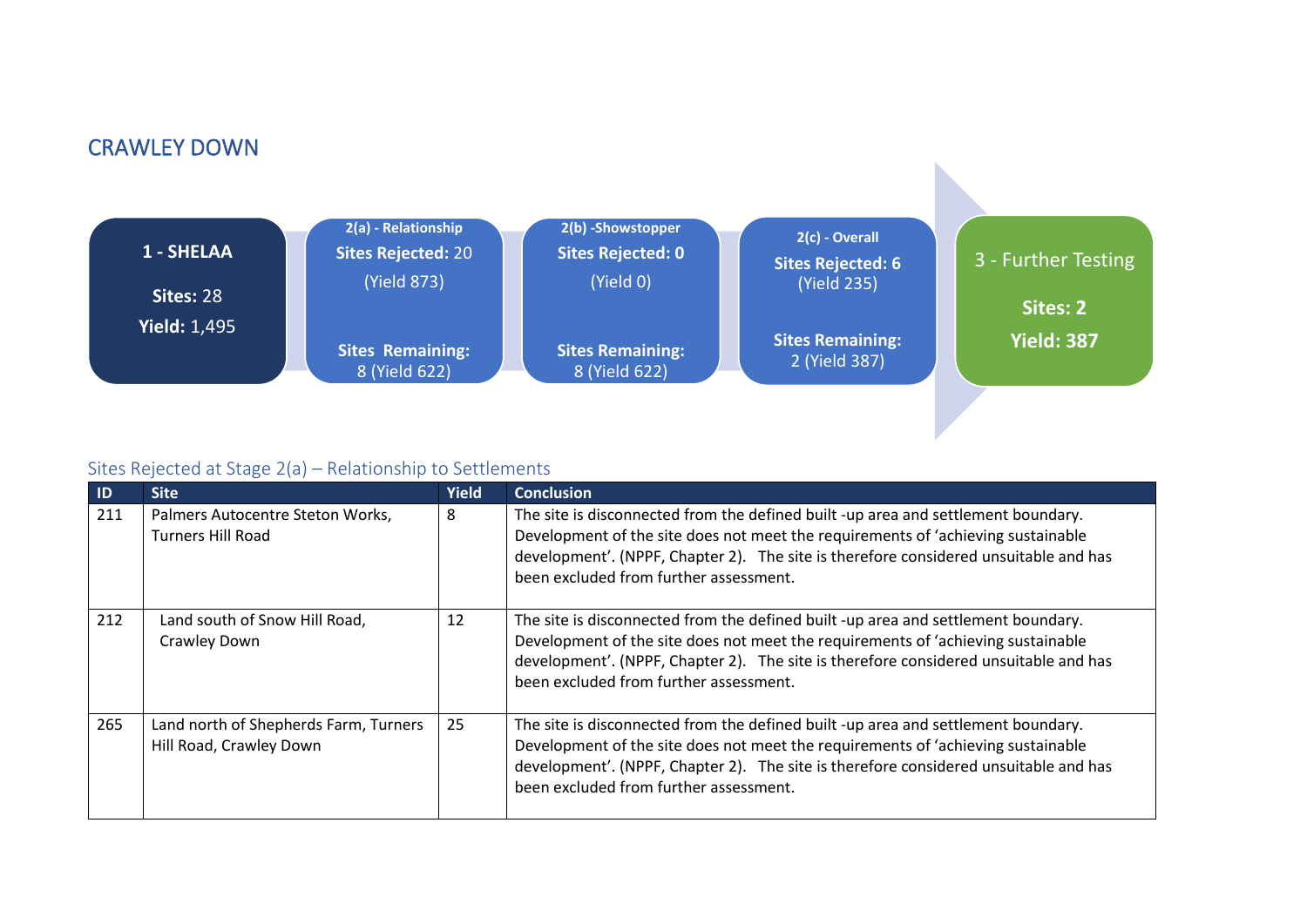## CRAWLEY DOWN

**1 - SHELAA**

**Sites:** 28

**Yield:** 1,495

**2(a) - Relationship**

**Sites Rejected:** 20 (Yield 873)

**Sites Remaining:** 8 (Yield 622)

**2(b) -Showstopper**

**Sites Rejected: 0** (Yield 0)

**Sites Remaining:** 8 (Yield 622)

**2(c) - Overall**

**Sites Rejected: 6** (Yield 235)

**Sites Remaining:** 2 (Yield 387)

**3 - Further Testing**

**Sites: 2**

**Yield: 387**

### Sites Rejected at Stage 2(a) – Relationship to Settlements

| ID | Site | Yield | Conclusion |
|---|---|---|---|
| 211 | Palmers Autocentre Steton Works, Turners Hill Road | 8 | The site is disconnected from the defined built -up area and settlement boundary. Development of the site does not meet the requirements of 'achieving sustainable development'. (NPPF, Chapter 2). The site is therefore considered unsuitable and has been excluded from further assessment. |
| 212 | Land south of Snow Hill Road, Crawley Down | 12 | The site is disconnected from the defined built -up area and settlement boundary. Development of the site does not meet the requirements of 'achieving sustainable development'. (NPPF, Chapter 2). The site is therefore considered unsuitable and has been excluded from further assessment. |
| 265 | Land north of Shepherds Farm, Turners Hill Road, Crawley Down | 25 | The site is disconnected from the defined built -up area and settlement boundary. Development of the site does not meet the requirements of 'achieving sustainable development'. (NPPF, Chapter 2). The site is therefore considered unsuitable and has been excluded from further assessment. |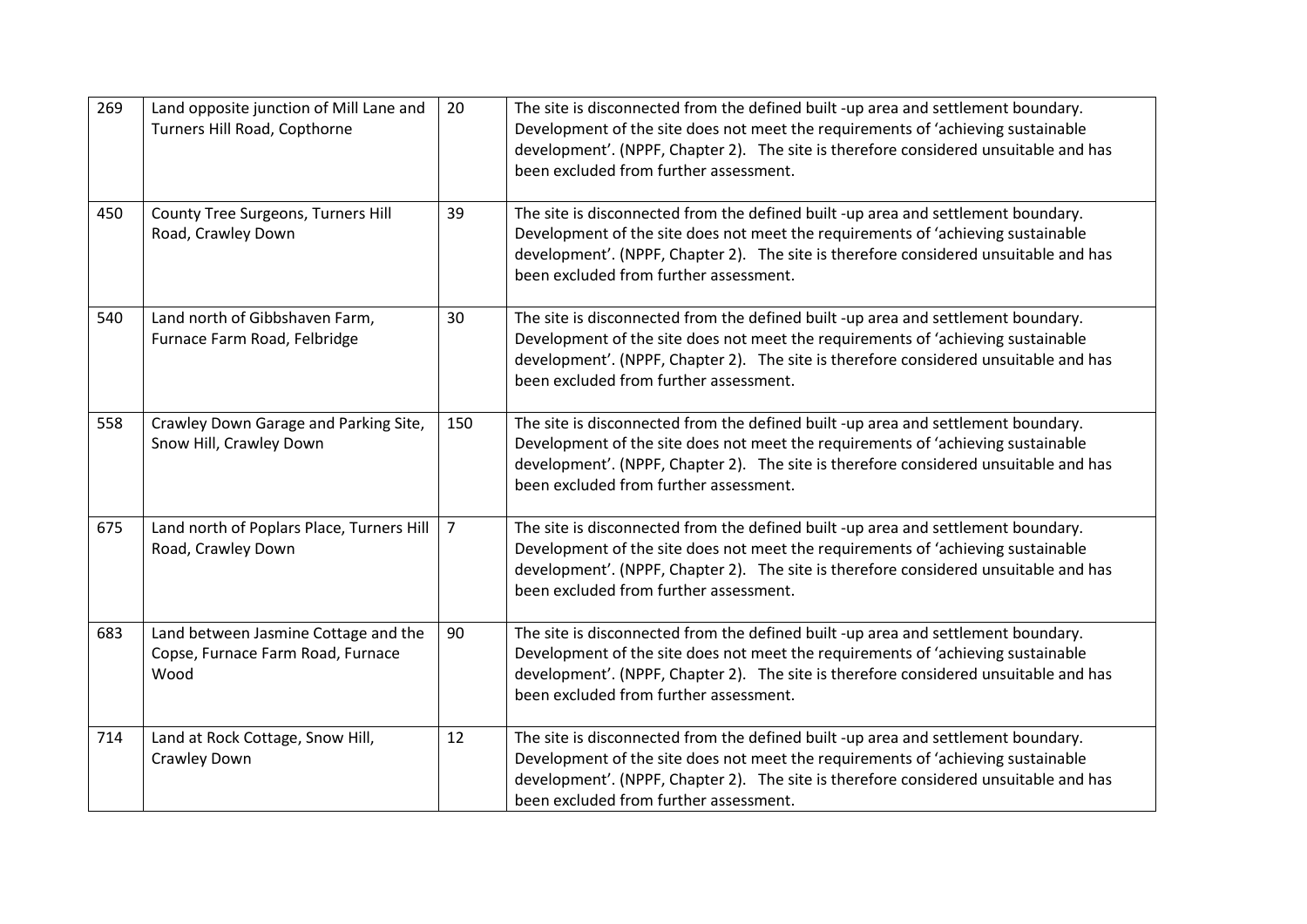| | | | |
|---|---|---|---|
| 269 | Land opposite junction of Mill Lane and Turners Hill Road, Copthorne | 20 | The site is disconnected from the defined built -up area and settlement boundary. Development of the site does not meet the requirements of 'achieving sustainable development'. (NPPF, Chapter 2). The site is therefore considered unsuitable and has been excluded from further assessment. |
| 450 | County Tree Surgeons, Turners Hill Road, Crawley Down | 39 | The site is disconnected from the defined built -up area and settlement boundary. Development of the site does not meet the requirements of 'achieving sustainable development'. (NPPF, Chapter 2). The site is therefore considered unsuitable and has been excluded from further assessment. |
| 540 | Land north of Gibbshaven Farm, Furnace Farm Road, Felbridge | 30 | The site is disconnected from the defined built -up area and settlement boundary. Development of the site does not meet the requirements of 'achieving sustainable development'. (NPPF, Chapter 2). The site is therefore considered unsuitable and has been excluded from further assessment. |
| 558 | Crawley Down Garage and Parking Site, Snow Hill, Crawley Down | 150 | The site is disconnected from the defined built -up area and settlement boundary. Development of the site does not meet the requirements of 'achieving sustainable development'. (NPPF, Chapter 2). The site is therefore considered unsuitable and has been excluded from further assessment. |
| 675 | Land north of Poplars Place, Turners Hill Road, Crawley Down | 7 | The site is disconnected from the defined built -up area and settlement boundary. Development of the site does not meet the requirements of 'achieving sustainable development'. (NPPF, Chapter 2). The site is therefore considered unsuitable and has been excluded from further assessment. |
| 683 | Land between Jasmine Cottage and the Copse, Furnace Farm Road, Furnace Wood | 90 | The site is disconnected from the defined built -up area and settlement boundary. Development of the site does not meet the requirements of 'achieving sustainable development'. (NPPF, Chapter 2). The site is therefore considered unsuitable and has been excluded from further assessment. |
| 714 | Land at Rock Cottage, Snow Hill, Crawley Down | 12 | The site is disconnected from the defined built -up area and settlement boundary. Development of the site does not meet the requirements of 'achieving sustainable development'. (NPPF, Chapter 2). The site is therefore considered unsuitable and has been excluded from further assessment. |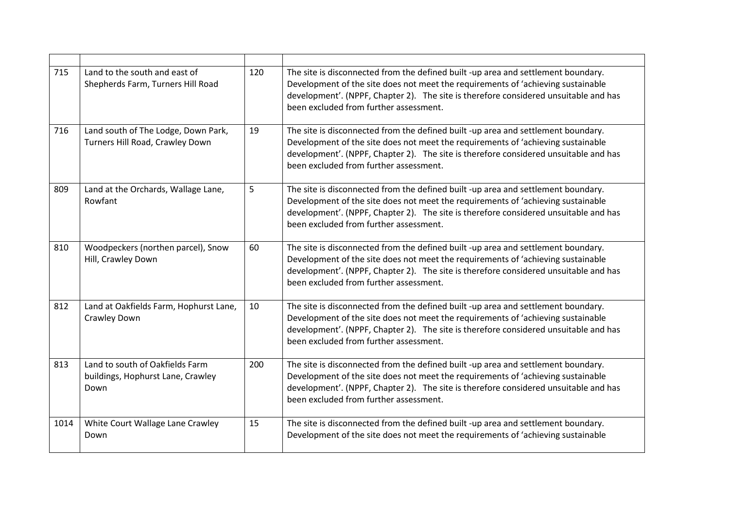| | | | |
|---|---|---|---|
| 715 | Land to the south and east of Shepherds Farm, Turners Hill Road | 120 | The site is disconnected from the defined built -up area and settlement boundary. Development of the site does not meet the requirements of 'achieving sustainable development'. (NPPF, Chapter 2). The site is therefore considered unsuitable and has been excluded from further assessment. |
| 716 | Land south of The Lodge, Down Park, Turners Hill Road, Crawley Down | 19 | The site is disconnected from the defined built -up area and settlement boundary. Development of the site does not meet the requirements of 'achieving sustainable development'. (NPPF, Chapter 2). The site is therefore considered unsuitable and has been excluded from further assessment. |
| 809 | Land at the Orchards, Wallage Lane, Rowfant | 5 | The site is disconnected from the defined built -up area and settlement boundary. Development of the site does not meet the requirements of 'achieving sustainable development'. (NPPF, Chapter 2). The site is therefore considered unsuitable and has been excluded from further assessment. |
| 810 | Woodpeckers (northen parcel), Snow Hill, Crawley Down | 60 | The site is disconnected from the defined built -up area and settlement boundary. Development of the site does not meet the requirements of 'achieving sustainable development'. (NPPF, Chapter 2). The site is therefore considered unsuitable and has been excluded from further assessment. |
| 812 | Land at Oakfields Farm, Hophurst Lane, Crawley Down | 10 | The site is disconnected from the defined built -up area and settlement boundary. Development of the site does not meet the requirements of 'achieving sustainable development'. (NPPF, Chapter 2). The site is therefore considered unsuitable and has been excluded from further assessment. |
| 813 | Land to south of Oakfields Farm buildings, Hophurst Lane, Crawley Down | 200 | The site is disconnected from the defined built -up area and settlement boundary. Development of the site does not meet the requirements of 'achieving sustainable development'. (NPPF, Chapter 2). The site is therefore considered unsuitable and has been excluded from further assessment. |
| 1014 | White Court Wallage Lane Crawley Down | 15 | The site is disconnected from the defined built -up area and settlement boundary. Development of the site does not meet the requirements of 'achieving sustainable |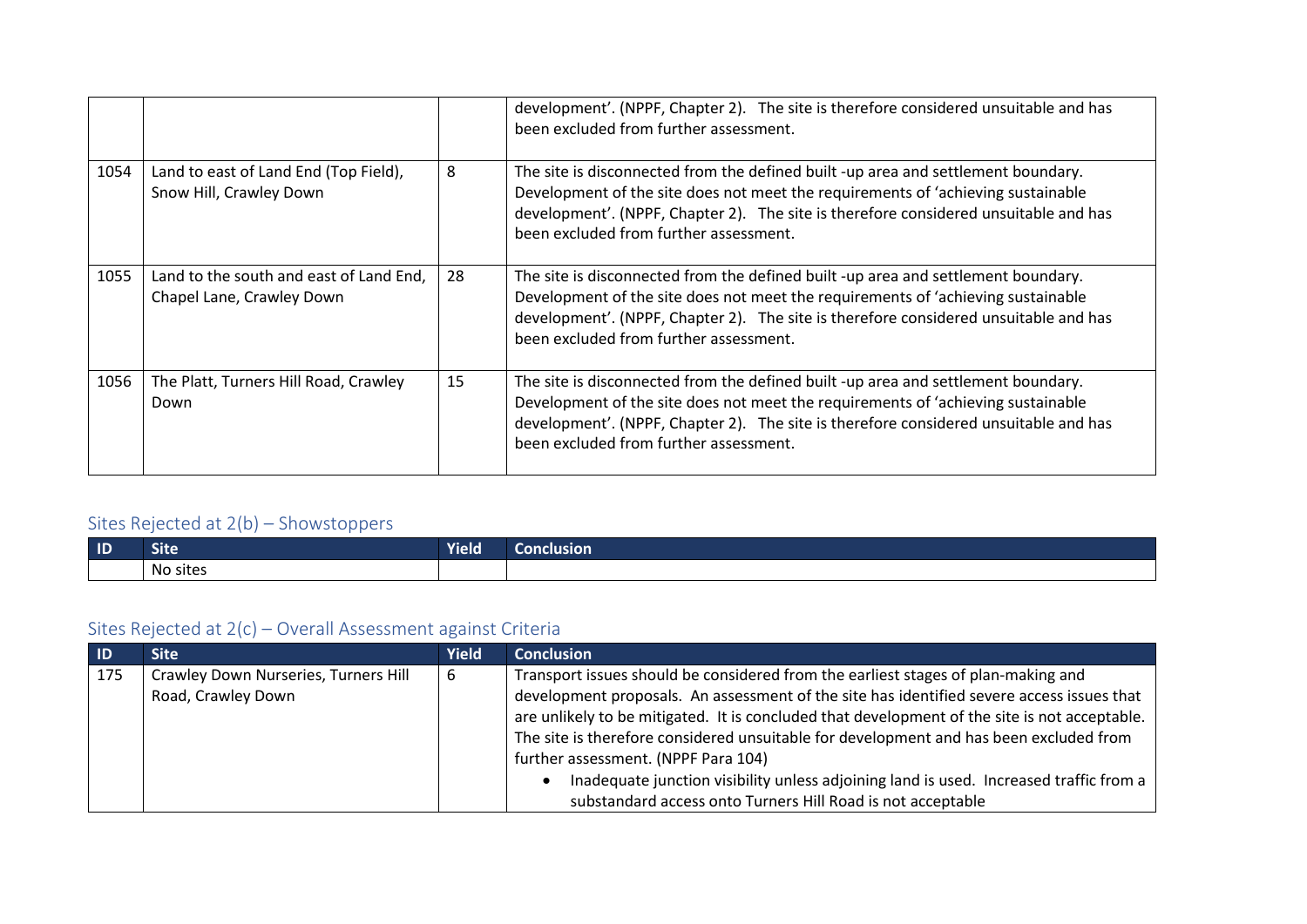| | | | |
|---|---|---|---|
| | | | development'. (NPPF, Chapter 2). The site is therefore considered unsuitable and has been excluded from further assessment. |
| 1054 | Land to east of Land End (Top Field), Snow Hill, Crawley Down | 8 | The site is disconnected from the defined built -up area and settlement boundary. Development of the site does not meet the requirements of 'achieving sustainable development'. (NPPF, Chapter 2). The site is therefore considered unsuitable and has been excluded from further assessment. |
| 1055 | Land to the south and east of Land End, Chapel Lane, Crawley Down | 28 | The site is disconnected from the defined built -up area and settlement boundary. Development of the site does not meet the requirements of 'achieving sustainable development'. (NPPF, Chapter 2). The site is therefore considered unsuitable and has been excluded from further assessment. |
| 1056 | The Platt, Turners Hill Road, Crawley Down | 15 | The site is disconnected from the defined built -up area and settlement boundary. Development of the site does not meet the requirements of 'achieving sustainable development'. (NPPF, Chapter 2). The site is therefore considered unsuitable and has been excluded from further assessment. |

## Sites Rejected at 2(b) – Showstoppers

| ID | Site | Yield | Conclusion |
|---|---|---|---|
| | No sites | | |

## Sites Rejected at 2(c) – Overall Assessment against Criteria

| ID | Site | Yield | Conclusion |
|---|---|---|---|
| 175 | Crawley Down Nurseries, Turners Hill Road, Crawley Down | 6 | Transport issues should be considered from the earliest stages of plan-making and development proposals. An assessment of the site has identified severe access issues that are unlikely to be mitigated. It is concluded that development of the site is not acceptable. The site is therefore considered unsuitable for development and has been excluded from further assessment. (NPPF Para 104)<br>• Inadequate junction visibility unless adjoining land is used. Increased traffic from a substandard access onto Turners Hill Road is not acceptable |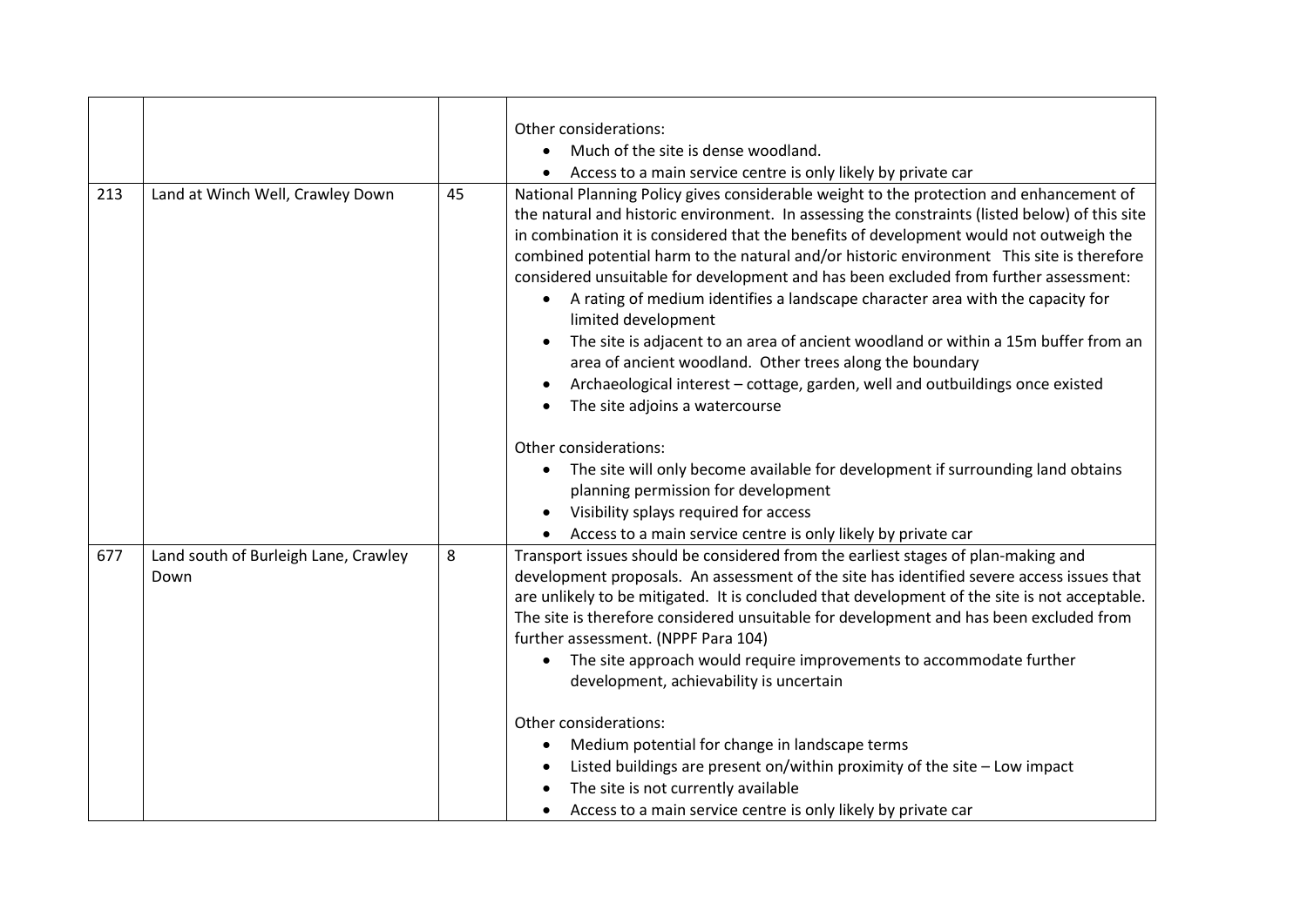|  |  |  |  |
|---|---|---|---|
|  |  |  | Other considerations:<br>• Much of the site is dense woodland.<br>• Access to a main service centre is only likely by private car |
| 213 | Land at Winch Well, Crawley Down | 45 | National Planning Policy gives considerable weight to the protection and enhancement of the natural and historic environment. In assessing the constraints (listed below) of this site in combination it is considered that the benefits of development would not outweigh the combined potential harm to the natural and/or historic environment This site is therefore considered unsuitable for development and has been excluded from further assessment:<br>• A rating of medium identifies a landscape character area with the capacity for limited development<br>• The site is adjacent to an area of ancient woodland or within a 15m buffer from an area of ancient woodland. Other trees along the boundary<br>• Archaeological interest – cottage, garden, well and outbuildings once existed<br>• The site adjoins a watercourse<br><br>Other considerations:<br>• The site will only become available for development if surrounding land obtains planning permission for development<br>• Visibility splays required for access<br>• Access to a main service centre is only likely by private car |
| 677 | Land south of Burleigh Lane, Crawley Down | 8 | Transport issues should be considered from the earliest stages of plan-making and development proposals. An assessment of the site has identified severe access issues that are unlikely to be mitigated. It is concluded that development of the site is not acceptable. The site is therefore considered unsuitable for development and has been excluded from further assessment. (NPPF Para 104)<br>• The site approach would require improvements to accommodate further development, achievability is uncertain<br><br>Other considerations:<br>• Medium potential for change in landscape terms<br>• Listed buildings are present on/within proximity of the site – Low impact<br>• The site is not currently available<br>• Access to a main service centre is only likely by private car |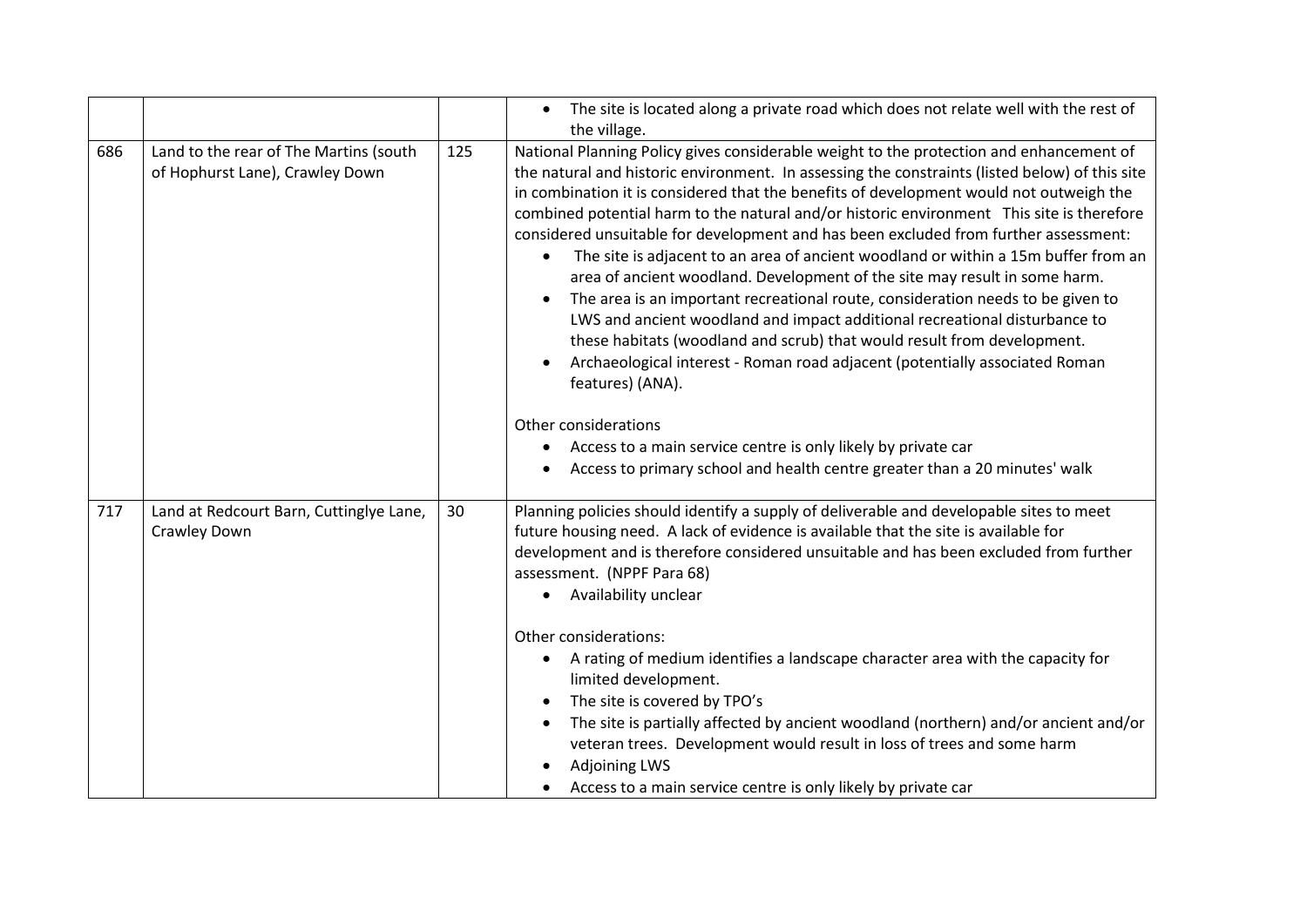| | | | |
|---|---|---|---|
| | | | • The site is located along a private road which does not relate well with the rest of the village. |
| 686 | Land to the rear of The Martins (south of Hophurst Lane), Crawley Down | 125 | National Planning Policy gives considerable weight to the protection and enhancement of the natural and historic environment. In assessing the constraints (listed below) of this site in combination it is considered that the benefits of development would not outweigh the combined potential harm to the natural and/or historic environment This site is therefore considered unsuitable for development and has been excluded from further assessment:<br>• The site is adjacent to an area of ancient woodland or within a 15m buffer from an area of ancient woodland. Development of the site may result in some harm.<br>• The area is an important recreational route, consideration needs to be given to LWS and ancient woodland and impact additional recreational disturbance to these habitats (woodland and scrub) that would result from development.<br>• Archaeological interest - Roman road adjacent (potentially associated Roman features) (ANA).<br><br>Other considerations<br>• Access to a main service centre is only likely by private car<br>• Access to primary school and health centre greater than a 20 minutes' walk |
| 717 | Land at Redcourt Barn, Cuttinglye Lane, Crawley Down | 30 | Planning policies should identify a supply of deliverable and developable sites to meet future housing need. A lack of evidence is available that the site is available for development and is therefore considered unsuitable and has been excluded from further assessment. (NPPF Para 68)<br>• Availability unclear<br><br>Other considerations:<br>• A rating of medium identifies a landscape character area with the capacity for limited development.<br>• The site is covered by TPO's<br>• The site is partially affected by ancient woodland (northern) and/or ancient and/or veteran trees. Development would result in loss of trees and some harm<br>• Adjoining LWS<br>• Access to a main service centre is only likely by private car |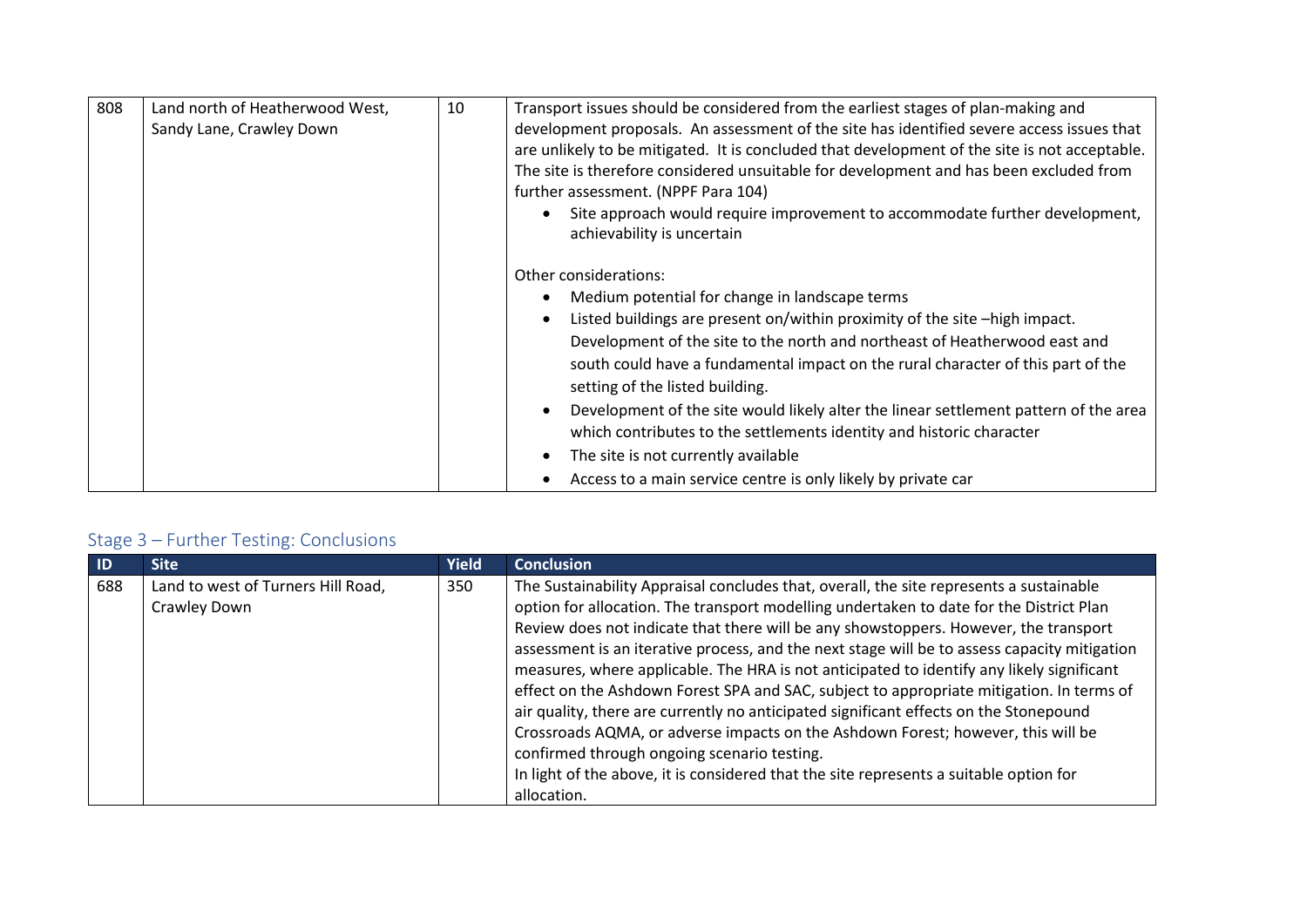| 808 | Land north of Heatherwood West, Sandy Lane, Crawley Down | 10 | Transport issues should be considered from the earliest stages of plan-making and development proposals. An assessment of the site has identified severe access issues that are unlikely to be mitigated. It is concluded that development of the site is not acceptable. The site is therefore considered unsuitable for development and has been excluded from further assessment. (NPPF Para 104)<br>• Site approach would require improvement to accommodate further development, achievability is uncertain<br><br>Other considerations:<br>• Medium potential for change in landscape terms<br>• Listed buildings are present on/within proximity of the site –high impact. Development of the site to the north and northeast of Heatherwood east and south could have a fundamental impact on the rural character of this part of the setting of the listed building.<br>• Development of the site would likely alter the linear settlement pattern of the area which contributes to the settlements identity and historic character<br>• The site is not currently available<br>• Access to a main service centre is only likely by private car |
|---|---|---|---|

## Stage 3 – Further Testing: Conclusions

| ID | Site | Yield | Conclusion |
|---|---|---|---|
| 688 | Land to west of Turners Hill Road, Crawley Down | 350 | The Sustainability Appraisal concludes that, overall, the site represents a sustainable option for allocation. The transport modelling undertaken to date for the District Plan Review does not indicate that there will be any showstoppers. However, the transport assessment is an iterative process, and the next stage will be to assess capacity mitigation measures, where applicable. The HRA is not anticipated to identify any likely significant effect on the Ashdown Forest SPA and SAC, subject to appropriate mitigation. In terms of air quality, there are currently no anticipated significant effects on the Stonepound Crossroads AQMA, or adverse impacts on the Ashdown Forest; however, this will be confirmed through ongoing scenario testing.<br>In light of the above, it is considered that the site represents a suitable option for allocation. |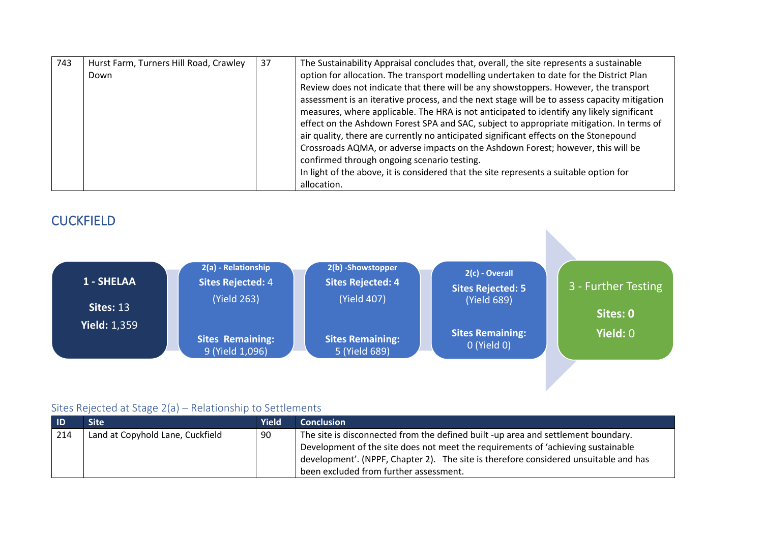| 743 | Hurst Farm, Turners Hill Road, Crawley Down | 37 | The Sustainability Appraisal concludes that, overall, the site represents a sustainable option for allocation. The transport modelling undertaken to date for the District Plan Review does not indicate that there will be any showstoppers. However, the transport assessment is an iterative process, and the next stage will be to assess capacity mitigation measures, where applicable. The HRA is not anticipated to identify any likely significant effect on the Ashdown Forest SPA and SAC, subject to appropriate mitigation. In terms of air quality, there are currently no anticipated significant effects on the Stonepound Crossroads AQMA, or adverse impacts on the Ashdown Forest; however, this will be confirmed through ongoing scenario testing.<br>In light of the above, it is considered that the site represents a suitable option for allocation. |
|---|---|---|---|

## CUCKFIELD

**1 - SHELAA**
**Sites:** 13
**Yield:** 1,359

**2(a) - Relationship**
**Sites Rejected:** 4
(Yield 263)
**Sites Remaining:** 9 (Yield 1,096)

**2(b) -Showstopper**
**Sites Rejected: 4**
(Yield 407)
**Sites Remaining:** 5 (Yield 689)

**2(c) - Overall**
**Sites Rejected: 5**
(Yield 689)
**Sites Remaining:** 0 (Yield 0)

**3 - Further Testing**
**Sites: 0**
**Yield:** 0

### Sites Rejected at Stage 2(a) – Relationship to Settlements

| ID | Site | Yield | Conclusion |
|---|---|---|---|
| 214 | Land at Copyhold Lane, Cuckfield | 90 | The site is disconnected from the defined built -up area and settlement boundary. Development of the site does not meet the requirements of 'achieving sustainable development'. (NPPF, Chapter 2). The site is therefore considered unsuitable and has been excluded from further assessment. |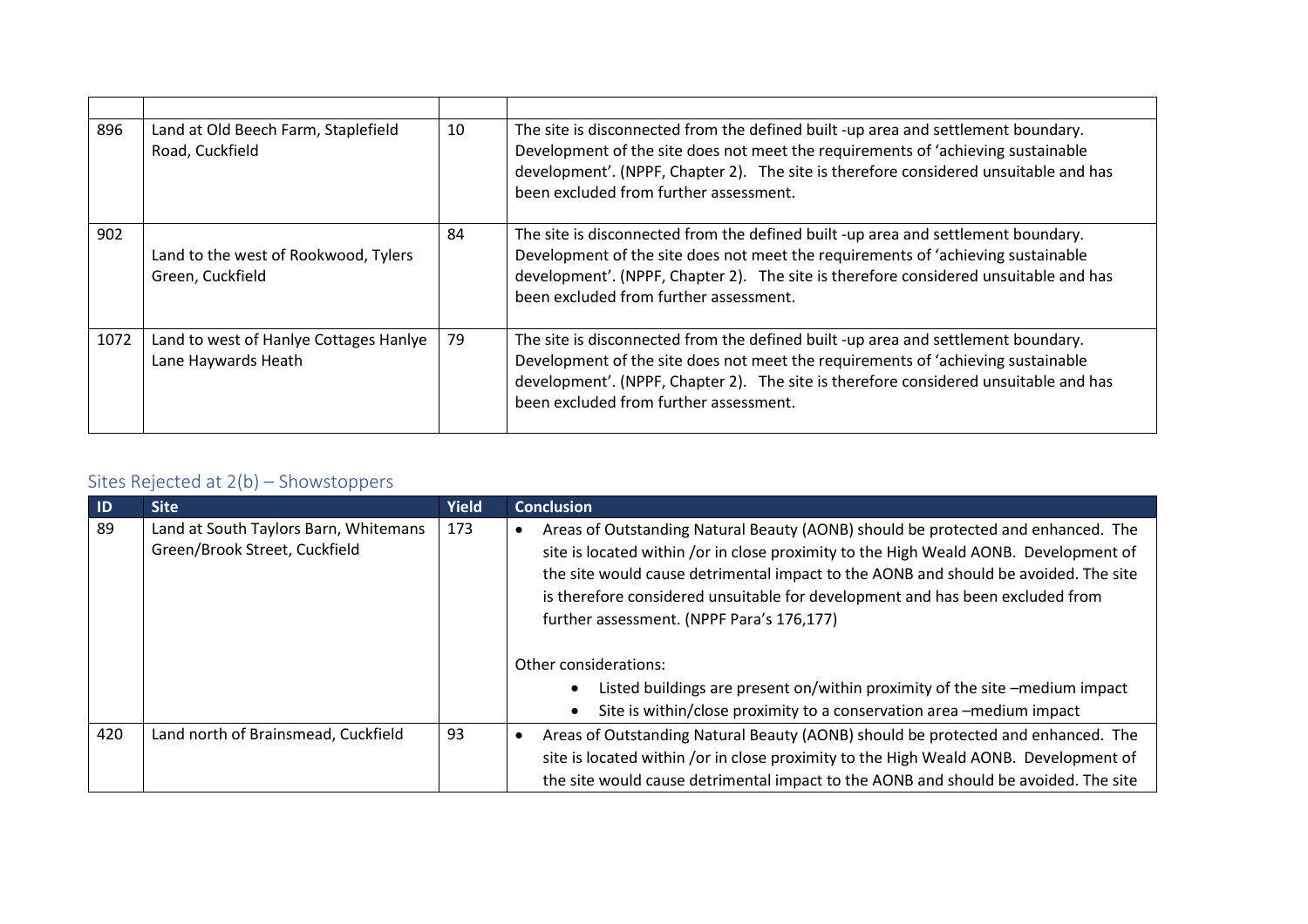| | | | |
|---|---|---|---|
| 896 | Land at Old Beech Farm, Staplefield Road, Cuckfield | 10 | The site is disconnected from the defined built -up area and settlement boundary. Development of the site does not meet the requirements of 'achieving sustainable development'. (NPPF, Chapter 2). The site is therefore considered unsuitable and has been excluded from further assessment. |
| 902 | Land to the west of Rookwood, Tylers Green, Cuckfield | 84 | The site is disconnected from the defined built -up area and settlement boundary. Development of the site does not meet the requirements of 'achieving sustainable development'. (NPPF, Chapter 2). The site is therefore considered unsuitable and has been excluded from further assessment. |
| 1072 | Land to west of Hanlye Cottages Hanlye Lane Haywards Heath | 79 | The site is disconnected from the defined built -up area and settlement boundary. Development of the site does not meet the requirements of 'achieving sustainable development'. (NPPF, Chapter 2). The site is therefore considered unsuitable and has been excluded from further assessment. |

## Sites Rejected at 2(b) – Showstoppers

| ID | Site | Yield | Conclusion |
|---|---|---|---|
| 89 | Land at South Taylors Barn, Whitemans Green/Brook Street, Cuckfield | 173 | • Areas of Outstanding Natural Beauty (AONB) should be protected and enhanced. The site is located within /or in close proximity to the High Weald AONB. Development of the site would cause detrimental impact to the AONB and should be avoided. The site is therefore considered unsuitable for development and has been excluded from further assessment. (NPPF Para's 176,177)<br><br>Other considerations:<br>• Listed buildings are present on/within proximity of the site –medium impact<br>• Site is within/close proximity to a conservation area –medium impact |
| 420 | Land north of Brainsmead, Cuckfield | 93 | • Areas of Outstanding Natural Beauty (AONB) should be protected and enhanced. The site is located within /or in close proximity to the High Weald AONB. Development of the site would cause detrimental impact to the AONB and should be avoided. The site |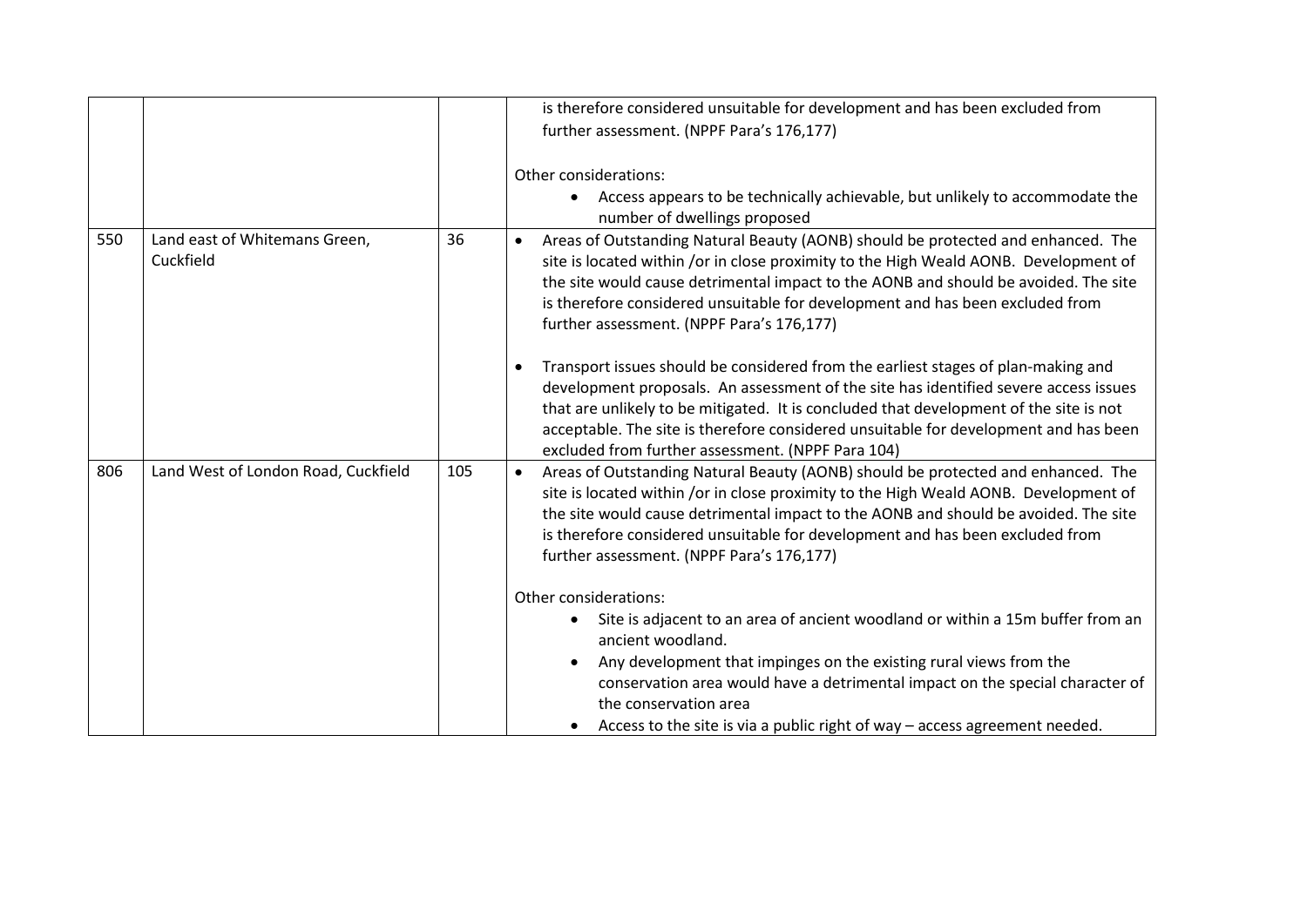| | | | |
|---|---|---|---|
| | | | is therefore considered unsuitable for development and has been excluded from further assessment. (NPPF Para's 176,177)<br><br>Other considerations:<br>• Access appears to be technically achievable, but unlikely to accommodate the number of dwellings proposed |
| 550 | Land east of Whitemans Green, Cuckfield | 36 | • Areas of Outstanding Natural Beauty (AONB) should be protected and enhanced. The site is located within /or in close proximity to the High Weald AONB. Development of the site would cause detrimental impact to the AONB and should be avoided. The site is therefore considered unsuitable for development and has been excluded from further assessment. (NPPF Para's 176,177)<br><br>• Transport issues should be considered from the earliest stages of plan-making and development proposals. An assessment of the site has identified severe access issues that are unlikely to be mitigated. It is concluded that development of the site is not acceptable. The site is therefore considered unsuitable for development and has been excluded from further assessment. (NPPF Para 104) |
| 806 | Land West of London Road, Cuckfield | 105 | • Areas of Outstanding Natural Beauty (AONB) should be protected and enhanced. The site is located within /or in close proximity to the High Weald AONB. Development of the site would cause detrimental impact to the AONB and should be avoided. The site is therefore considered unsuitable for development and has been excluded from further assessment. (NPPF Para's 176,177)<br><br>Other considerations:<br>• Site is adjacent to an area of ancient woodland or within a 15m buffer from an ancient woodland.<br>• Any development that impinges on the existing rural views from the conservation area would have a detrimental impact on the special character of the conservation area<br>• Access to the site is via a public right of way – access agreement needed. |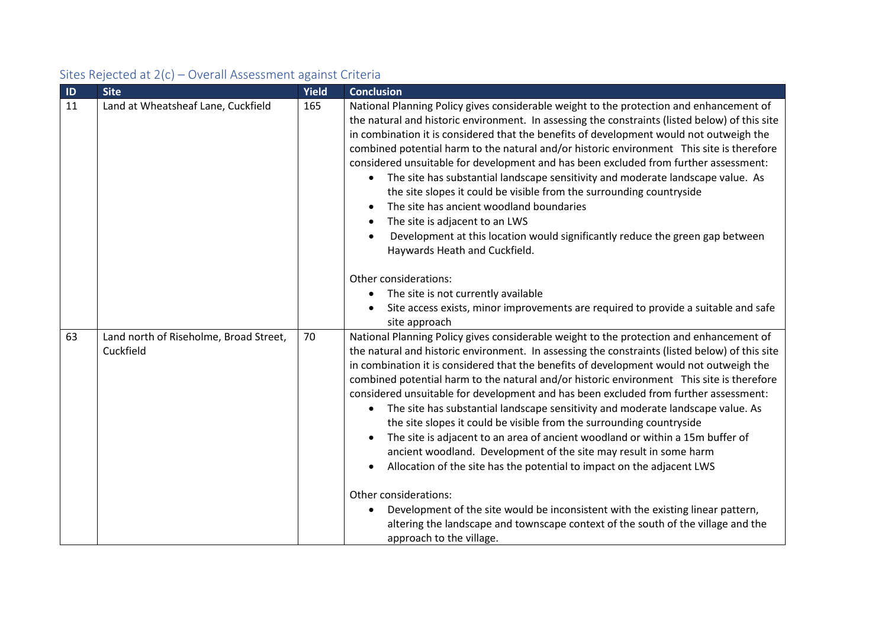## Sites Rejected at 2(c) – Overall Assessment against Criteria

| ID | Site | Yield | Conclusion |
|---|---|---|---|
| 11 | Land at Wheatsheaf Lane, Cuckfield | 165 | National Planning Policy gives considerable weight to the protection and enhancement of the natural and historic environment. In assessing the constraints (listed below) of this site in combination it is considered that the benefits of development would not outweigh the combined potential harm to the natural and/or historic environment This site is therefore considered unsuitable for development and has been excluded from further assessment:<br>• The site has substantial landscape sensitivity and moderate landscape value. As the site slopes it could be visible from the surrounding countryside<br>• The site has ancient woodland boundaries<br>• The site is adjacent to an LWS<br>• Development at this location would significantly reduce the green gap between Haywards Heath and Cuckfield.<br><br>Other considerations:<br>• The site is not currently available<br>• Site access exists, minor improvements are required to provide a suitable and safe site approach |
| 63 | Land north of Riseholme, Broad Street, Cuckfield | 70 | National Planning Policy gives considerable weight to the protection and enhancement of the natural and historic environment. In assessing the constraints (listed below) of this site in combination it is considered that the benefits of development would not outweigh the combined potential harm to the natural and/or historic environment This site is therefore considered unsuitable for development and has been excluded from further assessment:<br>• The site has substantial landscape sensitivity and moderate landscape value. As the site slopes it could be visible from the surrounding countryside<br>• The site is adjacent to an area of ancient woodland or within a 15m buffer of ancient woodland. Development of the site may result in some harm<br>• Allocation of the site has the potential to impact on the adjacent LWS<br><br>Other considerations:<br>• Development of the site would be inconsistent with the existing linear pattern, altering the landscape and townscape context of the south of the village and the approach to the village. |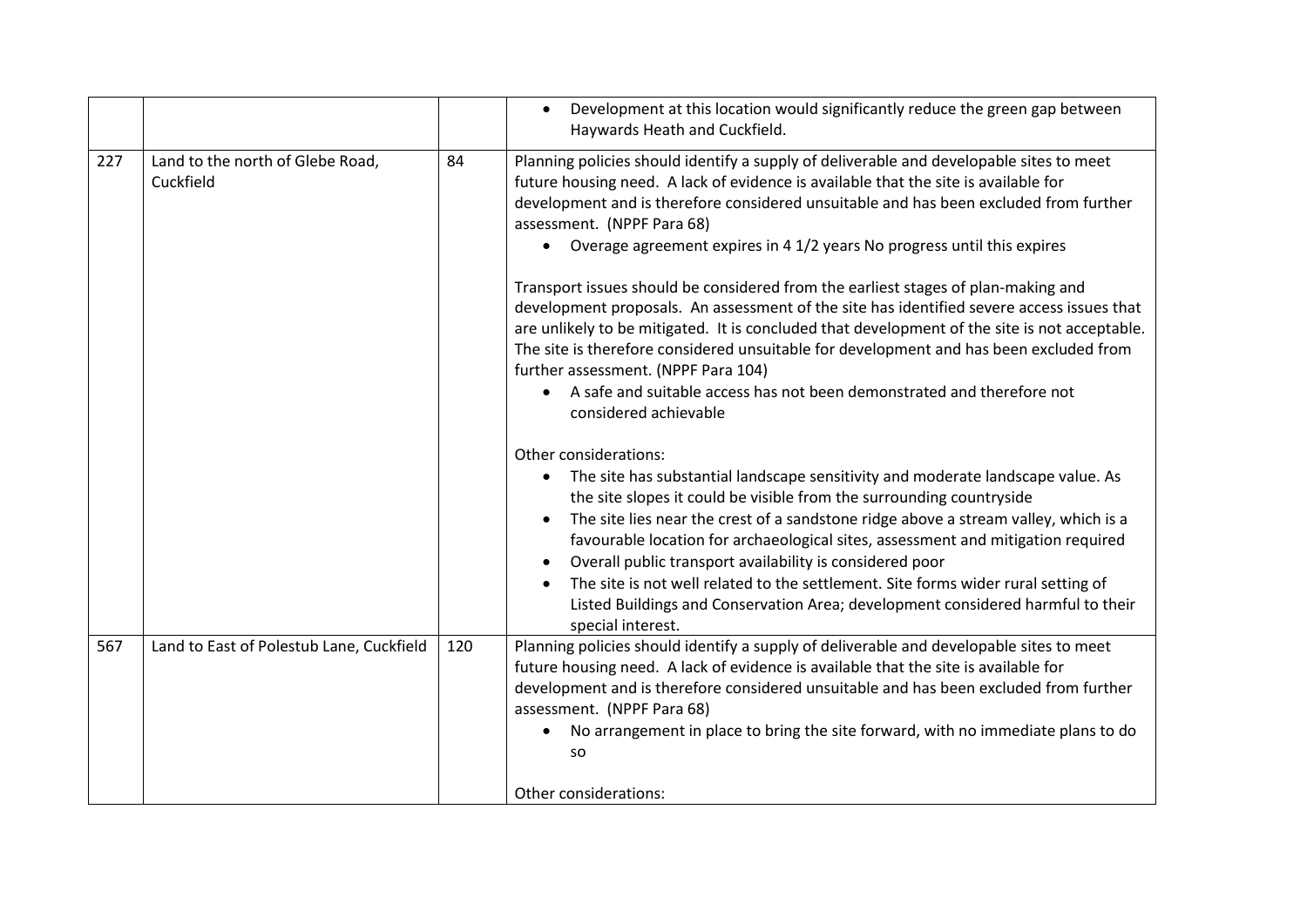| | | | |
|---|---|---|---|
| | | | • Development at this location would significantly reduce the green gap between Haywards Heath and Cuckfield. |
| 227 | Land to the north of Glebe Road, Cuckfield | 84 | Planning policies should identify a supply of deliverable and developable sites to meet future housing need. A lack of evidence is available that the site is available for development and is therefore considered unsuitable and has been excluded from further assessment. (NPPF Para 68)<br>• Overage agreement expires in 4 1/2 years No progress until this expires<br><br>Transport issues should be considered from the earliest stages of plan-making and development proposals. An assessment of the site has identified severe access issues that are unlikely to be mitigated. It is concluded that development of the site is not acceptable. The site is therefore considered unsuitable for development and has been excluded from further assessment. (NPPF Para 104)<br>• A safe and suitable access has not been demonstrated and therefore not considered achievable<br><br>Other considerations:<br>• The site has substantial landscape sensitivity and moderate landscape value. As the site slopes it could be visible from the surrounding countryside<br>• The site lies near the crest of a sandstone ridge above a stream valley, which is a favourable location for archaeological sites, assessment and mitigation required<br>• Overall public transport availability is considered poor<br>• The site is not well related to the settlement. Site forms wider rural setting of Listed Buildings and Conservation Area; development considered harmful to their special interest. |
| 567 | Land to East of Polestub Lane, Cuckfield | 120 | Planning policies should identify a supply of deliverable and developable sites to meet future housing need. A lack of evidence is available that the site is available for development and is therefore considered unsuitable and has been excluded from further assessment. (NPPF Para 68)<br>• No arrangement in place to bring the site forward, with no immediate plans to do so<br><br>Other considerations: |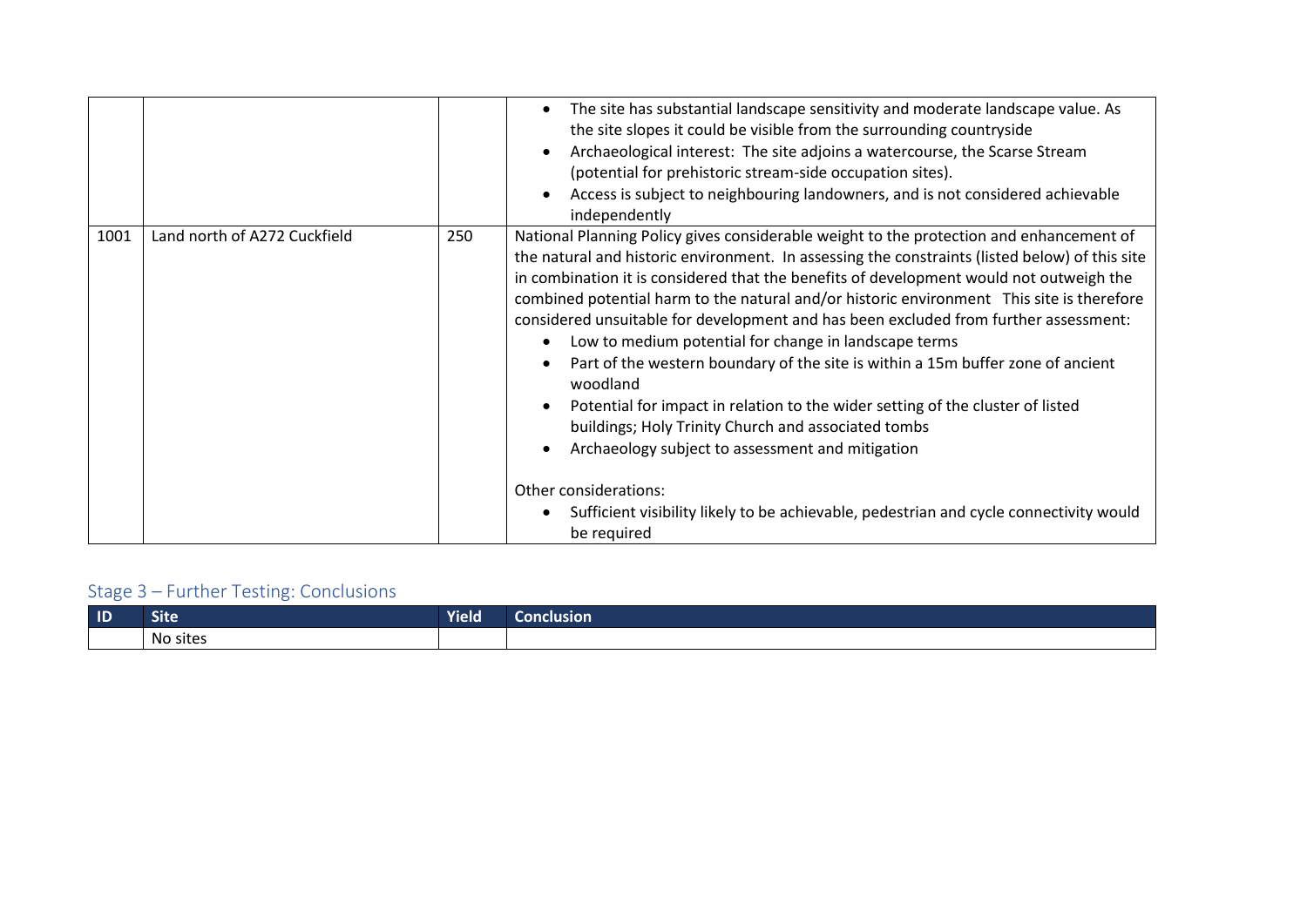| | | | |
|---|---|---|---|
| | | | • The site has substantial landscape sensitivity and moderate landscape value. As the site slopes it could be visible from the surrounding countryside<br>• Archaeological interest: The site adjoins a watercourse, the Scarse Stream (potential for prehistoric stream-side occupation sites).<br>• Access is subject to neighbouring landowners, and is not considered achievable independently |
| 1001 | Land north of A272 Cuckfield | 250 | National Planning Policy gives considerable weight to the protection and enhancement of the natural and historic environment. In assessing the constraints (listed below) of this site in combination it is considered that the benefits of development would not outweigh the combined potential harm to the natural and/or historic environment This site is therefore considered unsuitable for development and has been excluded from further assessment:<br>• Low to medium potential for change in landscape terms<br>• Part of the western boundary of the site is within a 15m buffer zone of ancient woodland<br>• Potential for impact in relation to the wider setting of the cluster of listed buildings; Holy Trinity Church and associated tombs<br>• Archaeology subject to assessment and mitigation<br><br>Other considerations:<br>• Sufficient visibility likely to be achievable, pedestrian and cycle connectivity would be required |

## Stage 3 – Further Testing: Conclusions

| ID | Site | Yield | Conclusion |
|---|---|---|---|
| | No sites | | |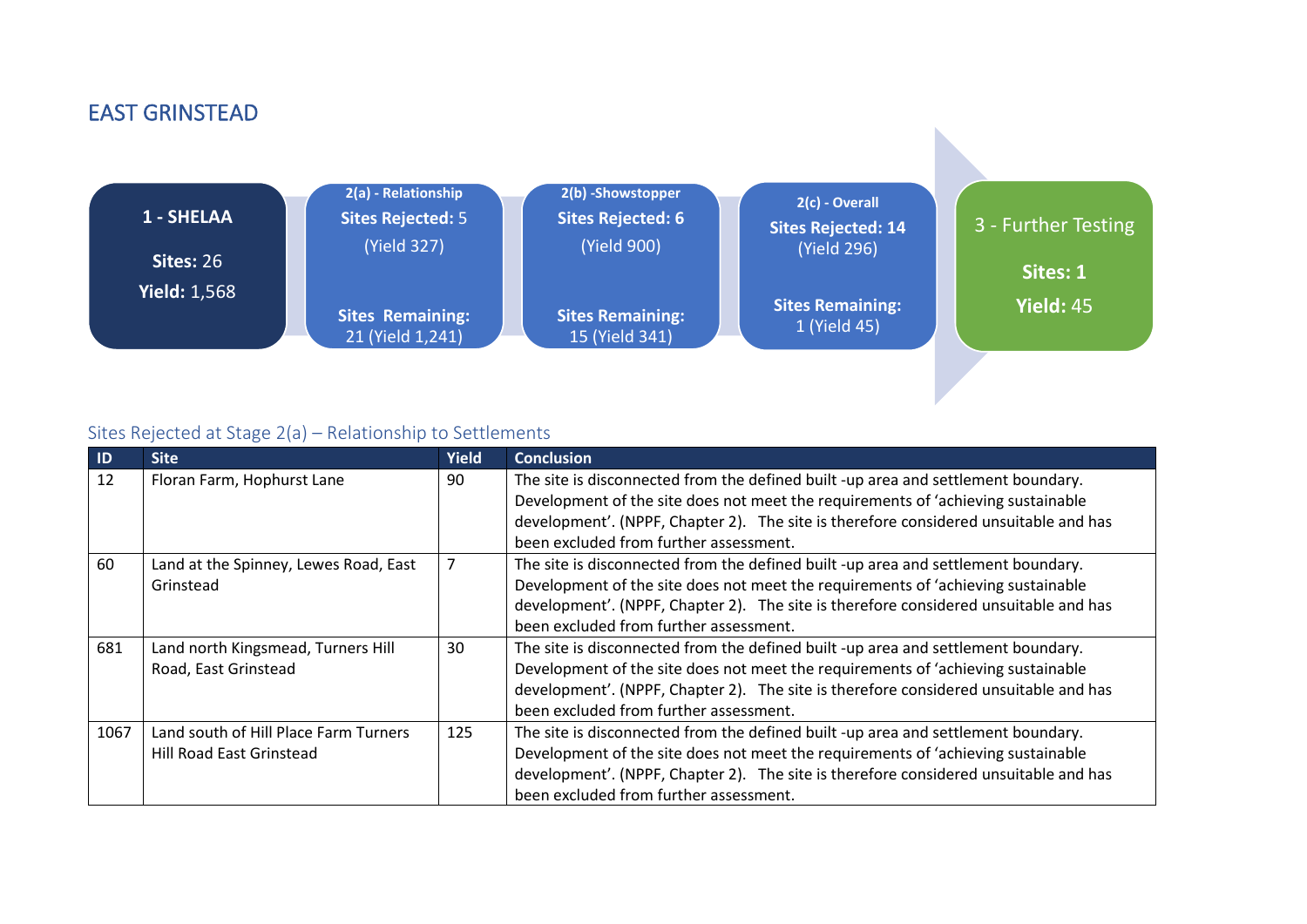## EAST GRINSTEAD

**1 - SHELAA**
**Sites:** 26
**Yield:** 1,568

**2(a) - Relationship**
**Sites Rejected:** 5
(Yield 327)
**Sites Remaining:** 21 (Yield 1,241)

**2(b) -Showstopper**
**Sites Rejected: 6**
(Yield 900)
**Sites Remaining:** 15 (Yield 341)

**2(c) - Overall**
**Sites Rejected: 14**
(Yield 296)
**Sites Remaining:** 1 (Yield 45)

**3 - Further Testing**
**Sites: 1**
**Yield:** 45

### Sites Rejected at Stage 2(a) – Relationship to Settlements

| ID | Site | Yield | Conclusion |
|---|---|---|---|
| 12 | Floran Farm, Hophurst Lane | 90 | The site is disconnected from the defined built -up area and settlement boundary. Development of the site does not meet the requirements of 'achieving sustainable development'. (NPPF, Chapter 2). The site is therefore considered unsuitable and has been excluded from further assessment. |
| 60 | Land at the Spinney, Lewes Road, East Grinstead | 7 | The site is disconnected from the defined built -up area and settlement boundary. Development of the site does not meet the requirements of 'achieving sustainable development'. (NPPF, Chapter 2). The site is therefore considered unsuitable and has been excluded from further assessment. |
| 681 | Land north Kingsmead, Turners Hill Road, East Grinstead | 30 | The site is disconnected from the defined built -up area and settlement boundary. Development of the site does not meet the requirements of 'achieving sustainable development'. (NPPF, Chapter 2). The site is therefore considered unsuitable and has been excluded from further assessment. |
| 1067 | Land south of Hill Place Farm Turners Hill Road East Grinstead | 125 | The site is disconnected from the defined built -up area and settlement boundary. Development of the site does not meet the requirements of 'achieving sustainable development'. (NPPF, Chapter 2). The site is therefore considered unsuitable and has been excluded from further assessment. |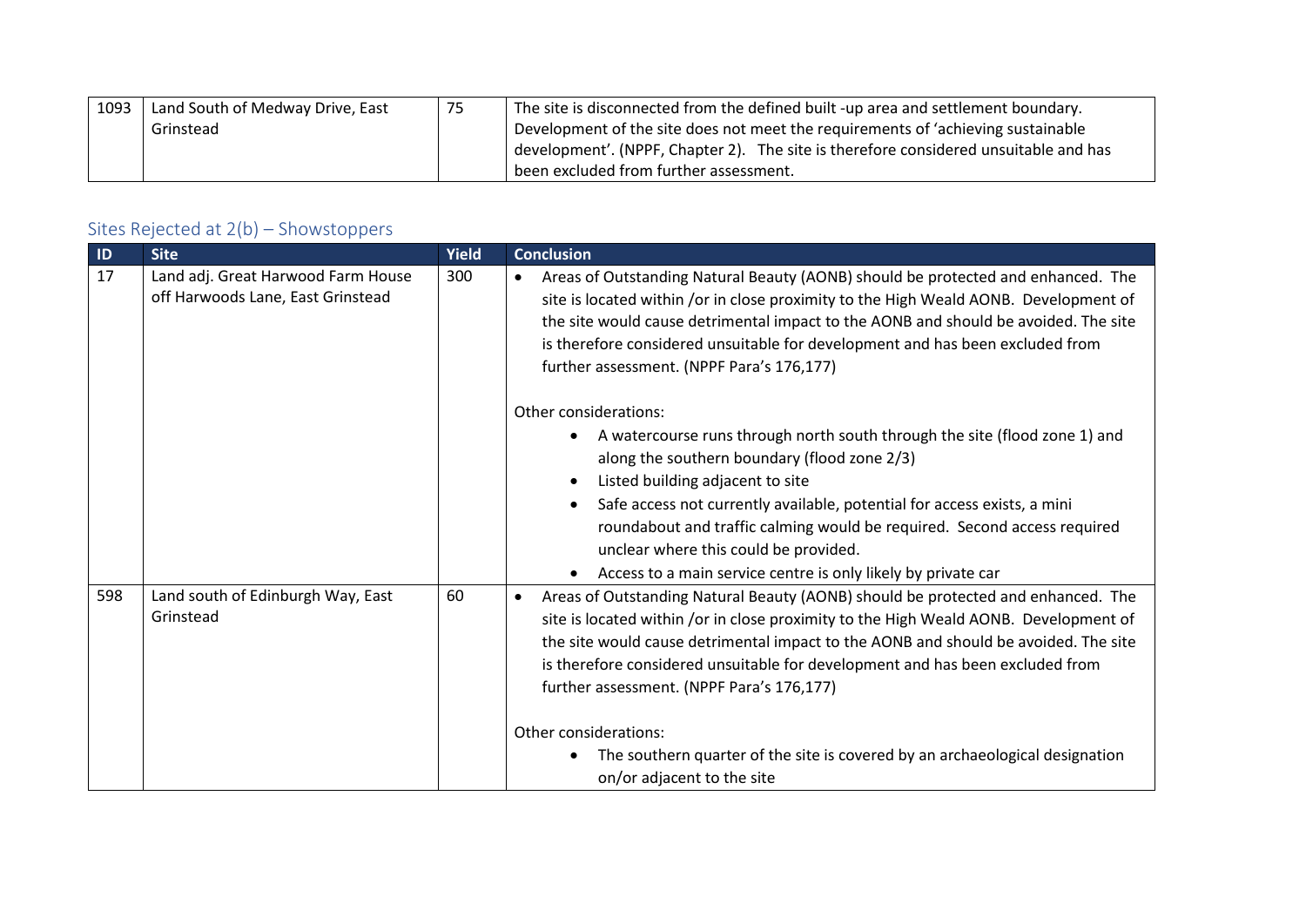| | | | |
|---|---|---|---|
| 1093 | Land South of Medway Drive, East Grinstead | 75 | The site is disconnected from the defined built -up area and settlement boundary. Development of the site does not meet the requirements of 'achieving sustainable development'. (NPPF, Chapter 2). The site is therefore considered unsuitable and has been excluded from further assessment. |

## Sites Rejected at 2(b) – Showstoppers

| ID | Site | Yield | Conclusion |
|---|---|---|---|
| 17 | Land adj. Great Harwood Farm House off Harwoods Lane, East Grinstead | 300 | • Areas of Outstanding Natural Beauty (AONB) should be protected and enhanced. The site is located within /or in close proximity to the High Weald AONB. Development of the site would cause detrimental impact to the AONB and should be avoided. The site is therefore considered unsuitable for development and has been excluded from further assessment. (NPPF Para's 176,177)<br><br>Other considerations:<br>• A watercourse runs through north south through the site (flood zone 1) and along the southern boundary (flood zone 2/3)<br>• Listed building adjacent to site<br>• Safe access not currently available, potential for access exists, a mini roundabout and traffic calming would be required. Second access required unclear where this could be provided.<br>• Access to a main service centre is only likely by private car |
| 598 | Land south of Edinburgh Way, East Grinstead | 60 | • Areas of Outstanding Natural Beauty (AONB) should be protected and enhanced. The site is located within /or in close proximity to the High Weald AONB. Development of the site would cause detrimental impact to the AONB and should be avoided. The site is therefore considered unsuitable for development and has been excluded from further assessment. (NPPF Para's 176,177)<br><br>Other considerations:<br>• The southern quarter of the site is covered by an archaeological designation on/or adjacent to the site |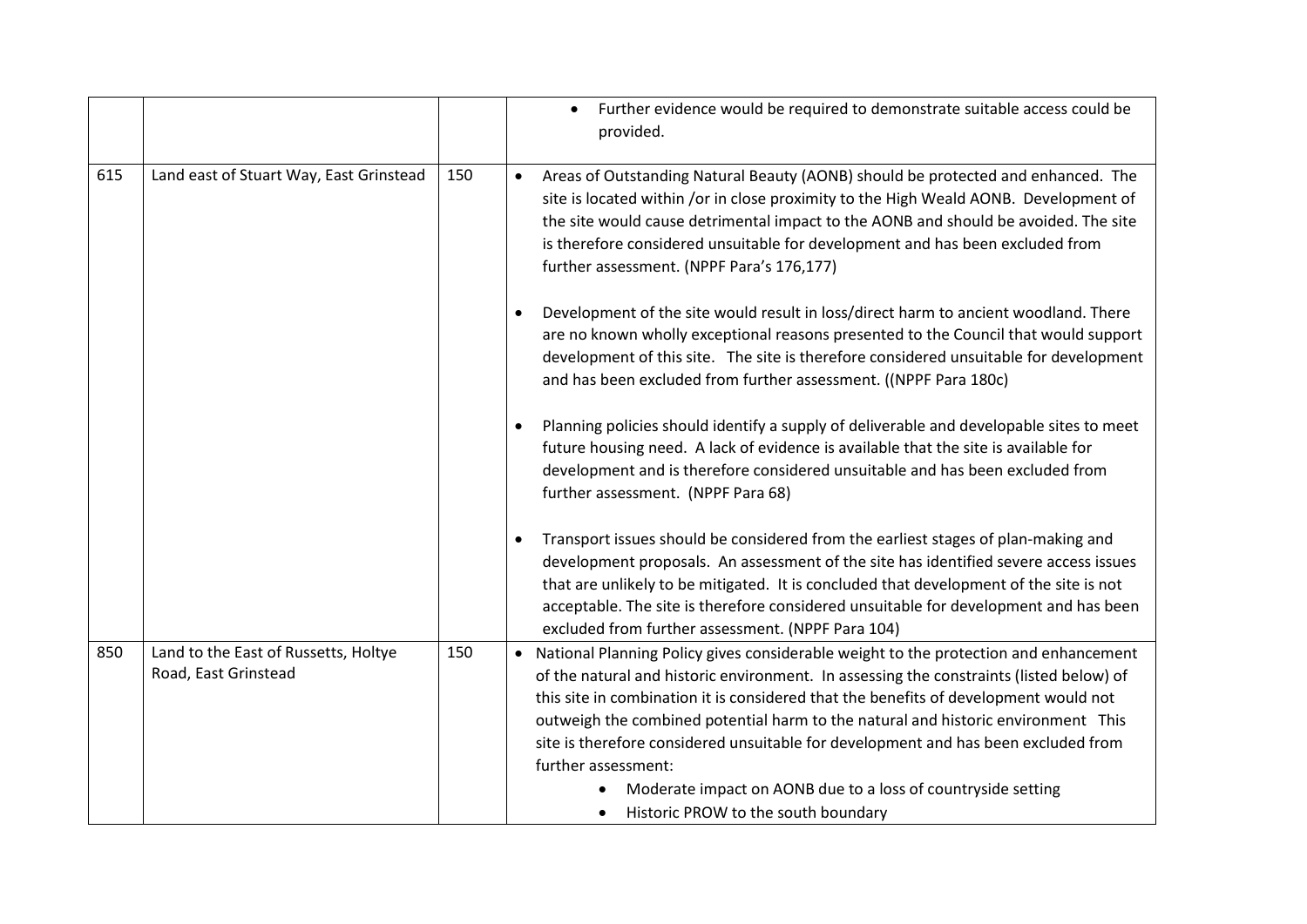|  |  |  |  |
|---|---|---|---|
|  |  |  | • Further evidence would be required to demonstrate suitable access could be provided. |
| 615 | Land east of Stuart Way, East Grinstead | 150 | • Areas of Outstanding Natural Beauty (AONB) should be protected and enhanced. The site is located within /or in close proximity to the High Weald AONB. Development of the site would cause detrimental impact to the AONB and should be avoided. The site is therefore considered unsuitable for development and has been excluded from further assessment. (NPPF Para's 176,177)<br><br>• Development of the site would result in loss/direct harm to ancient woodland. There are no known wholly exceptional reasons presented to the Council that would support development of this site. The site is therefore considered unsuitable for development and has been excluded from further assessment. ((NPPF Para 180c)<br><br>• Planning policies should identify a supply of deliverable and developable sites to meet future housing need. A lack of evidence is available that the site is available for development and is therefore considered unsuitable and has been excluded from further assessment. (NPPF Para 68)<br><br>• Transport issues should be considered from the earliest stages of plan-making and development proposals. An assessment of the site has identified severe access issues that are unlikely to be mitigated. It is concluded that development of the site is not acceptable. The site is therefore considered unsuitable for development and has been excluded from further assessment. (NPPF Para 104) |
| 850 | Land to the East of Russetts, Holtye Road, East Grinstead | 150 | • National Planning Policy gives considerable weight to the protection and enhancement of the natural and historic environment. In assessing the constraints (listed below) of this site in combination it is considered that the benefits of development would not outweigh the combined potential harm to the natural and historic environment This site is therefore considered unsuitable for development and has been excluded from further assessment:<br>  • Moderate impact on AONB due to a loss of countryside setting<br>  • Historic PROW to the south boundary |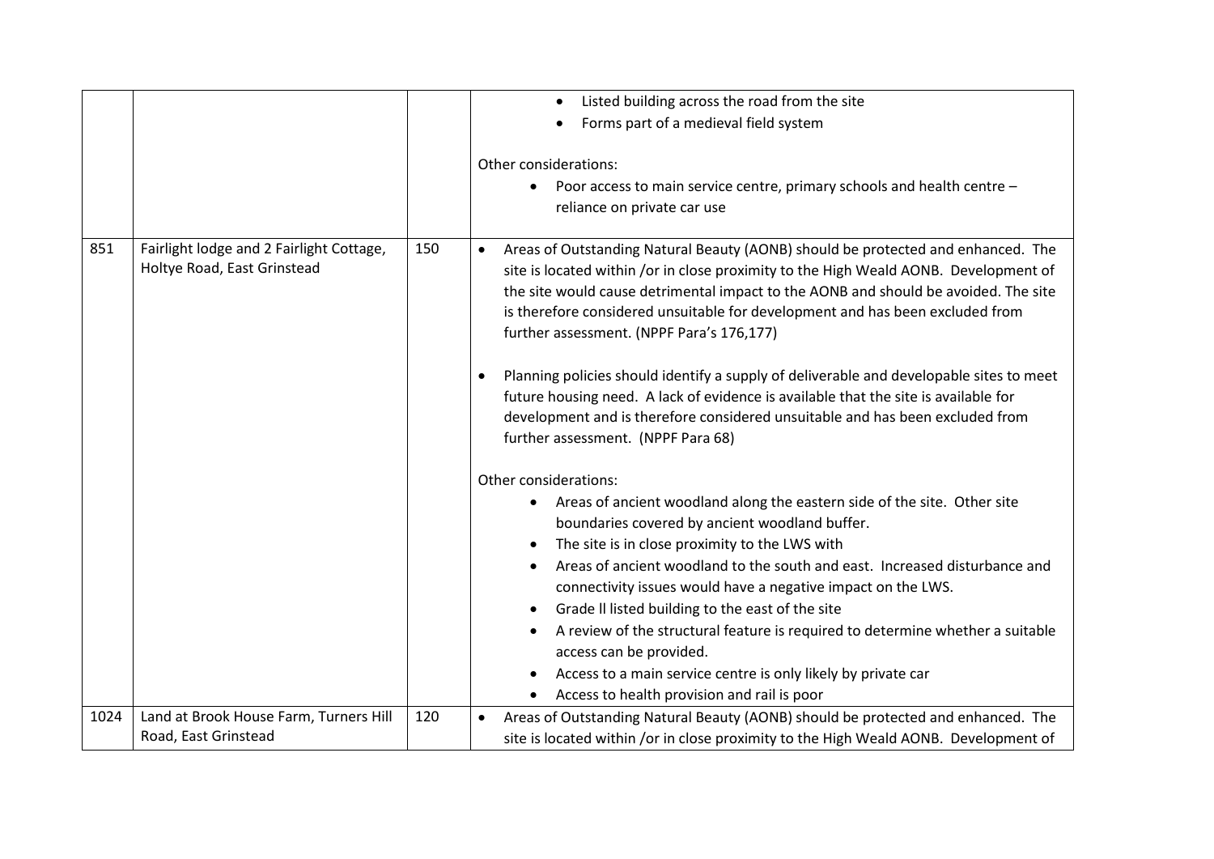| | | | |
|---|---|---|---|
| | | | • Listed building across the road from the site<br>• Forms part of a medieval field system<br><br>Other considerations:<br>• Poor access to main service centre, primary schools and health centre – reliance on private car use |
| 851 | Fairlight lodge and 2 Fairlight Cottage, Holtye Road, East Grinstead | 150 | • Areas of Outstanding Natural Beauty (AONB) should be protected and enhanced. The site is located within /or in close proximity to the High Weald AONB. Development of the site would cause detrimental impact to the AONB and should be avoided. The site is therefore considered unsuitable for development and has been excluded from further assessment. (NPPF Para's 176,177)<br><br>• Planning policies should identify a supply of deliverable and developable sites to meet future housing need. A lack of evidence is available that the site is available for development and is therefore considered unsuitable and has been excluded from further assessment. (NPPF Para 68)<br><br>Other considerations:<br>• Areas of ancient woodland along the eastern side of the site. Other site boundaries covered by ancient woodland buffer.<br>• The site is in close proximity to the LWS with<br>• Areas of ancient woodland to the south and east. Increased disturbance and connectivity issues would have a negative impact on the LWS.<br>• Grade ll listed building to the east of the site<br>• A review of the structural feature is required to determine whether a suitable access can be provided.<br>• Access to a main service centre is only likely by private car<br>• Access to health provision and rail is poor |
| 1024 | Land at Brook House Farm, Turners Hill Road, East Grinstead | 120 | • Areas of Outstanding Natural Beauty (AONB) should be protected and enhanced. The site is located within /or in close proximity to the High Weald AONB. Development of |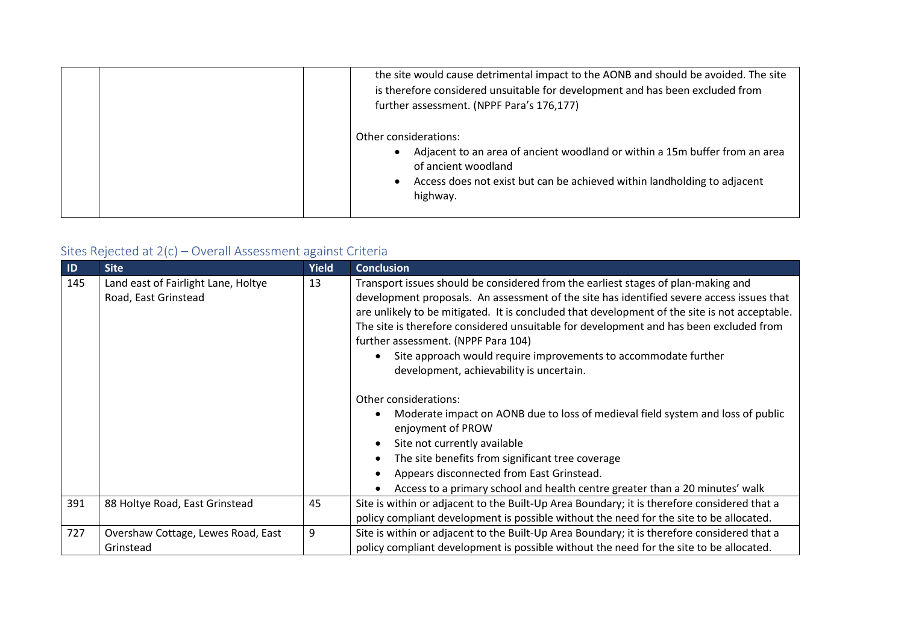| | | | |
|---|---|---|---|
| | | | the site would cause detrimental impact to the AONB and should be avoided. The site is therefore considered unsuitable for development and has been excluded from further assessment. (NPPF Para's 176,177)<br><br>Other considerations:<br>• Adjacent to an area of ancient woodland or within a 15m buffer from an area of ancient woodland<br>• Access does not exist but can be achieved within landholding to adjacent highway. |

## Sites Rejected at 2(c) – Overall Assessment against Criteria

| ID | Site | Yield | Conclusion |
|---|---|---|---|
| 145 | Land east of Fairlight Lane, Holtye Road, East Grinstead | 13 | Transport issues should be considered from the earliest stages of plan-making and development proposals. An assessment of the site has identified severe access issues that are unlikely to be mitigated. It is concluded that development of the site is not acceptable. The site is therefore considered unsuitable for development and has been excluded from further assessment. (NPPF Para 104)<br>• Site approach would require improvements to accommodate further development, achievability is uncertain.<br><br>Other considerations:<br>• Moderate impact on AONB due to loss of medieval field system and loss of public enjoyment of PROW<br>• Site not currently available<br>• The site benefits from significant tree coverage<br>• Appears disconnected from East Grinstead.<br>• Access to a primary school and health centre greater than a 20 minutes' walk |
| 391 | 88 Holtye Road, East Grinstead | 45 | Site is within or adjacent to the Built-Up Area Boundary; it is therefore considered that a policy compliant development is possible without the need for the site to be allocated. |
| 727 | Overshaw Cottage, Lewes Road, East Grinstead | 9 | Site is within or adjacent to the Built-Up Area Boundary; it is therefore considered that a policy compliant development is possible without the need for the site to be allocated. |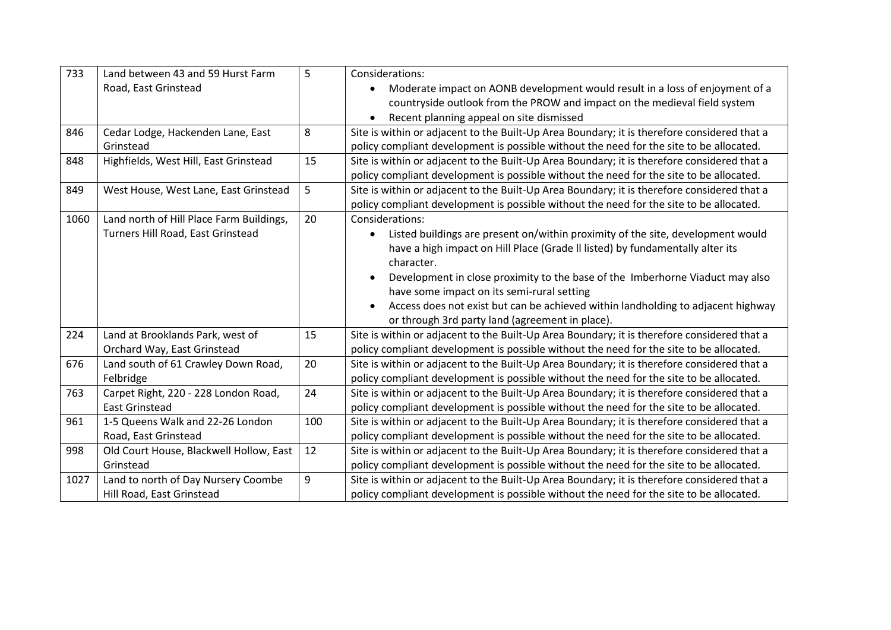| 733 | Land between 43 and 59 Hurst Farm Road, East Grinstead | 5 | Considerations:<br>• Moderate impact on AONB development would result in a loss of enjoyment of a countryside outlook from the PROW and impact on the medieval field system<br>• Recent planning appeal on site dismissed |
|---|---|---|---|
| 846 | Cedar Lodge, Hackenden Lane, East Grinstead | 8 | Site is within or adjacent to the Built-Up Area Boundary; it is therefore considered that a policy compliant development is possible without the need for the site to be allocated. |
| 848 | Highfields, West Hill, East Grinstead | 15 | Site is within or adjacent to the Built-Up Area Boundary; it is therefore considered that a policy compliant development is possible without the need for the site to be allocated. |
| 849 | West House, West Lane, East Grinstead | 5 | Site is within or adjacent to the Built-Up Area Boundary; it is therefore considered that a policy compliant development is possible without the need for the site to be allocated. |
| 1060 | Land north of Hill Place Farm Buildings, Turners Hill Road, East Grinstead | 20 | Considerations:<br>• Listed buildings are present on/within proximity of the site, development would have a high impact on Hill Place (Grade ll listed) by fundamentally alter its character.<br>• Development in close proximity to the base of the Imberhorne Viaduct may also have some impact on its semi-rural setting<br>• Access does not exist but can be achieved within landholding to adjacent highway or through 3rd party land (agreement in place). |
| 224 | Land at Brooklands Park, west of Orchard Way, East Grinstead | 15 | Site is within or adjacent to the Built-Up Area Boundary; it is therefore considered that a policy compliant development is possible without the need for the site to be allocated. |
| 676 | Land south of 61 Crawley Down Road, Felbridge | 20 | Site is within or adjacent to the Built-Up Area Boundary; it is therefore considered that a policy compliant development is possible without the need for the site to be allocated. |
| 763 | Carpet Right, 220 - 228 London Road, East Grinstead | 24 | Site is within or adjacent to the Built-Up Area Boundary; it is therefore considered that a policy compliant development is possible without the need for the site to be allocated. |
| 961 | 1-5 Queens Walk and 22-26 London Road, East Grinstead | 100 | Site is within or adjacent to the Built-Up Area Boundary; it is therefore considered that a policy compliant development is possible without the need for the site to be allocated. |
| 998 | Old Court House, Blackwell Hollow, East Grinstead | 12 | Site is within or adjacent to the Built-Up Area Boundary; it is therefore considered that a policy compliant development is possible without the need for the site to be allocated. |
| 1027 | Land to north of Day Nursery Coombe Hill Road, East Grinstead | 9 | Site is within or adjacent to the Built-Up Area Boundary; it is therefore considered that a policy compliant development is possible without the need for the site to be allocated. |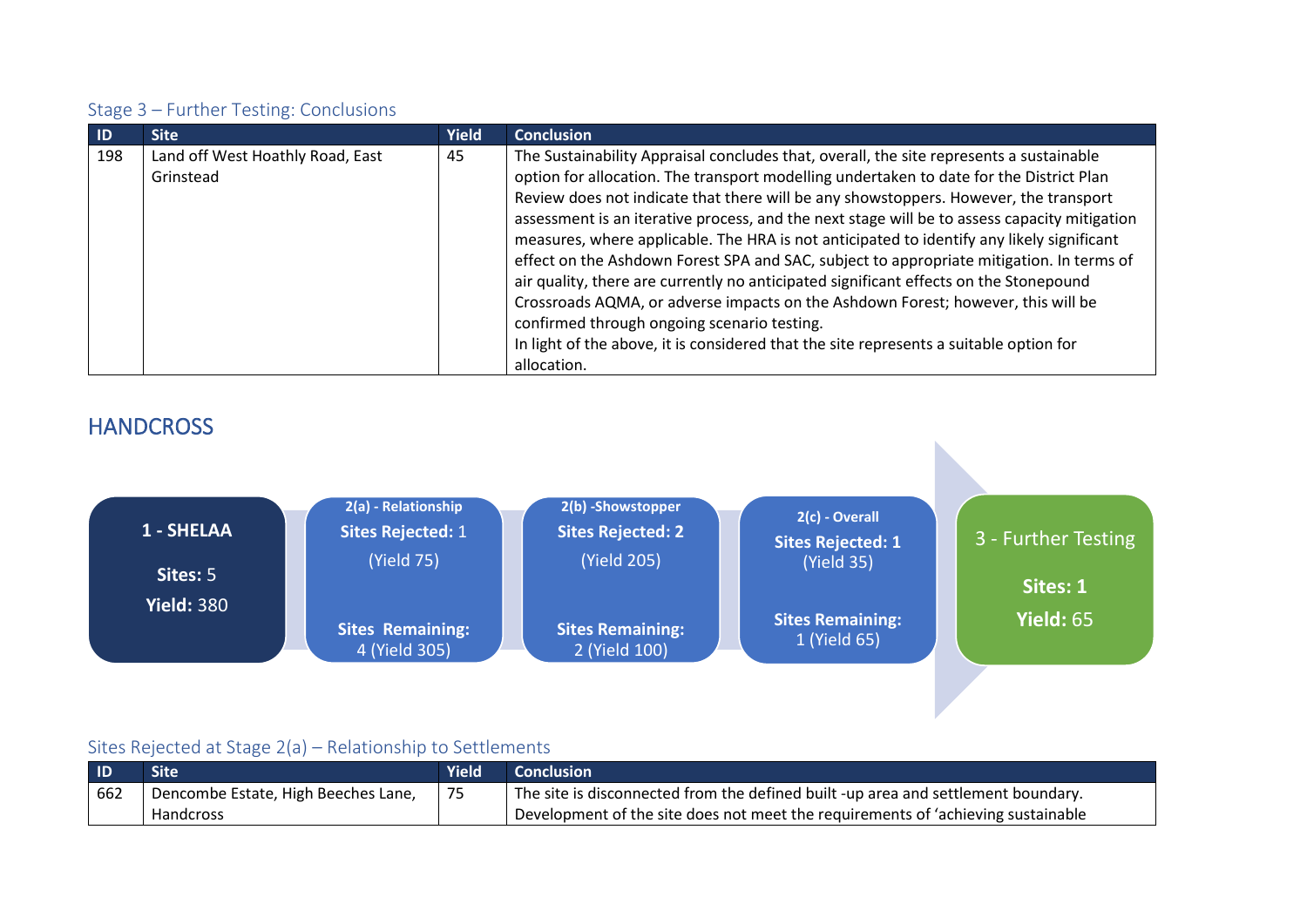### Stage 3 – Further Testing: Conclusions

| ID | Site | Yield | Conclusion |
|---|---|---|---|
| 198 | Land off West Hoathly Road, East Grinstead | 45 | The Sustainability Appraisal concludes that, overall, the site represents a sustainable option for allocation. The transport modelling undertaken to date for the District Plan Review does not indicate that there will be any showstoppers. However, the transport assessment is an iterative process, and the next stage will be to assess capacity mitigation measures, where applicable. The HRA is not anticipated to identify any likely significant effect on the Ashdown Forest SPA and SAC, subject to appropriate mitigation. In terms of air quality, there are currently no anticipated significant effects on the Stonepound Crossroads AQMA, or adverse impacts on the Ashdown Forest; however, this will be confirmed through ongoing scenario testing.<br>In light of the above, it is considered that the site represents a suitable option for allocation. |

## HANDCROSS

**1 - SHELAA**
**Sites:** 5
**Yield:** 380

**2(a) - Relationship**
**Sites Rejected:** 1
(Yield 75)
**Sites Remaining:** 4 (Yield 305)

**2(b) -Showstopper**
**Sites Rejected: 2**
(Yield 205)
**Sites Remaining:** 2 (Yield 100)

**2(c) - Overall**
**Sites Rejected: 1**
(Yield 35)
**Sites Remaining:** 1 (Yield 65)

**3 - Further Testing**
**Sites: 1**
**Yield:** 65

### Sites Rejected at Stage 2(a) – Relationship to Settlements

| ID | Site | Yield | Conclusion |
|---|---|---|---|
| 662 | Dencombe Estate, High Beeches Lane, Handcross | 75 | The site is disconnected from the defined built -up area and settlement boundary. Development of the site does not meet the requirements of 'achieving sustainable |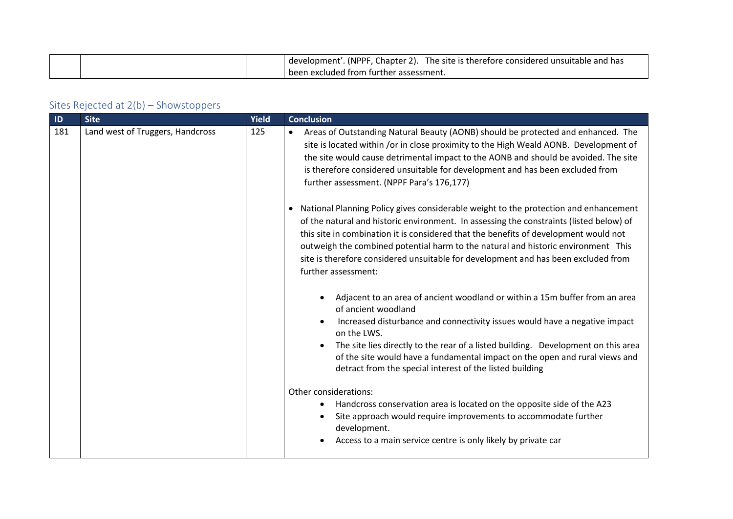| | | | development'. (NPPF, Chapter 2). The site is therefore considered unsuitable and has been excluded from further assessment. |
|---|---|---|---|

## Sites Rejected at 2(b) – Showstoppers

| ID | Site | Yield | Conclusion |
|---|---|---|---|
| 181 | Land west of Truggers, Handcross | 125 | • Areas of Outstanding Natural Beauty (AONB) should be protected and enhanced. The site is located within /or in close proximity to the High Weald AONB. Development of the site would cause detrimental impact to the AONB and should be avoided. The site is therefore considered unsuitable for development and has been excluded from further assessment. (NPPF Para's 176,177)<br><br>• National Planning Policy gives considerable weight to the protection and enhancement of the natural and historic environment. In assessing the constraints (listed below) of this site in combination it is considered that the benefits of development would not outweigh the combined potential harm to the natural and historic environment This site is therefore considered unsuitable for development and has been excluded from further assessment:<br><br>  ◦ Adjacent to an area of ancient woodland or within a 15m buffer from an area of ancient woodland<br>  ◦ Increased disturbance and connectivity issues would have a negative impact on the LWS.<br>  ◦ The site lies directly to the rear of a listed building. Development on this area of the site would have a fundamental impact on the open and rural views and detract from the special interest of the listed building<br><br>Other considerations:<br>  ◦ Handcross conservation area is located on the opposite side of the A23<br>  ◦ Site approach would require improvements to accommodate further development.<br>  ◦ Access to a main service centre is only likely by private car |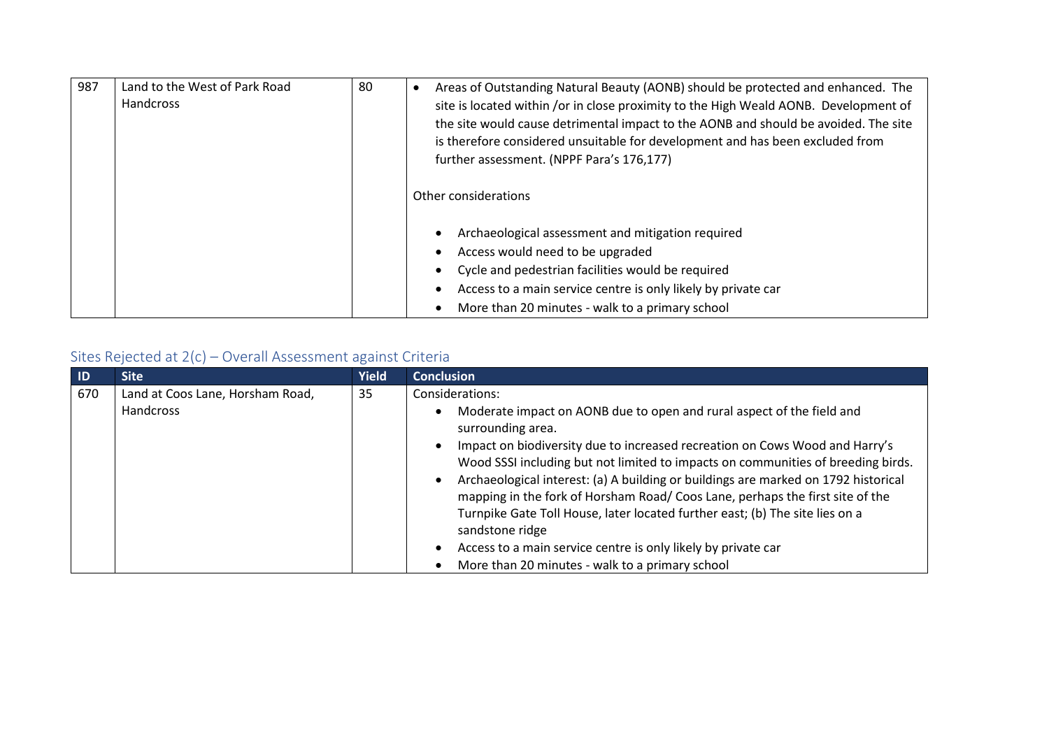| 987 | Land to the West of Park Road Handcross | 80 | • Areas of Outstanding Natural Beauty (AONB) should be protected and enhanced. The site is located within /or in close proximity to the High Weald AONB. Development of the site would cause detrimental impact to the AONB and should be avoided. The site is therefore considered unsuitable for development and has been excluded from further assessment. (NPPF Para's 176,177)<br><br>Other considerations<br><br>• Archaeological assessment and mitigation required<br>• Access would need to be upgraded<br>• Cycle and pedestrian facilities would be required<br>• Access to a main service centre is only likely by private car<br>• More than 20 minutes - walk to a primary school |
|---|---|---|---|

## Sites Rejected at 2(c) – Overall Assessment against Criteria

| ID | Site | Yield | Conclusion |
|---|---|---|---|
| 670 | Land at Coos Lane, Horsham Road, Handcross | 35 | Considerations:<br>• Moderate impact on AONB due to open and rural aspect of the field and surrounding area.<br>• Impact on biodiversity due to increased recreation on Cows Wood and Harry's Wood SSSI including but not limited to impacts on communities of breeding birds.<br>• Archaeological interest: (a) A building or buildings are marked on 1792 historical mapping in the fork of Horsham Road/ Coos Lane, perhaps the first site of the Turnpike Gate Toll House, later located further east; (b) The site lies on a sandstone ridge<br>• Access to a main service centre is only likely by private car<br>• More than 20 minutes - walk to a primary school |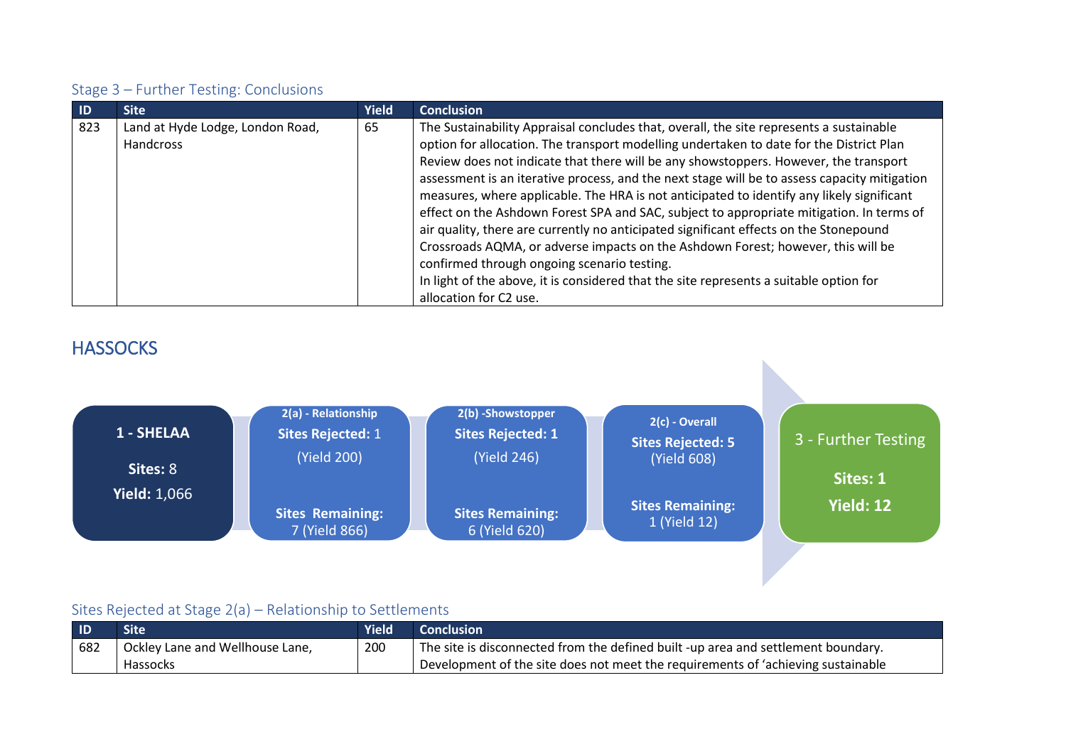### Stage 3 – Further Testing: Conclusions

| ID | Site | Yield | Conclusion |
|---|---|---|---|
| 823 | Land at Hyde Lodge, London Road, Handcross | 65 | The Sustainability Appraisal concludes that, overall, the site represents a sustainable option for allocation. The transport modelling undertaken to date for the District Plan Review does not indicate that there will be any showstoppers. However, the transport assessment is an iterative process, and the next stage will be to assess capacity mitigation measures, where applicable. The HRA is not anticipated to identify any likely significant effect on the Ashdown Forest SPA and SAC, subject to appropriate mitigation. In terms of air quality, there are currently no anticipated significant effects on the Stonepound Crossroads AQMA, or adverse impacts on the Ashdown Forest; however, this will be confirmed through ongoing scenario testing.<br>In light of the above, it is considered that the site represents a suitable option for allocation for C2 use. |

## HASSOCKS

**1 - SHELAA**
**Sites:** 8
**Yield:** 1,066

**2(a) - Relationship**
**Sites Rejected:** 1 (Yield 200)
**Sites Remaining:** 7 (Yield 866)

**2(b) - Showstopper**
**Sites Rejected: 1** (Yield 246)
**Sites Remaining:** 6 (Yield 620)

**2(c) - Overall**
**Sites Rejected: 5** (Yield 608)
**Sites Remaining:** 1 (Yield 12)

**3 - Further Testing**
**Sites: 1**
**Yield: 12**

### Sites Rejected at Stage 2(a) – Relationship to Settlements

| ID | Site | Yield | Conclusion |
|---|---|---|---|
| 682 | Ockley Lane and Wellhouse Lane, Hassocks | 200 | The site is disconnected from the defined built -up area and settlement boundary. Development of the site does not meet the requirements of 'achieving sustainable |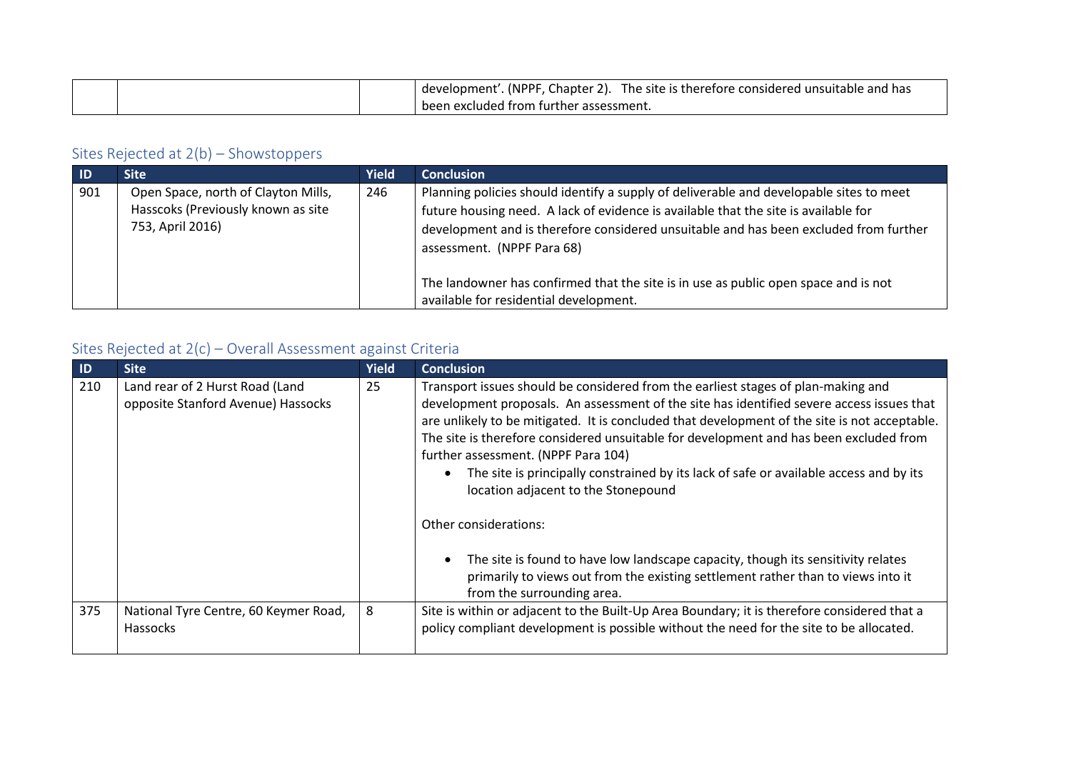| | | | development'. (NPPF, Chapter 2). The site is therefore considered unsuitable and has been excluded from further assessment. |
|---|---|---|---|

## Sites Rejected at 2(b) – Showstoppers

| ID | Site | Yield | Conclusion |
|---|---|---|---|
| 901 | Open Space, north of Clayton Mills, Hasscoks (Previously known as site 753, April 2016) | 246 | Planning policies should identify a supply of deliverable and developable sites to meet future housing need. A lack of evidence is available that the site is available for development and is therefore considered unsuitable and has been excluded from further assessment. (NPPF Para 68)<br><br>The landowner has confirmed that the site is in use as public open space and is not available for residential development. |

## Sites Rejected at 2(c) – Overall Assessment against Criteria

| ID | Site | Yield | Conclusion |
|---|---|---|---|
| 210 | Land rear of 2 Hurst Road (Land opposite Stanford Avenue) Hassocks | 25 | Transport issues should be considered from the earliest stages of plan-making and development proposals. An assessment of the site has identified severe access issues that are unlikely to be mitigated. It is concluded that development of the site is not acceptable. The site is therefore considered unsuitable for development and has been excluded from further assessment. (NPPF Para 104)<br>• The site is principally constrained by its lack of safe or available access and by its location adjacent to the Stonepound<br><br>Other considerations:<br><br>• The site is found to have low landscape capacity, though its sensitivity relates primarily to views out from the existing settlement rather than to views into it from the surrounding area. |
| 375 | National Tyre Centre, 60 Keymer Road, Hassocks | 8 | Site is within or adjacent to the Built-Up Area Boundary; it is therefore considered that a policy compliant development is possible without the need for the site to be allocated. |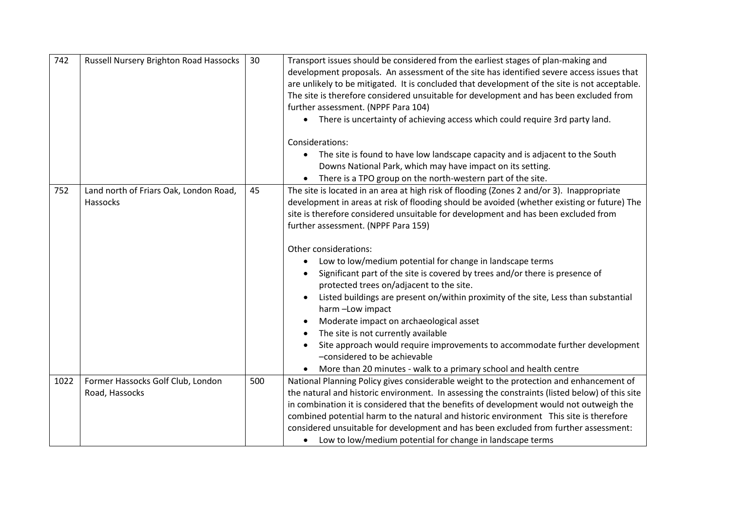| 742 | Russell Nursery Brighton Road Hassocks | 30 | Transport issues should be considered from the earliest stages of plan-making and development proposals. An assessment of the site has identified severe access issues that are unlikely to be mitigated. It is concluded that development of the site is not acceptable. The site is therefore considered unsuitable for development and has been excluded from further assessment. (NPPF Para 104)<br>• There is uncertainty of achieving access which could require 3rd party land.<br><br>Considerations:<br>• The site is found to have low landscape capacity and is adjacent to the South Downs National Park, which may have impact on its setting.<br>• There is a TPO group on the north-western part of the site. |
|---|---|---|---|
| 752 | Land north of Friars Oak, London Road, Hassocks | 45 | The site is located in an area at high risk of flooding (Zones 2 and/or 3). Inappropriate development in areas at risk of flooding should be avoided (whether existing or future) The site is therefore considered unsuitable for development and has been excluded from further assessment. (NPPF Para 159)<br><br>Other considerations:<br>• Low to low/medium potential for change in landscape terms<br>• Significant part of the site is covered by trees and/or there is presence of protected trees on/adjacent to the site.<br>• Listed buildings are present on/within proximity of the site, Less than substantial harm –Low impact<br>• Moderate impact on archaeological asset<br>• The site is not currently available<br>• Site approach would require improvements to accommodate further development –considered to be achievable<br>• More than 20 minutes - walk to a primary school and health centre |
| 1022 | Former Hassocks Golf Club, London Road, Hassocks | 500 | National Planning Policy gives considerable weight to the protection and enhancement of the natural and historic environment. In assessing the constraints (listed below) of this site in combination it is considered that the benefits of development would not outweigh the combined potential harm to the natural and historic environment This site is therefore considered unsuitable for development and has been excluded from further assessment:<br>• Low to low/medium potential for change in landscape terms |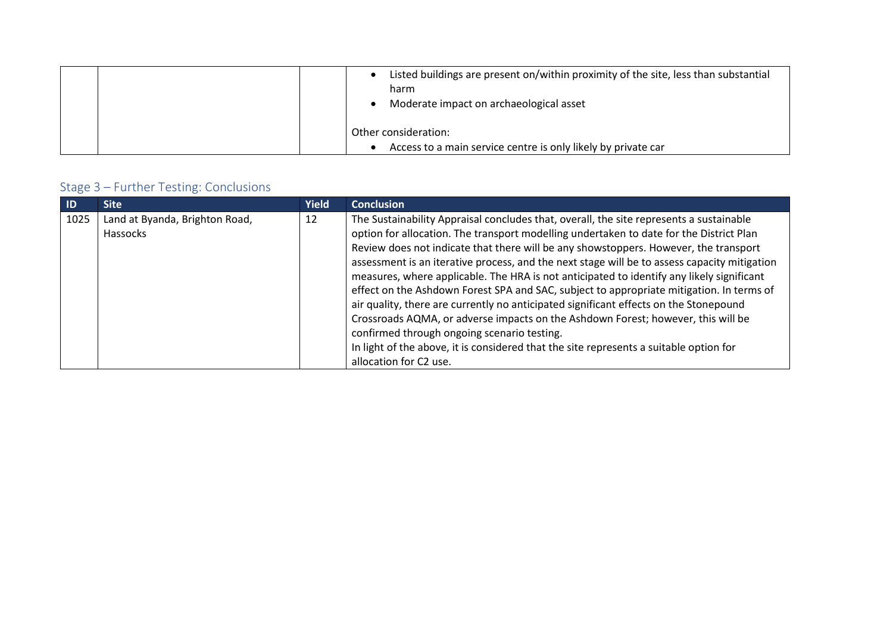| | | | • Listed buildings are present on/within proximity of the site, less than substantial harm<br>• Moderate impact on archaeological asset<br><br>Other consideration:<br>• Access to a main service centre is only likely by private car |
|---|---|---|---|

## Stage 3 – Further Testing: Conclusions

| ID | Site | Yield | Conclusion |
|---|---|---|---|
| 1025 | Land at Byanda, Brighton Road, Hassocks | 12 | The Sustainability Appraisal concludes that, overall, the site represents a sustainable option for allocation. The transport modelling undertaken to date for the District Plan Review does not indicate that there will be any showstoppers. However, the transport assessment is an iterative process, and the next stage will be to assess capacity mitigation measures, where applicable. The HRA is not anticipated to identify any likely significant effect on the Ashdown Forest SPA and SAC, subject to appropriate mitigation. In terms of air quality, there are currently no anticipated significant effects on the Stonepound Crossroads AQMA, or adverse impacts on the Ashdown Forest; however, this will be confirmed through ongoing scenario testing.<br>In light of the above, it is considered that the site represents a suitable option for allocation for C2 use. |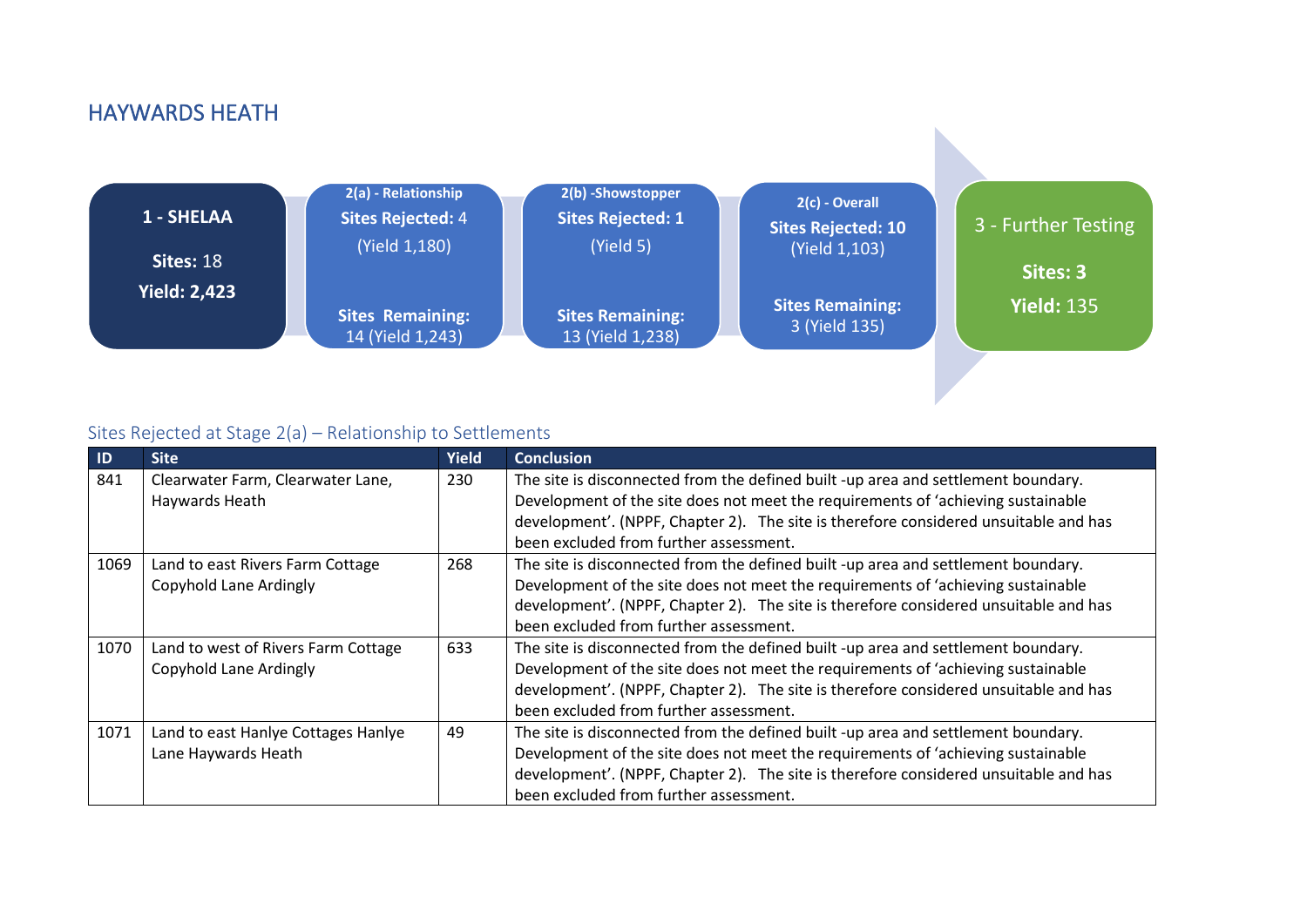## HAYWARDS HEATH

**1 - SHELAA**

**Sites:** 18

**Yield: 2,423**

**2(a) - Relationship**

**Sites Rejected:** 4 (Yield 1,180)

**Sites Remaining:** 14 (Yield 1,243)

**2(b) -Showstopper**

**Sites Rejected: 1** (Yield 5)

**Sites Remaining:** 13 (Yield 1,238)

**2(c) - Overall**

**Sites Rejected: 10** (Yield 1,103)

**Sites Remaining:** 3 (Yield 135)

**3 - Further Testing**

**Sites: 3**

**Yield:** 135

### Sites Rejected at Stage 2(a) – Relationship to Settlements

| ID | Site | Yield | Conclusion |
|---|---|---|---|
| 841 | Clearwater Farm, Clearwater Lane, Haywards Heath | 230 | The site is disconnected from the defined built -up area and settlement boundary. Development of the site does not meet the requirements of 'achieving sustainable development'. (NPPF, Chapter 2). The site is therefore considered unsuitable and has been excluded from further assessment. |
| 1069 | Land to east Rivers Farm Cottage Copyhold Lane Ardingly | 268 | The site is disconnected from the defined built -up area and settlement boundary. Development of the site does not meet the requirements of 'achieving sustainable development'. (NPPF, Chapter 2). The site is therefore considered unsuitable and has been excluded from further assessment. |
| 1070 | Land to west of Rivers Farm Cottage Copyhold Lane Ardingly | 633 | The site is disconnected from the defined built -up area and settlement boundary. Development of the site does not meet the requirements of 'achieving sustainable development'. (NPPF, Chapter 2). The site is therefore considered unsuitable and has been excluded from further assessment. |
| 1071 | Land to east Hanlye Cottages Hanlye Lane Haywards Heath | 49 | The site is disconnected from the defined built -up area and settlement boundary. Development of the site does not meet the requirements of 'achieving sustainable development'. (NPPF, Chapter 2). The site is therefore considered unsuitable and has been excluded from further assessment. |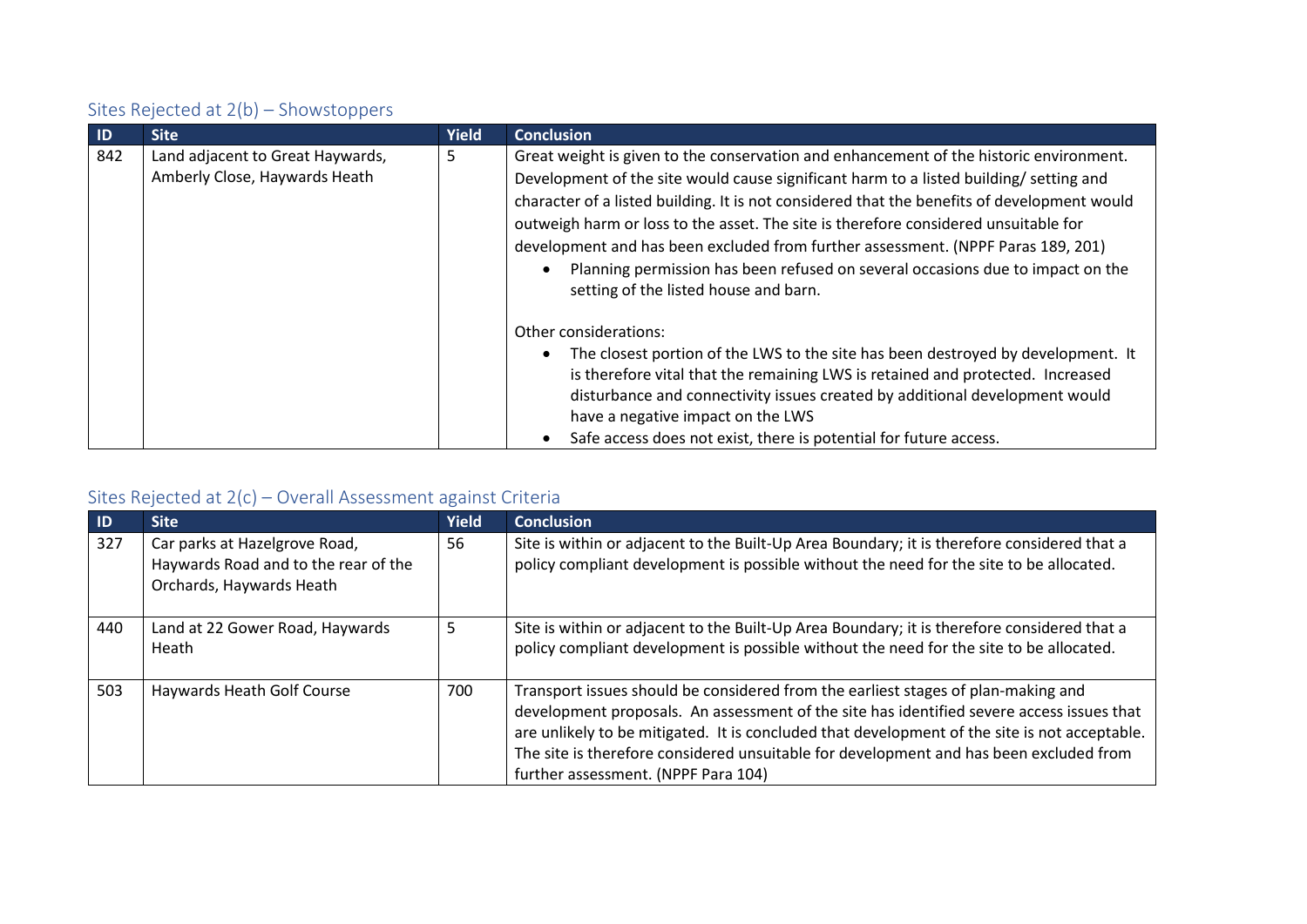## Sites Rejected at 2(b) – Showstoppers

| ID | Site | Yield | Conclusion |
|---|---|---|---|
| 842 | Land adjacent to Great Haywards, Amberly Close, Haywards Heath | 5 | Great weight is given to the conservation and enhancement of the historic environment. Development of the site would cause significant harm to a listed building/ setting and character of a listed building. It is not considered that the benefits of development would outweigh harm or loss to the asset. The site is therefore considered unsuitable for development and has been excluded from further assessment. (NPPF Paras 189, 201)<br>• Planning permission has been refused on several occasions due to impact on the setting of the listed house and barn.<br><br>Other considerations:<br>• The closest portion of the LWS to the site has been destroyed by development. It is therefore vital that the remaining LWS is retained and protected. Increased disturbance and connectivity issues created by additional development would have a negative impact on the LWS<br>• Safe access does not exist, there is potential for future access. |

## Sites Rejected at 2(c) – Overall Assessment against Criteria

| ID | Site | Yield | Conclusion |
|---|---|---|---|
| 327 | Car parks at Hazelgrove Road, Haywards Road and to the rear of the Orchards, Haywards Heath | 56 | Site is within or adjacent to the Built-Up Area Boundary; it is therefore considered that a policy compliant development is possible without the need for the site to be allocated. |
| 440 | Land at 22 Gower Road, Haywards Heath | 5 | Site is within or adjacent to the Built-Up Area Boundary; it is therefore considered that a policy compliant development is possible without the need for the site to be allocated. |
| 503 | Haywards Heath Golf Course | 700 | Transport issues should be considered from the earliest stages of plan-making and development proposals. An assessment of the site has identified severe access issues that are unlikely to be mitigated. It is concluded that development of the site is not acceptable. The site is therefore considered unsuitable for development and has been excluded from further assessment. (NPPF Para 104) |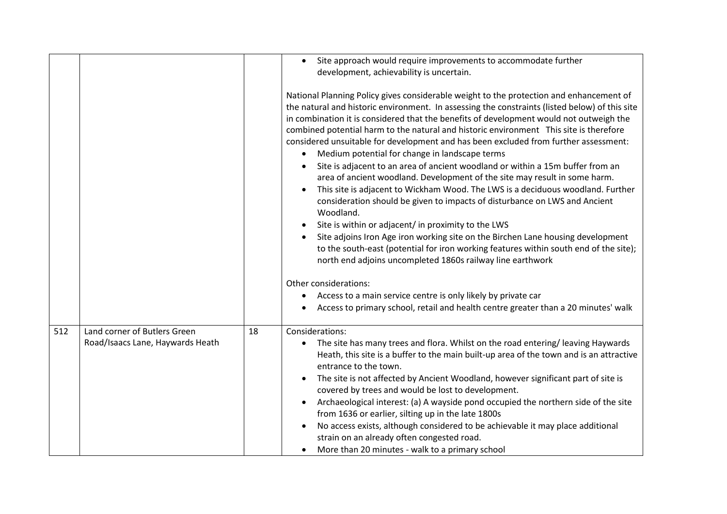| | | | |
|---|---|---|---|
| | | | • Site approach would require improvements to accommodate further development, achievability is uncertain.<br><br>National Planning Policy gives considerable weight to the protection and enhancement of the natural and historic environment. In assessing the constraints (listed below) of this site in combination it is considered that the benefits of development would not outweigh the combined potential harm to the natural and historic environment This site is therefore considered unsuitable for development and has been excluded from further assessment:<br>• Medium potential for change in landscape terms<br>• Site is adjacent to an area of ancient woodland or within a 15m buffer from an area of ancient woodland. Development of the site may result in some harm.<br>• This site is adjacent to Wickham Wood. The LWS is a deciduous woodland. Further consideration should be given to impacts of disturbance on LWS and Ancient Woodland.<br>• Site is within or adjacent/ in proximity to the LWS<br>• Site adjoins Iron Age iron working site on the Birchen Lane housing development to the south-east (potential for iron working features within south end of the site); north end adjoins uncompleted 1860s railway line earthwork<br><br>Other considerations:<br>• Access to a main service centre is only likely by private car<br>• Access to primary school, retail and health centre greater than a 20 minutes' walk |
| 512 | Land corner of Butlers Green Road/Isaacs Lane, Haywards Heath | 18 | Considerations:<br>• The site has many trees and flora. Whilst on the road entering/ leaving Haywards Heath, this site is a buffer to the main built-up area of the town and is an attractive entrance to the town.<br>• The site is not affected by Ancient Woodland, however significant part of site is covered by trees and would be lost to development.<br>• Archaeological interest: (a) A wayside pond occupied the northern side of the site from 1636 or earlier, silting up in the late 1800s<br>• No access exists, although considered to be achievable it may place additional strain on an already often congested road.<br>• More than 20 minutes - walk to a primary school |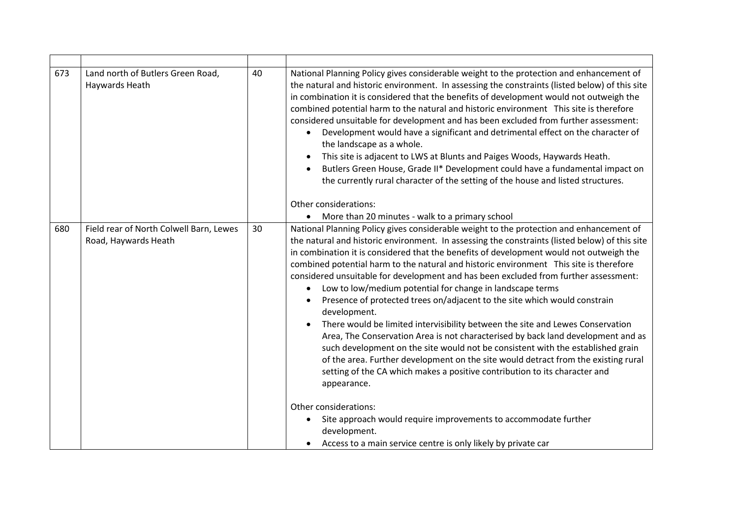| | | | |
|---|---|---|---|
| 673 | Land north of Butlers Green Road, Haywards Heath | 40 | National Planning Policy gives considerable weight to the protection and enhancement of the natural and historic environment. In assessing the constraints (listed below) of this site in combination it is considered that the benefits of development would not outweigh the combined potential harm to the natural and historic environment This site is therefore considered unsuitable for development and has been excluded from further assessment:<br>• Development would have a significant and detrimental effect on the character of the landscape as a whole.<br>• This site is adjacent to LWS at Blunts and Paiges Woods, Haywards Heath.<br>• Butlers Green House, Grade II* Development could have a fundamental impact on the currently rural character of the setting of the house and listed structures.<br><br>Other considerations:<br>• More than 20 minutes - walk to a primary school |
| 680 | Field rear of North Colwell Barn, Lewes Road, Haywards Heath | 30 | National Planning Policy gives considerable weight to the protection and enhancement of the natural and historic environment. In assessing the constraints (listed below) of this site in combination it is considered that the benefits of development would not outweigh the combined potential harm to the natural and historic environment This site is therefore considered unsuitable for development and has been excluded from further assessment:<br>• Low to low/medium potential for change in landscape terms<br>• Presence of protected trees on/adjacent to the site which would constrain development.<br>• There would be limited intervisibility between the site and Lewes Conservation Area, The Conservation Area is not characterised by back land development and as such development on the site would not be consistent with the established grain of the area. Further development on the site would detract from the existing rural setting of the CA which makes a positive contribution to its character and appearance.<br><br>Other considerations:<br>• Site approach would require improvements to accommodate further development.<br>• Access to a main service centre is only likely by private car |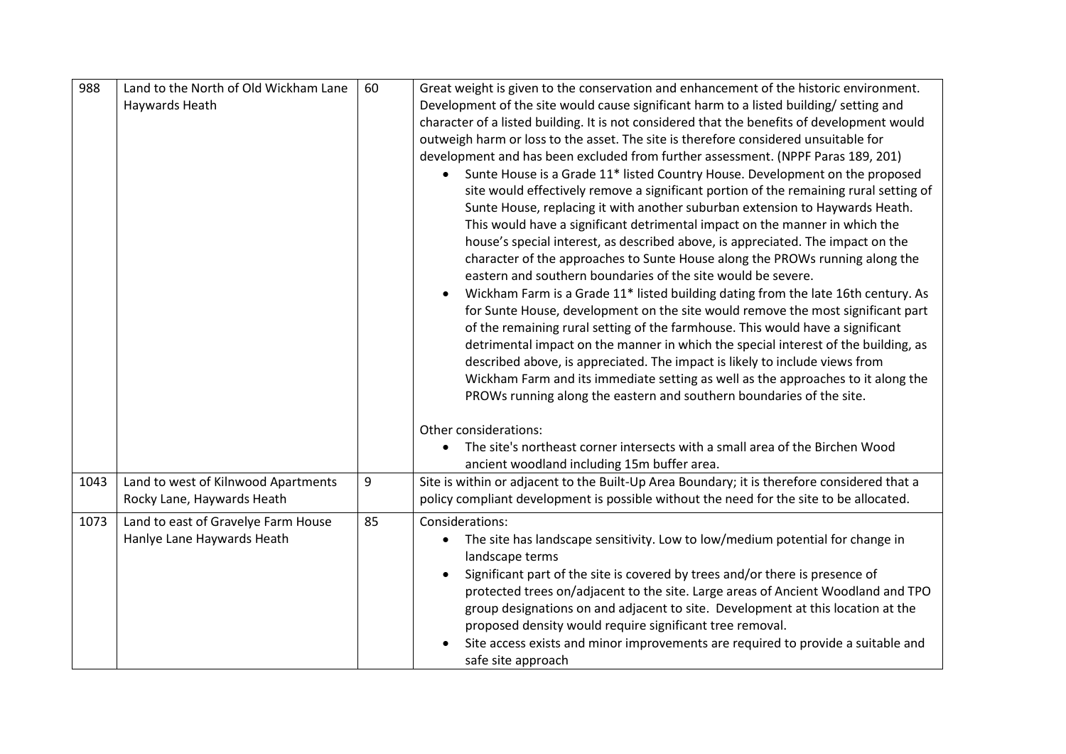| 988 | Land to the North of Old Wickham Lane Haywards Heath | 60 | Great weight is given to the conservation and enhancement of the historic environment. Development of the site would cause significant harm to a listed building/ setting and character of a listed building. It is not considered that the benefits of development would outweigh harm or loss to the asset. The site is therefore considered unsuitable for development and has been excluded from further assessment. (NPPF Paras 189, 201)<br>• Sunte House is a Grade 11* listed Country House. Development on the proposed site would effectively remove a significant portion of the remaining rural setting of Sunte House, replacing it with another suburban extension to Haywards Heath. This would have a significant detrimental impact on the manner in which the house's special interest, as described above, is appreciated. The impact on the character of the approaches to Sunte House along the PROWs running along the eastern and southern boundaries of the site would be severe.<br>• Wickham Farm is a Grade 11* listed building dating from the late 16th century. As for Sunte House, development on the site would remove the most significant part of the remaining rural setting of the farmhouse. This would have a significant detrimental impact on the manner in which the special interest of the building, as described above, is appreciated. The impact is likely to include views from Wickham Farm and its immediate setting as well as the approaches to it along the PROWs running along the eastern and southern boundaries of the site.<br><br>Other considerations:<br>• The site's northeast corner intersects with a small area of the Birchen Wood ancient woodland including 15m buffer area. |
|---|---|---|---|
| 1043 | Land to west of Kilnwood Apartments Rocky Lane, Haywards Heath | 9 | Site is within or adjacent to the Built-Up Area Boundary; it is therefore considered that a policy compliant development is possible without the need for the site to be allocated. |
| 1073 | Land to east of Gravelye Farm House Hanlye Lane Haywards Heath | 85 | Considerations:<br>• The site has landscape sensitivity. Low to low/medium potential for change in landscape terms<br>• Significant part of the site is covered by trees and/or there is presence of protected trees on/adjacent to the site. Large areas of Ancient Woodland and TPO group designations on and adjacent to site. Development at this location at the proposed density would require significant tree removal.<br>• Site access exists and minor improvements are required to provide a suitable and safe site approach |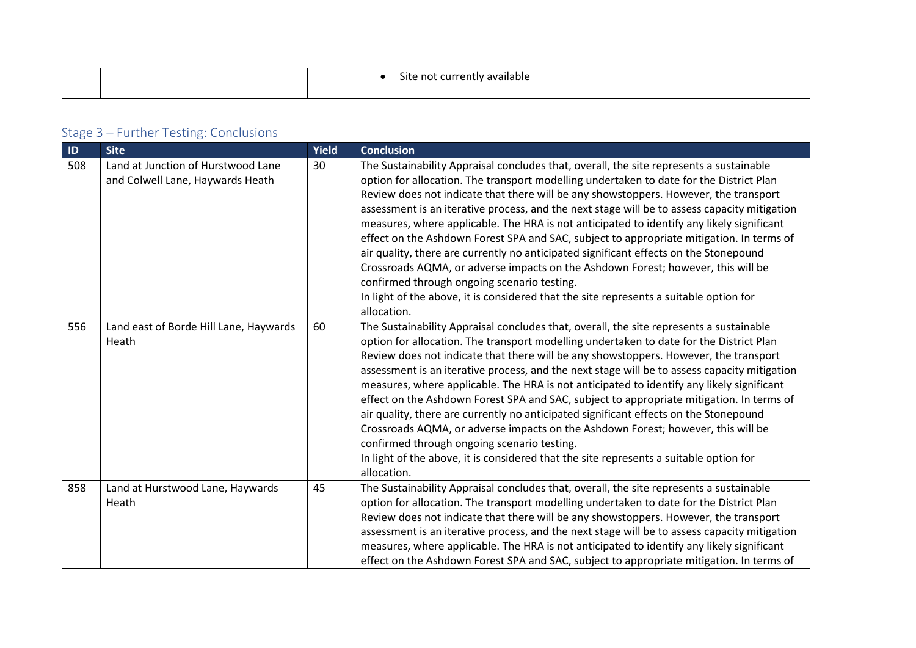| | | | • Site not currently available |
|---|---|---|---|

## Stage 3 – Further Testing: Conclusions

| ID | Site | Yield | Conclusion |
|---|---|---|---|
| 508 | Land at Junction of Hurstwood Lane and Colwell Lane, Haywards Heath | 30 | The Sustainability Appraisal concludes that, overall, the site represents a sustainable option for allocation. The transport modelling undertaken to date for the District Plan Review does not indicate that there will be any showstoppers. However, the transport assessment is an iterative process, and the next stage will be to assess capacity mitigation measures, where applicable. The HRA is not anticipated to identify any likely significant effect on the Ashdown Forest SPA and SAC, subject to appropriate mitigation. In terms of air quality, there are currently no anticipated significant effects on the Stonepound Crossroads AQMA, or adverse impacts on the Ashdown Forest; however, this will be confirmed through ongoing scenario testing.<br>In light of the above, it is considered that the site represents a suitable option for allocation. |
| 556 | Land east of Borde Hill Lane, Haywards Heath | 60 | The Sustainability Appraisal concludes that, overall, the site represents a sustainable option for allocation. The transport modelling undertaken to date for the District Plan Review does not indicate that there will be any showstoppers. However, the transport assessment is an iterative process, and the next stage will be to assess capacity mitigation measures, where applicable. The HRA is not anticipated to identify any likely significant effect on the Ashdown Forest SPA and SAC, subject to appropriate mitigation. In terms of air quality, there are currently no anticipated significant effects on the Stonepound Crossroads AQMA, or adverse impacts on the Ashdown Forest; however, this will be confirmed through ongoing scenario testing.<br>In light of the above, it is considered that the site represents a suitable option for allocation. |
| 858 | Land at Hurstwood Lane, Haywards Heath | 45 | The Sustainability Appraisal concludes that, overall, the site represents a sustainable option for allocation. The transport modelling undertaken to date for the District Plan Review does not indicate that there will be any showstoppers. However, the transport assessment is an iterative process, and the next stage will be to assess capacity mitigation measures, where applicable. The HRA is not anticipated to identify any likely significant effect on the Ashdown Forest SPA and SAC, subject to appropriate mitigation. In terms of |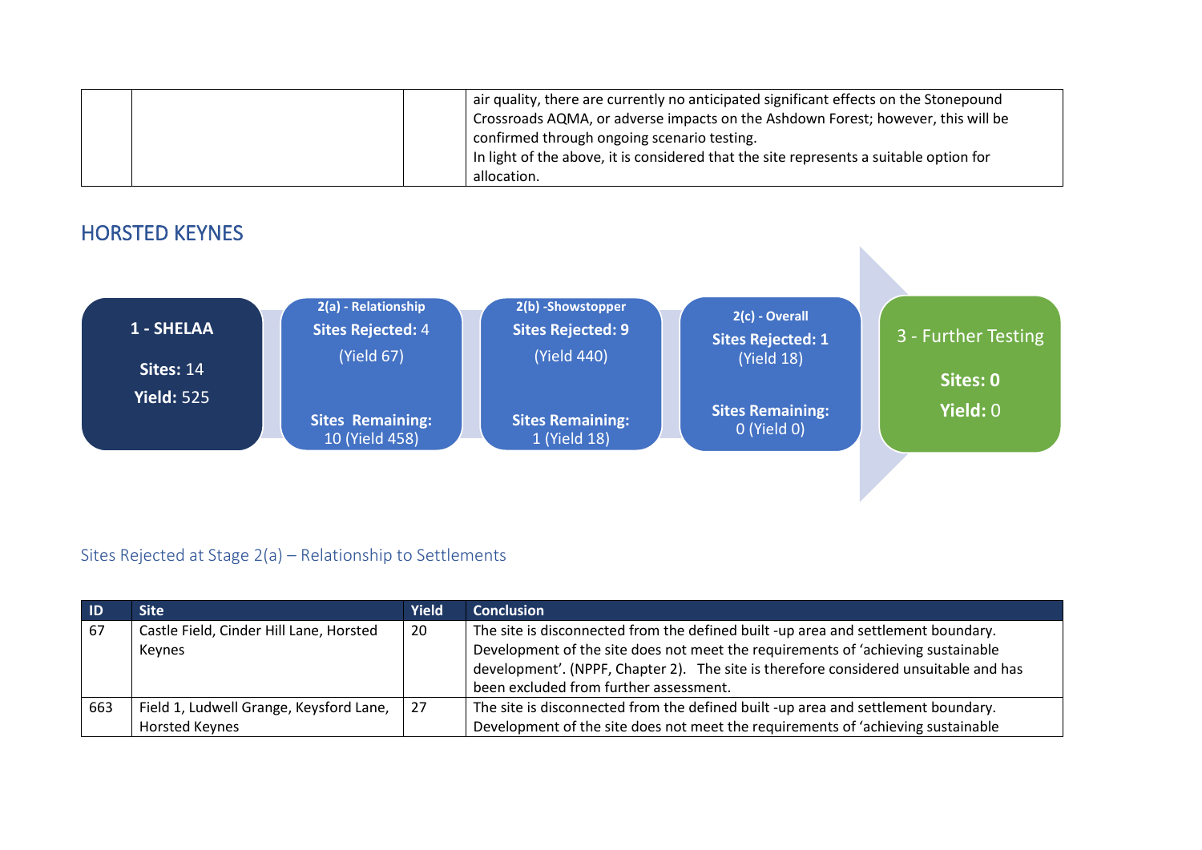| | | | air quality, there are currently no anticipated significant effects on the Stonepound Crossroads AQMA, or adverse impacts on the Ashdown Forest; however, this will be confirmed through ongoing scenario testing. In light of the above, it is considered that the site represents a suitable option for allocation. |
|---|---|---|---|

## HORSTED KEYNES

**1 - SHELAA**
**Sites:** 14
**Yield:** 525

**2(a) - Relationship**
**Sites Rejected:** 4
(Yield 67)
**Sites Remaining:** 10 (Yield 458)

**2(b) -Showstopper**
**Sites Rejected: 9**
(Yield 440)
**Sites Remaining:** 1 (Yield 18)

**2(c) - Overall**
**Sites Rejected: 1**
(Yield 18)
**Sites Remaining:** 0 (Yield 0)

**3 - Further Testing**
**Sites: 0**
**Yield:** 0

### Sites Rejected at Stage 2(a) – Relationship to Settlements

| ID | Site | Yield | Conclusion |
|---|---|---|---|
| 67 | Castle Field, Cinder Hill Lane, Horsted Keynes | 20 | The site is disconnected from the defined built -up area and settlement boundary. Development of the site does not meet the requirements of 'achieving sustainable development'. (NPPF, Chapter 2). The site is therefore considered unsuitable and has been excluded from further assessment. |
| 663 | Field 1, Ludwell Grange, Keysford Lane, Horsted Keynes | 27 | The site is disconnected from the defined built -up area and settlement boundary. Development of the site does not meet the requirements of 'achieving sustainable |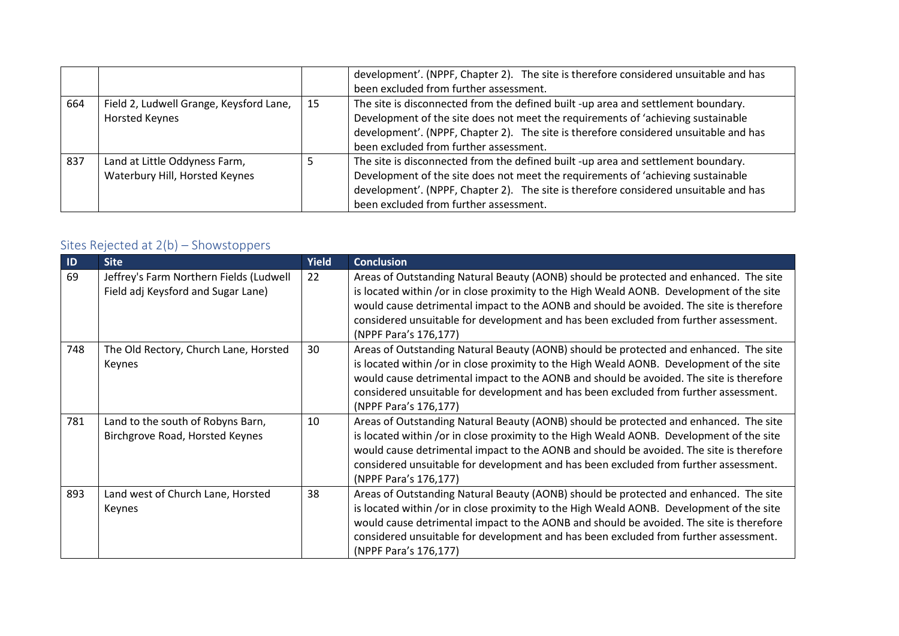|  |  |  | development'. (NPPF, Chapter 2). The site is therefore considered unsuitable and has been excluded from further assessment. |
|---|---|---|---|
| 664 | Field 2, Ludwell Grange, Keysford Lane, Horsted Keynes | 15 | The site is disconnected from the defined built -up area and settlement boundary. Development of the site does not meet the requirements of 'achieving sustainable development'. (NPPF, Chapter 2). The site is therefore considered unsuitable and has been excluded from further assessment. |
| 837 | Land at Little Oddyness Farm, Waterbury Hill, Horsted Keynes | 5 | The site is disconnected from the defined built -up area and settlement boundary. Development of the site does not meet the requirements of 'achieving sustainable development'. (NPPF, Chapter 2). The site is therefore considered unsuitable and has been excluded from further assessment. |

## Sites Rejected at 2(b) – Showstoppers

| ID | Site | Yield | Conclusion |
|---|---|---|---|
| 69 | Jeffrey's Farm Northern Fields (Ludwell Field adj Keysford and Sugar Lane) | 22 | Areas of Outstanding Natural Beauty (AONB) should be protected and enhanced. The site is located within /or in close proximity to the High Weald AONB. Development of the site would cause detrimental impact to the AONB and should be avoided. The site is therefore considered unsuitable for development and has been excluded from further assessment. (NPPF Para's 176,177) |
| 748 | The Old Rectory, Church Lane, Horsted Keynes | 30 | Areas of Outstanding Natural Beauty (AONB) should be protected and enhanced. The site is located within /or in close proximity to the High Weald AONB. Development of the site would cause detrimental impact to the AONB and should be avoided. The site is therefore considered unsuitable for development and has been excluded from further assessment. (NPPF Para's 176,177) |
| 781 | Land to the south of Robyns Barn, Birchgrove Road, Horsted Keynes | 10 | Areas of Outstanding Natural Beauty (AONB) should be protected and enhanced. The site is located within /or in close proximity to the High Weald AONB. Development of the site would cause detrimental impact to the AONB and should be avoided. The site is therefore considered unsuitable for development and has been excluded from further assessment. (NPPF Para's 176,177) |
| 893 | Land west of Church Lane, Horsted Keynes | 38 | Areas of Outstanding Natural Beauty (AONB) should be protected and enhanced. The site is located within /or in close proximity to the High Weald AONB. Development of the site would cause detrimental impact to the AONB and should be avoided. The site is therefore considered unsuitable for development and has been excluded from further assessment. (NPPF Para's 176,177) |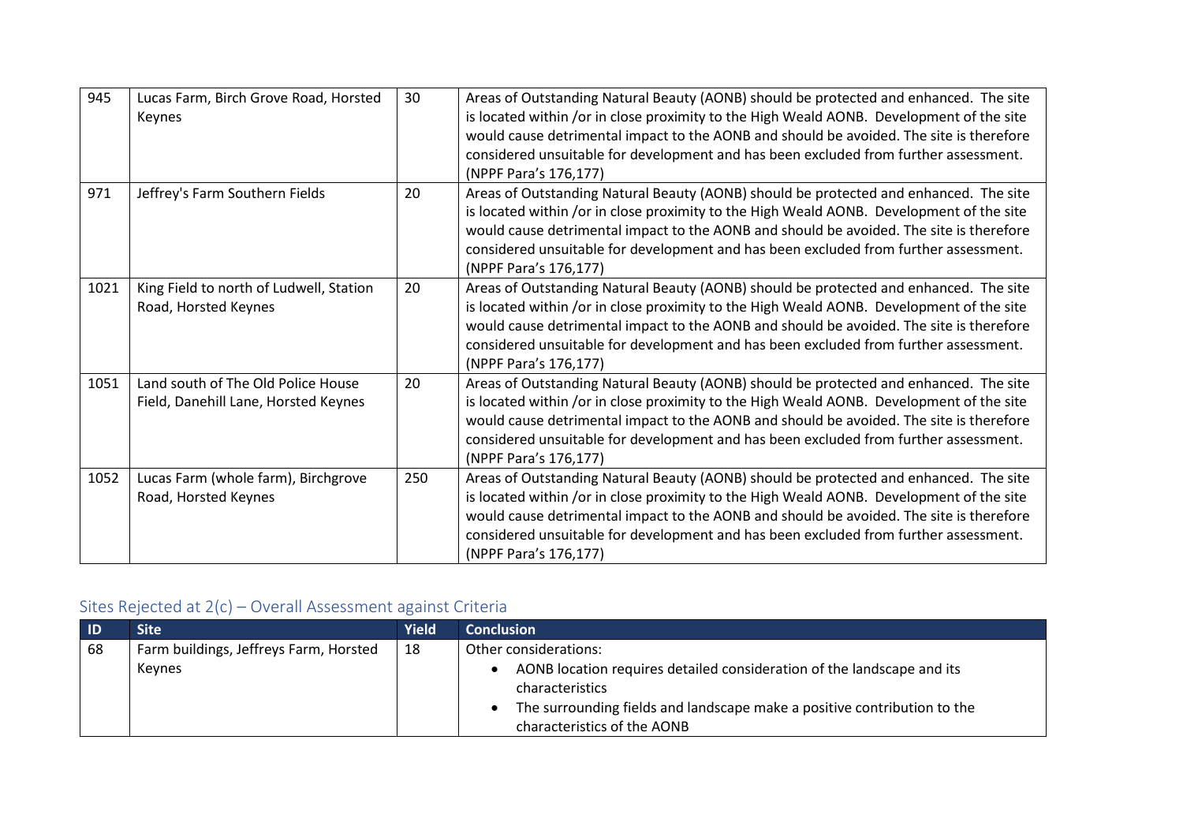| 945 | Lucas Farm, Birch Grove Road, Horsted Keynes | 30 | Areas of Outstanding Natural Beauty (AONB) should be protected and enhanced. The site is located within /or in close proximity to the High Weald AONB. Development of the site would cause detrimental impact to the AONB and should be avoided. The site is therefore considered unsuitable for development and has been excluded from further assessment. (NPPF Para's 176,177) |
|---|---|---|---|
| 971 | Jeffrey's Farm Southern Fields | 20 | Areas of Outstanding Natural Beauty (AONB) should be protected and enhanced. The site is located within /or in close proximity to the High Weald AONB. Development of the site would cause detrimental impact to the AONB and should be avoided. The site is therefore considered unsuitable for development and has been excluded from further assessment. (NPPF Para's 176,177) |
| 1021 | King Field to north of Ludwell, Station Road, Horsted Keynes | 20 | Areas of Outstanding Natural Beauty (AONB) should be protected and enhanced. The site is located within /or in close proximity to the High Weald AONB. Development of the site would cause detrimental impact to the AONB and should be avoided. The site is therefore considered unsuitable for development and has been excluded from further assessment. (NPPF Para's 176,177) |
| 1051 | Land south of The Old Police House Field, Danehill Lane, Horsted Keynes | 20 | Areas of Outstanding Natural Beauty (AONB) should be protected and enhanced. The site is located within /or in close proximity to the High Weald AONB. Development of the site would cause detrimental impact to the AONB and should be avoided. The site is therefore considered unsuitable for development and has been excluded from further assessment. (NPPF Para's 176,177) |
| 1052 | Lucas Farm (whole farm), Birchgrove Road, Horsted Keynes | 250 | Areas of Outstanding Natural Beauty (AONB) should be protected and enhanced. The site is located within /or in close proximity to the High Weald AONB. Development of the site would cause detrimental impact to the AONB and should be avoided. The site is therefore considered unsuitable for development and has been excluded from further assessment. (NPPF Para's 176,177) |

## Sites Rejected at 2(c) – Overall Assessment against Criteria

| ID | Site | Yield | Conclusion |
|---|---|---|---|
| 68 | Farm buildings, Jeffreys Farm, Horsted Keynes | 18 | Other considerations:<br>• AONB location requires detailed consideration of the landscape and its characteristics<br>• The surrounding fields and landscape make a positive contribution to the characteristics of the AONB |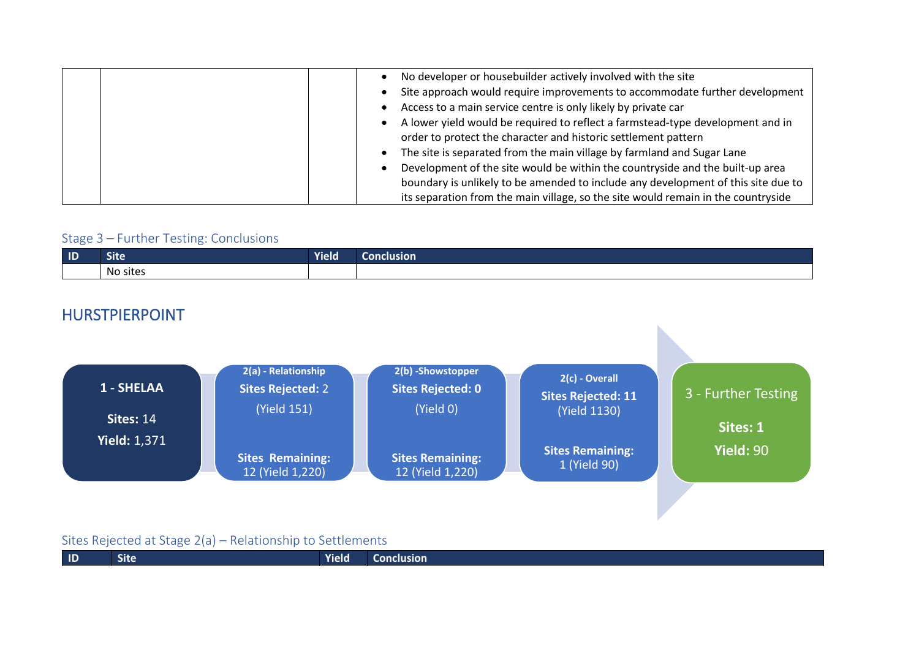| | | | |
|---|---|---|---|
| | | | • No developer or housebuilder actively involved with the site<br>• Site approach would require improvements to accommodate further development<br>• Access to a main service centre is only likely by private car<br>• A lower yield would be required to reflect a farmstead-type development and in order to protect the character and historic settlement pattern<br>• The site is separated from the main village by farmland and Sugar Lane<br>• Development of the site would be within the countryside and the built-up area boundary is unlikely to be amended to include any development of this site due to its separation from the main village, so the site would remain in the countryside |

### Stage 3 – Further Testing: Conclusions

| ID | Site | Yield | Conclusion |
|---|---|---|---|
| | No sites | | |

## HURSTPIERPOINT

**1 - SHELAA**
**Sites:** 14
**Yield:** 1,371

**2(a) - Relationship**
**Sites Rejected:** 2
(Yield 151)
**Sites Remaining:** 12 (Yield 1,220)

**2(b) -Showstopper**
**Sites Rejected: 0**
(Yield 0)
**Sites Remaining:** 12 (Yield 1,220)

**2(c) - Overall**
**Sites Rejected: 11**
(Yield 1130)
**Sites Remaining:** 1 (Yield 90)

**3 - Further Testing**
**Sites: 1**
**Yield:** 90

### Sites Rejected at Stage 2(a) – Relationship to Settlements

| ID | Site | Yield | Conclusion |
|---|---|---|---|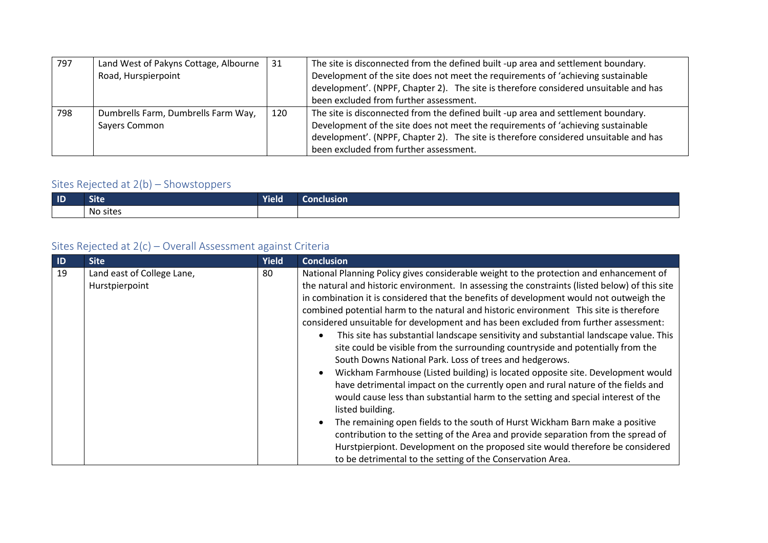| 797 | Land West of Pakyns Cottage, Albourne Road, Hurspierpoint | 31 | The site is disconnected from the defined built -up area and settlement boundary. Development of the site does not meet the requirements of 'achieving sustainable development'. (NPPF, Chapter 2). The site is therefore considered unsuitable and has been excluded from further assessment. |
|---|---|---|---|
| 798 | Dumbrells Farm, Dumbrells Farm Way, Sayers Common | 120 | The site is disconnected from the defined built -up area and settlement boundary. Development of the site does not meet the requirements of 'achieving sustainable development'. (NPPF, Chapter 2). The site is therefore considered unsuitable and has been excluded from further assessment. |

## Sites Rejected at 2(b) – Showstoppers

| ID | Site | Yield | Conclusion |
|---|---|---|---|
| | No sites | | |

## Sites Rejected at 2(c) – Overall Assessment against Criteria

| ID | Site | Yield | Conclusion |
|---|---|---|---|
| 19 | Land east of College Lane, Hurstpierpoint | 80 | National Planning Policy gives considerable weight to the protection and enhancement of the natural and historic environment. In assessing the constraints (listed below) of this site in combination it is considered that the benefits of development would not outweigh the combined potential harm to the natural and historic environment This site is therefore considered unsuitable for development and has been excluded from further assessment:<br>• This site has substantial landscape sensitivity and substantial landscape value. This site could be visible from the surrounding countryside and potentially from the South Downs National Park. Loss of trees and hedgerows.<br>• Wickham Farmhouse (Listed building) is located opposite site. Development would have detrimental impact on the currently open and rural nature of the fields and would cause less than substantial harm to the setting and special interest of the listed building.<br>• The remaining open fields to the south of Hurst Wickham Barn make a positive contribution to the setting of the Area and provide separation from the spread of Hurstpierpiont. Development on the proposed site would therefore be considered to be detrimental to the setting of the Conservation Area. |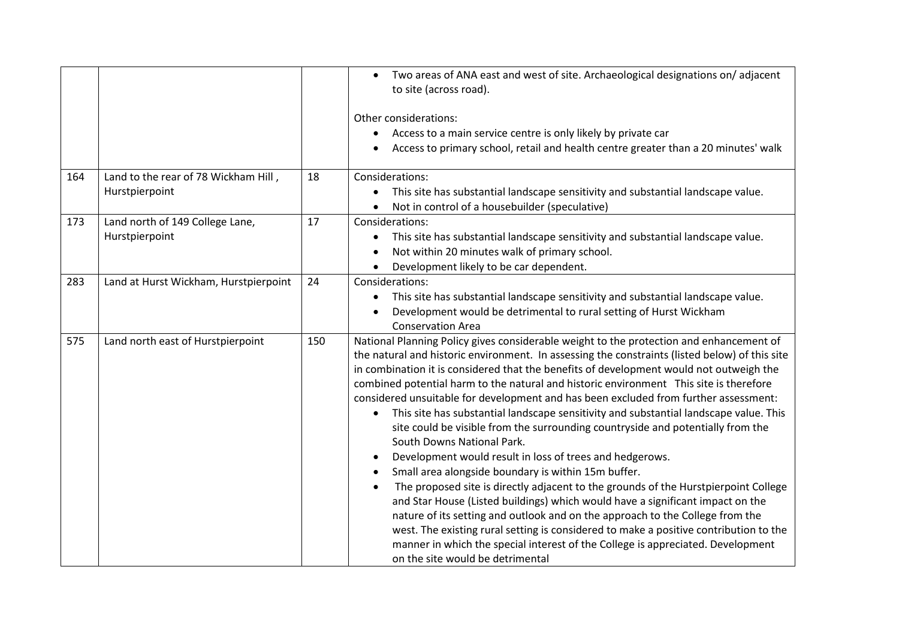| | | | |
|---|---|---|---|
| | | | • Two areas of ANA east and west of site. Archaeological designations on/ adjacent to site (across road).<br><br>Other considerations:<br>• Access to a main service centre is only likely by private car<br>• Access to primary school, retail and health centre greater than a 20 minutes' walk |
| 164 | Land to the rear of 78 Wickham Hill , Hurstpierpoint | 18 | Considerations:<br>• This site has substantial landscape sensitivity and substantial landscape value.<br>• Not in control of a housebuilder (speculative) |
| 173 | Land north of 149 College Lane, Hurstpierpoint | 17 | Considerations:<br>• This site has substantial landscape sensitivity and substantial landscape value.<br>• Not within 20 minutes walk of primary school.<br>• Development likely to be car dependent. |
| 283 | Land at Hurst Wickham, Hurstpierpoint | 24 | Considerations:<br>• This site has substantial landscape sensitivity and substantial landscape value.<br>• Development would be detrimental to rural setting of Hurst Wickham Conservation Area |
| 575 | Land north east of Hurstpierpoint | 150 | National Planning Policy gives considerable weight to the protection and enhancement of the natural and historic environment. In assessing the constraints (listed below) of this site in combination it is considered that the benefits of development would not outweigh the combined potential harm to the natural and historic environment This site is therefore considered unsuitable for development and has been excluded from further assessment:<br>• This site has substantial landscape sensitivity and substantial landscape value. This site could be visible from the surrounding countryside and potentially from the South Downs National Park.<br>• Development would result in loss of trees and hedgerows.<br>• Small area alongside boundary is within 15m buffer.<br>• The proposed site is directly adjacent to the grounds of the Hurstpierpoint College and Star House (Listed buildings) which would have a significant impact on the nature of its setting and outlook and on the approach to the College from the west. The existing rural setting is considered to make a positive contribution to the manner in which the special interest of the College is appreciated. Development on the site would be detrimental |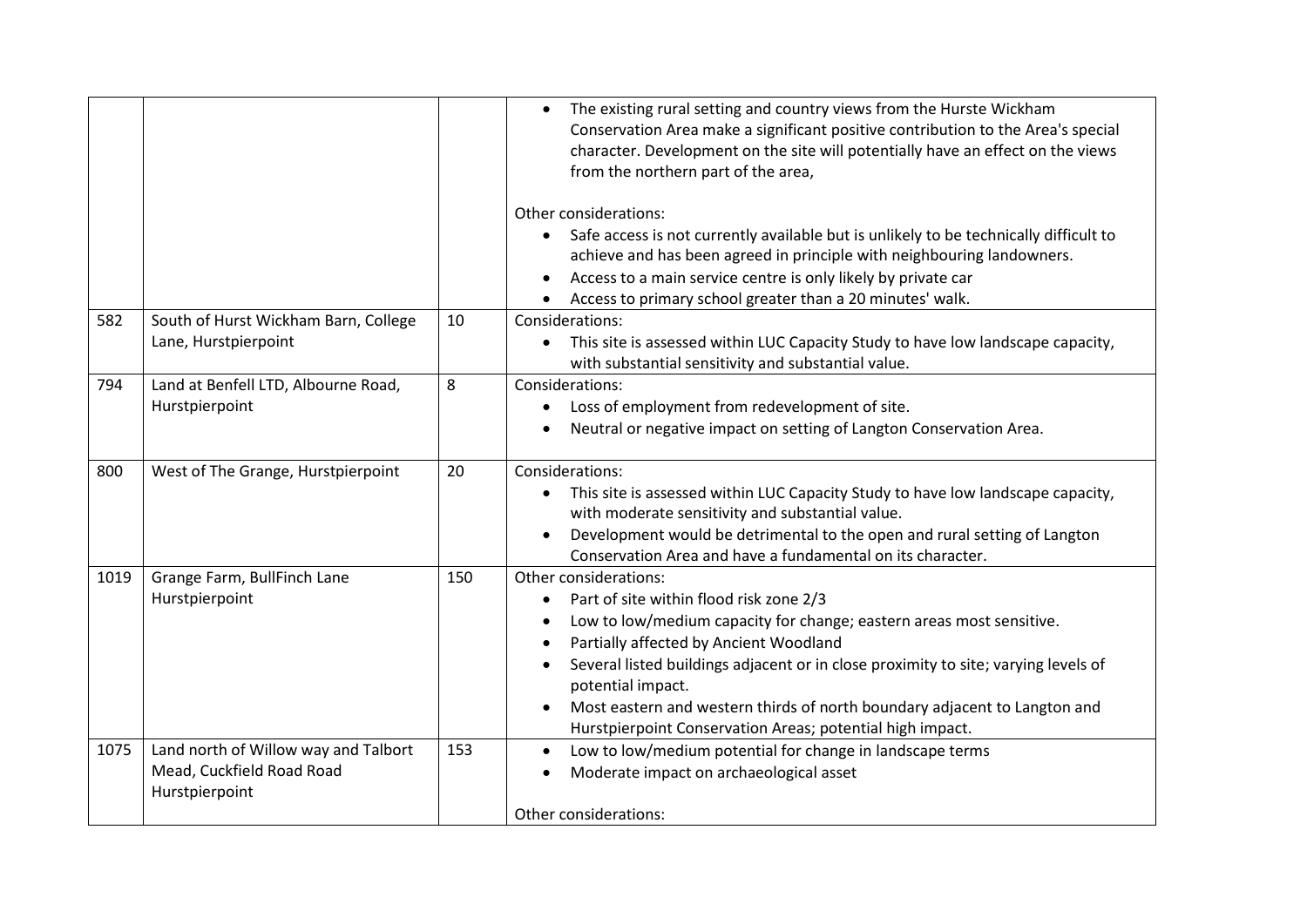| | | | |
|---|---|---|---|
| | | | • The existing rural setting and country views from the Hurste Wickham Conservation Area make a significant positive contribution to the Area's special character. Development on the site will potentially have an effect on the views from the northern part of the area,<br><br>Other considerations:<br>• Safe access is not currently available but is unlikely to be technically difficult to achieve and has been agreed in principle with neighbouring landowners.<br>• Access to a main service centre is only likely by private car<br>• Access to primary school greater than a 20 minutes' walk. |
| 582 | South of Hurst Wickham Barn, College Lane, Hurstpierpoint | 10 | Considerations:<br>• This site is assessed within LUC Capacity Study to have low landscape capacity, with substantial sensitivity and substantial value. |
| 794 | Land at Benfell LTD, Albourne Road, Hurstpierpoint | 8 | Considerations:<br>• Loss of employment from redevelopment of site.<br>• Neutral or negative impact on setting of Langton Conservation Area. |
| 800 | West of The Grange, Hurstpierpoint | 20 | Considerations:<br>• This site is assessed within LUC Capacity Study to have low landscape capacity, with moderate sensitivity and substantial value.<br>• Development would be detrimental to the open and rural setting of Langton Conservation Area and have a fundamental on its character. |
| 1019 | Grange Farm, BullFinch Lane Hurstpierpoint | 150 | Other considerations:<br>• Part of site within flood risk zone 2/3<br>• Low to low/medium capacity for change; eastern areas most sensitive.<br>• Partially affected by Ancient Woodland<br>• Several listed buildings adjacent or in close proximity to site; varying levels of potential impact.<br>• Most eastern and western thirds of north boundary adjacent to Langton and Hurstpierpoint Conservation Areas; potential high impact. |
| 1075 | Land north of Willow way and Talbort Mead, Cuckfield Road Road Hurstpierpoint | 153 | • Low to low/medium potential for change in landscape terms<br>• Moderate impact on archaeological asset<br><br>Other considerations: |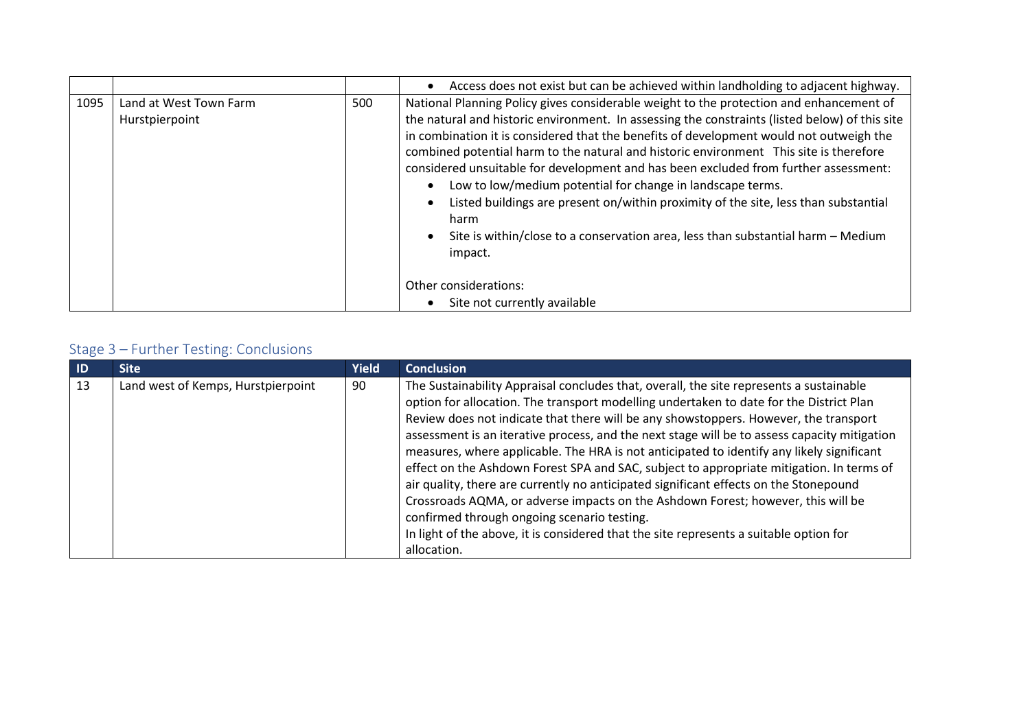| | | | |
|---|---|---|---|
| | | | • Access does not exist but can be achieved within landholding to adjacent highway. |
| 1095 | Land at West Town Farm Hurstpierpoint | 500 | National Planning Policy gives considerable weight to the protection and enhancement of the natural and historic environment. In assessing the constraints (listed below) of this site in combination it is considered that the benefits of development would not outweigh the combined potential harm to the natural and historic environment This site is therefore considered unsuitable for development and has been excluded from further assessment:<br>• Low to low/medium potential for change in landscape terms.<br>• Listed buildings are present on/within proximity of the site, less than substantial harm<br>• Site is within/close to a conservation area, less than substantial harm – Medium impact.<br><br>Other considerations:<br>• Site not currently available |

## Stage 3 – Further Testing: Conclusions

| ID | Site | Yield | Conclusion |
|---|---|---|---|
| 13 | Land west of Kemps, Hurstpierpoint | 90 | The Sustainability Appraisal concludes that, overall, the site represents a sustainable option for allocation. The transport modelling undertaken to date for the District Plan Review does not indicate that there will be any showstoppers. However, the transport assessment is an iterative process, and the next stage will be to assess capacity mitigation measures, where applicable. The HRA is not anticipated to identify any likely significant effect on the Ashdown Forest SPA and SAC, subject to appropriate mitigation. In terms of air quality, there are currently no anticipated significant effects on the Stonepound Crossroads AQMA, or adverse impacts on the Ashdown Forest; however, this will be confirmed through ongoing scenario testing.<br>In light of the above, it is considered that the site represents a suitable option for allocation. |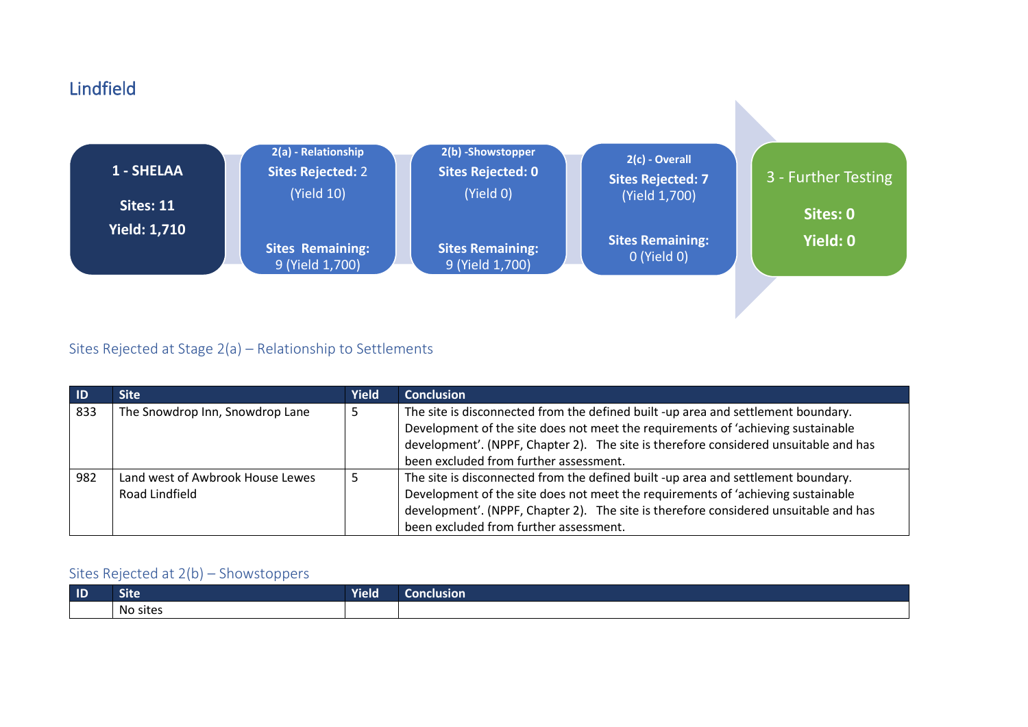## Lindfield

**1 - SHELAA**

**Sites: 11**

**Yield: 1,710**

**2(a) - Relationship**

**Sites Rejected:** 2

(Yield 10)

**Sites Remaining:**
9 (Yield 1,700)

**2(b) -Showstopper**

**Sites Rejected: 0**

(Yield 0)

**Sites Remaining:**
9 (Yield 1,700)

**2(c) - Overall**

**Sites Rejected: 7**
(Yield 1,700)

**Sites Remaining:**
0 (Yield 0)

**3 - Further Testing**

**Sites: 0**

**Yield: 0**

### Sites Rejected at Stage 2(a) – Relationship to Settlements

| ID | Site | Yield | Conclusion |
|---|---|---|---|
| 833 | The Snowdrop Inn, Snowdrop Lane | 5 | The site is disconnected from the defined built -up area and settlement boundary. Development of the site does not meet the requirements of 'achieving sustainable development'. (NPPF, Chapter 2). The site is therefore considered unsuitable and has been excluded from further assessment. |
| 982 | Land west of Awbrook House Lewes Road Lindfield | 5 | The site is disconnected from the defined built -up area and settlement boundary. Development of the site does not meet the requirements of 'achieving sustainable development'. (NPPF, Chapter 2). The site is therefore considered unsuitable and has been excluded from further assessment. |

### Sites Rejected at 2(b) – Showstoppers

| ID | Site | Yield | Conclusion |
|---|---|---|---|
| | No sites | | |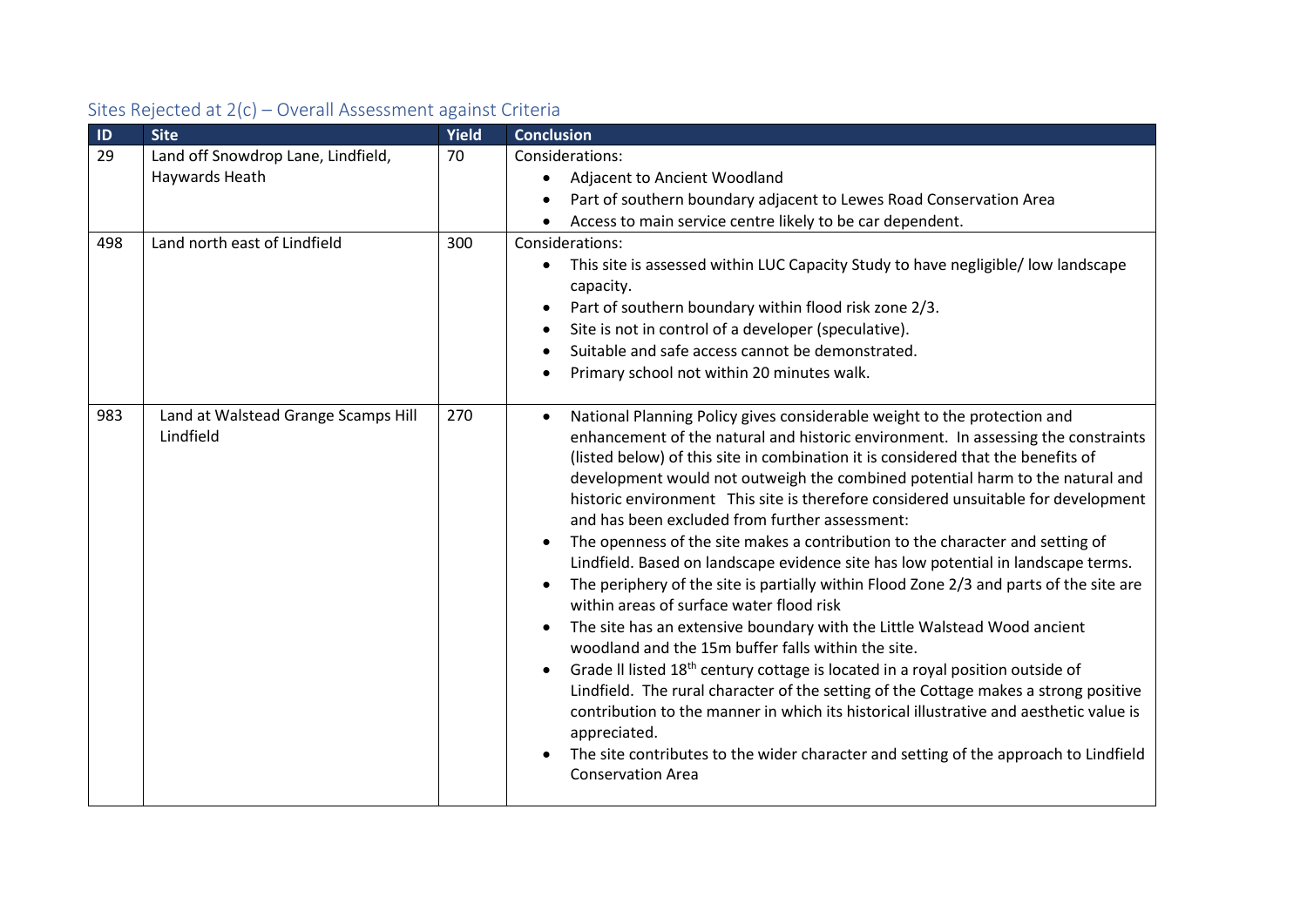## Sites Rejected at 2(c) – Overall Assessment against Criteria

| ID | Site | Yield | Conclusion |
|---|---|---|---|
| 29 | Land off Snowdrop Lane, Lindfield, Haywards Heath | 70 | Considerations:<br>• Adjacent to Ancient Woodland<br>• Part of southern boundary adjacent to Lewes Road Conservation Area<br>• Access to main service centre likely to be car dependent. |
| 498 | Land north east of Lindfield | 300 | Considerations:<br>• This site is assessed within LUC Capacity Study to have negligible/ low landscape capacity.<br>• Part of southern boundary within flood risk zone 2/3.<br>• Site is not in control of a developer (speculative).<br>• Suitable and safe access cannot be demonstrated.<br>• Primary school not within 20 minutes walk. |
| 983 | Land at Walstead Grange Scamps Hill Lindfield | 270 | • National Planning Policy gives considerable weight to the protection and enhancement of the natural and historic environment. In assessing the constraints (listed below) of this site in combination it is considered that the benefits of development would not outweigh the combined potential harm to the natural and historic environment This site is therefore considered unsuitable for development and has been excluded from further assessment:<br>• The openness of the site makes a contribution to the character and setting of Lindfield. Based on landscape evidence site has low potential in landscape terms.<br>• The periphery of the site is partially within Flood Zone 2/3 and parts of the site are within areas of surface water flood risk<br>• The site has an extensive boundary with the Little Walstead Wood ancient woodland and the 15m buffer falls within the site.<br>• Grade II listed 18th century cottage is located in a royal position outside of Lindfield. The rural character of the setting of the Cottage makes a strong positive contribution to the manner in which its historical illustrative and aesthetic value is appreciated.<br>• The site contributes to the wider character and setting of the approach to Lindfield Conservation Area |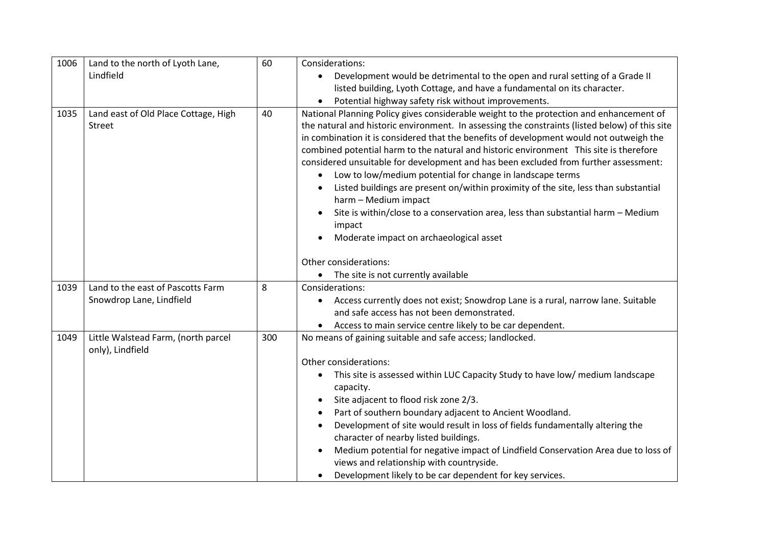| 1006 | Land to the north of Lyoth Lane, Lindfield | 60 | Considerations:<br>• Development would be detrimental to the open and rural setting of a Grade II listed building, Lyoth Cottage, and have a fundamental on its character.<br>• Potential highway safety risk without improvements. |
|---|---|---|---|
| 1035 | Land east of Old Place Cottage, High Street | 40 | National Planning Policy gives considerable weight to the protection and enhancement of the natural and historic environment. In assessing the constraints (listed below) of this site in combination it is considered that the benefits of development would not outweigh the combined potential harm to the natural and historic environment This site is therefore considered unsuitable for development and has been excluded from further assessment:<br>• Low to low/medium potential for change in landscape terms<br>• Listed buildings are present on/within proximity of the site, less than substantial harm – Medium impact<br>• Site is within/close to a conservation area, less than substantial harm – Medium impact<br>• Moderate impact on archaeological asset<br><br>Other considerations:<br>• The site is not currently available |
| 1039 | Land to the east of Pascotts Farm Snowdrop Lane, Lindfield | 8 | Considerations:<br>• Access currently does not exist; Snowdrop Lane is a rural, narrow lane. Suitable and safe access has not been demonstrated.<br>• Access to main service centre likely to be car dependent. |
| 1049 | Little Walstead Farm, (north parcel only), Lindfield | 300 | No means of gaining suitable and safe access; landlocked.<br><br>Other considerations:<br>• This site is assessed within LUC Capacity Study to have low/ medium landscape capacity.<br>• Site adjacent to flood risk zone 2/3.<br>• Part of southern boundary adjacent to Ancient Woodland.<br>• Development of site would result in loss of fields fundamentally altering the character of nearby listed buildings.<br>• Medium potential for negative impact of Lindfield Conservation Area due to loss of views and relationship with countryside.<br>• Development likely to be car dependent for key services. |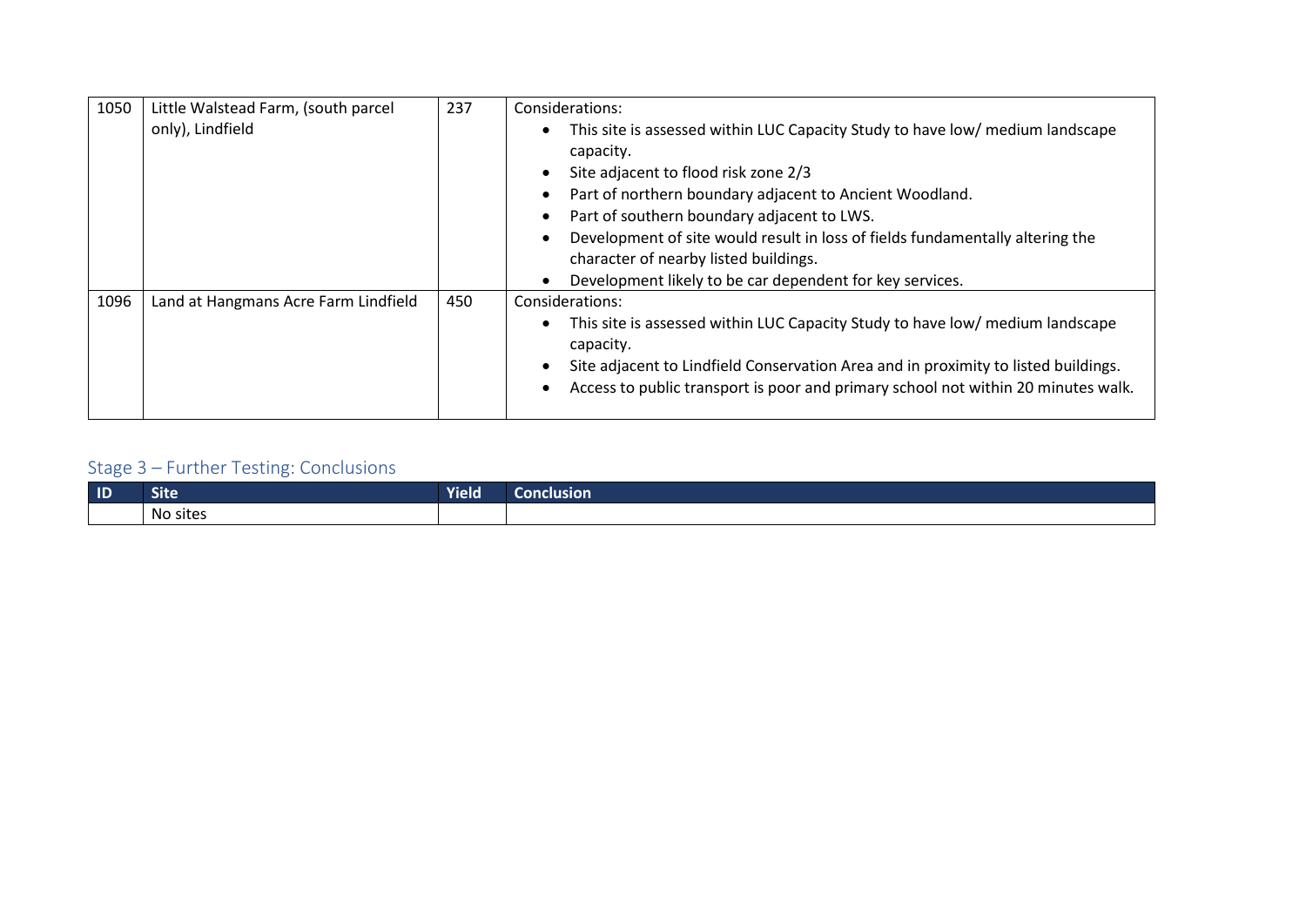| 1050 | Little Walstead Farm, (south parcel only), Lindfield | 237 | Considerations:<br>• This site is assessed within LUC Capacity Study to have low/ medium landscape capacity.<br>• Site adjacent to flood risk zone 2/3<br>• Part of northern boundary adjacent to Ancient Woodland.<br>• Part of southern boundary adjacent to LWS.<br>• Development of site would result in loss of fields fundamentally altering the character of nearby listed buildings.<br>• Development likely to be car dependent for key services. |
|---|---|---|---|
| 1096 | Land at Hangmans Acre Farm Lindfield | 450 | Considerations:<br>• This site is assessed within LUC Capacity Study to have low/ medium landscape capacity.<br>• Site adjacent to Lindfield Conservation Area and in proximity to listed buildings.<br>• Access to public transport is poor and primary school not within 20 minutes walk. |

## Stage 3 – Further Testing: Conclusions

| ID | Site | Yield | Conclusion |
|---|---|---|---|
| | No sites | | |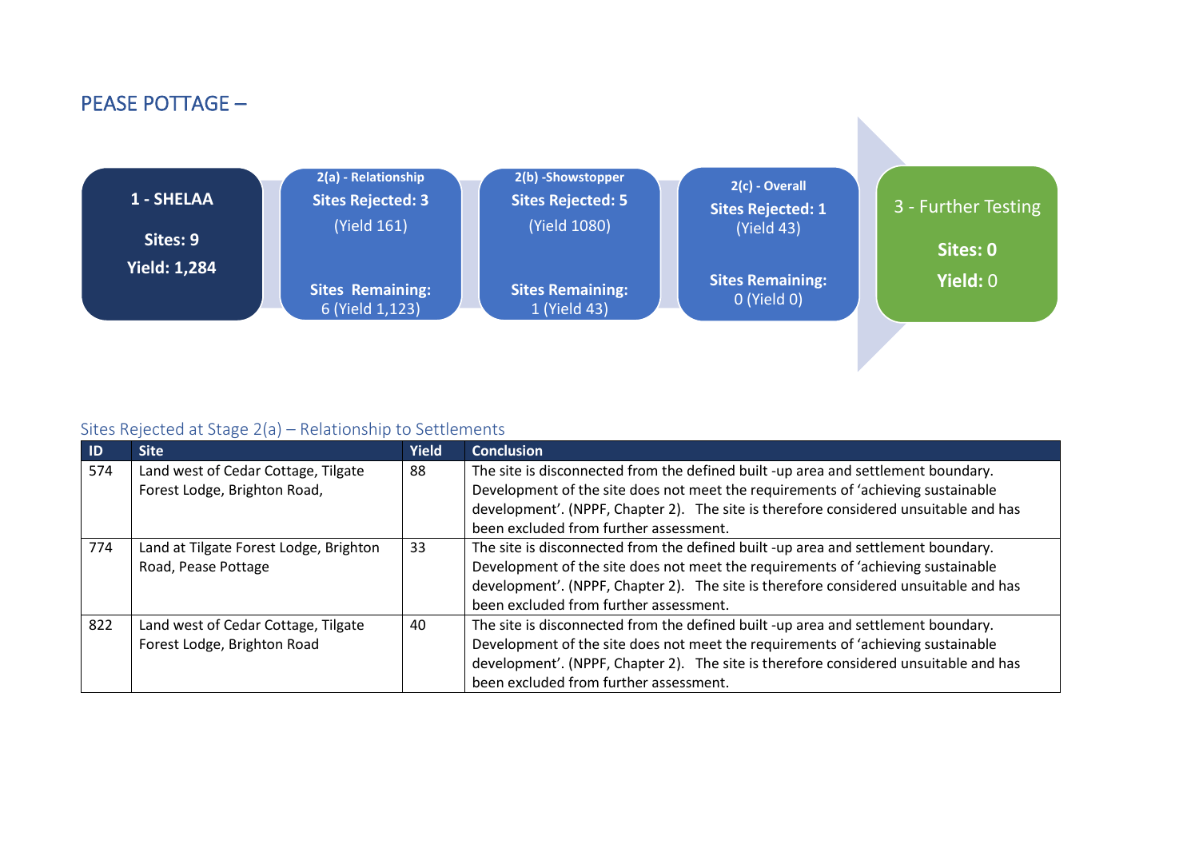## PEASE POTTAGE –

**1 - SHELAA**

**Sites: 9**

**Yield: 1,284**

**2(a) - Relationship**

**Sites Rejected: 3**

(Yield 161)

**Sites Remaining:** 6 (Yield 1,123)

**2(b) -Showstopper**

**Sites Rejected: 5**

(Yield 1080)

**Sites Remaining:** 1 (Yield 43)

**2(c) - Overall**

**Sites Rejected: 1**

(Yield 43)

**Sites Remaining:** 0 (Yield 0)

**3 - Further Testing**

**Sites: 0**

**Yield:** 0

### Sites Rejected at Stage 2(a) – Relationship to Settlements

| ID | Site | Yield | Conclusion |
|---|---|---|---|
| 574 | Land west of Cedar Cottage, Tilgate Forest Lodge, Brighton Road, | 88 | The site is disconnected from the defined built -up area and settlement boundary. Development of the site does not meet the requirements of 'achieving sustainable development'. (NPPF, Chapter 2). The site is therefore considered unsuitable and has been excluded from further assessment. |
| 774 | Land at Tilgate Forest Lodge, Brighton Road, Pease Pottage | 33 | The site is disconnected from the defined built -up area and settlement boundary. Development of the site does not meet the requirements of 'achieving sustainable development'. (NPPF, Chapter 2). The site is therefore considered unsuitable and has been excluded from further assessment. |
| 822 | Land west of Cedar Cottage, Tilgate Forest Lodge, Brighton Road | 40 | The site is disconnected from the defined built -up area and settlement boundary. Development of the site does not meet the requirements of 'achieving sustainable development'. (NPPF, Chapter 2). The site is therefore considered unsuitable and has been excluded from further assessment. |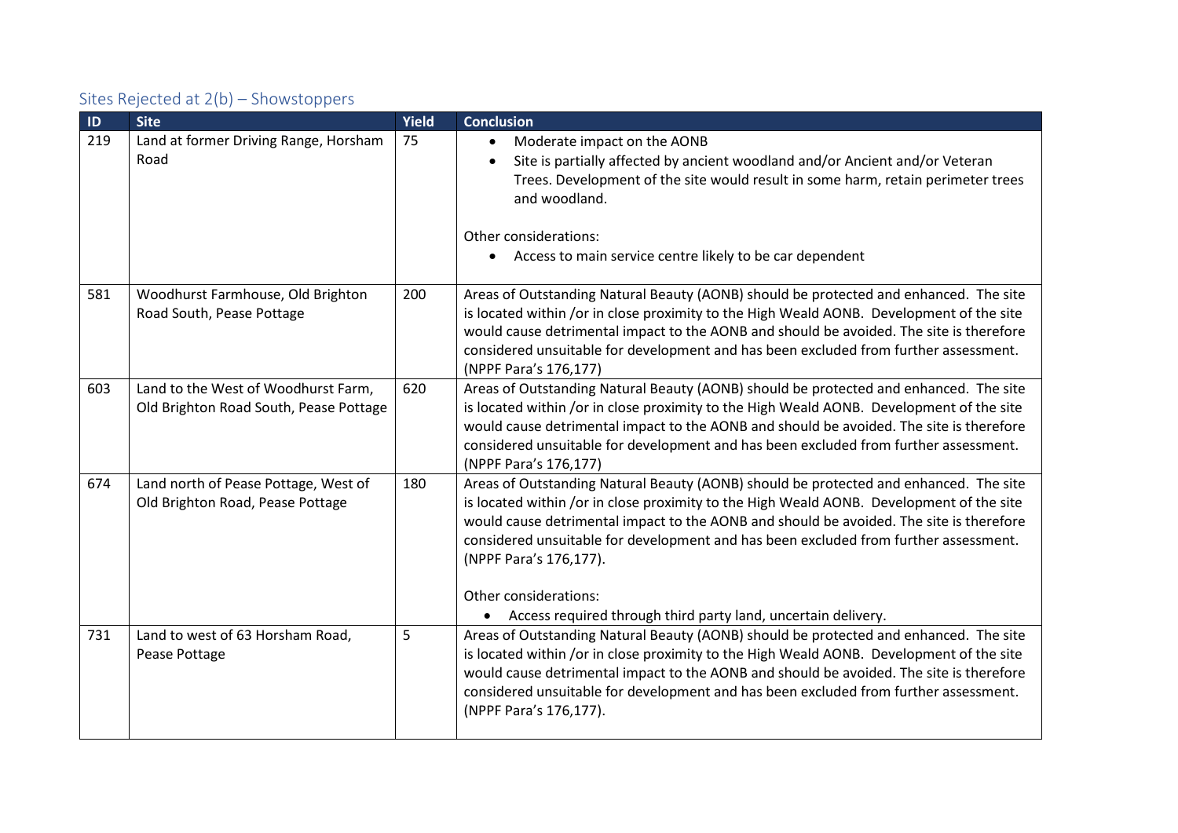### Sites Rejected at 2(b) – Showstoppers

| ID | Site | Yield | Conclusion |
|---|---|---|---|
| 219 | Land at former Driving Range, Horsham Road | 75 | • Moderate impact on the AONB<br>• Site is partially affected by ancient woodland and/or Ancient and/or Veteran Trees. Development of the site would result in some harm, retain perimeter trees and woodland.<br><br>Other considerations:<br>• Access to main service centre likely to be car dependent |
| 581 | Woodhurst Farmhouse, Old Brighton Road South, Pease Pottage | 200 | Areas of Outstanding Natural Beauty (AONB) should be protected and enhanced. The site is located within /or in close proximity to the High Weald AONB. Development of the site would cause detrimental impact to the AONB and should be avoided. The site is therefore considered unsuitable for development and has been excluded from further assessment. (NPPF Para's 176,177) |
| 603 | Land to the West of Woodhurst Farm, Old Brighton Road South, Pease Pottage | 620 | Areas of Outstanding Natural Beauty (AONB) should be protected and enhanced. The site is located within /or in close proximity to the High Weald AONB. Development of the site would cause detrimental impact to the AONB and should be avoided. The site is therefore considered unsuitable for development and has been excluded from further assessment. (NPPF Para's 176,177) |
| 674 | Land north of Pease Pottage, West of Old Brighton Road, Pease Pottage | 180 | Areas of Outstanding Natural Beauty (AONB) should be protected and enhanced. The site is located within /or in close proximity to the High Weald AONB. Development of the site would cause detrimental impact to the AONB and should be avoided. The site is therefore considered unsuitable for development and has been excluded from further assessment. (NPPF Para's 176,177).<br><br>Other considerations:<br>• Access required through third party land, uncertain delivery. |
| 731 | Land to west of 63 Horsham Road, Pease Pottage | 5 | Areas of Outstanding Natural Beauty (AONB) should be protected and enhanced. The site is located within /or in close proximity to the High Weald AONB. Development of the site would cause detrimental impact to the AONB and should be avoided. The site is therefore considered unsuitable for development and has been excluded from further assessment. (NPPF Para's 176,177). |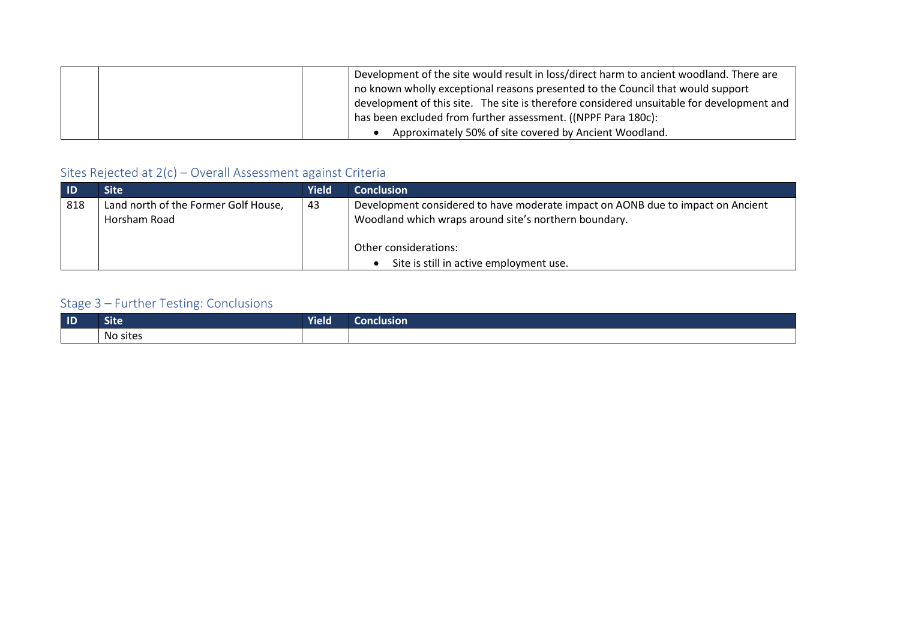| | | | |
|---|---|---|---|
| | | | Development of the site would result in loss/direct harm to ancient woodland. There are no known wholly exceptional reasons presented to the Council that would support development of this site. The site is therefore considered unsuitable for development and has been excluded from further assessment. ((NPPF Para 180c):<br>• Approximately 50% of site covered by Ancient Woodland. |

## Sites Rejected at 2(c) – Overall Assessment against Criteria

| ID | Site | Yield | Conclusion |
|---|---|---|---|
| 818 | Land north of the Former Golf House, Horsham Road | 43 | Development considered to have moderate impact on AONB due to impact on Ancient Woodland which wraps around site's northern boundary.<br><br>Other considerations:<br>• Site is still in active employment use. |

## Stage 3 – Further Testing: Conclusions

| ID | Site | Yield | Conclusion |
|---|---|---|---|
| | No sites | | |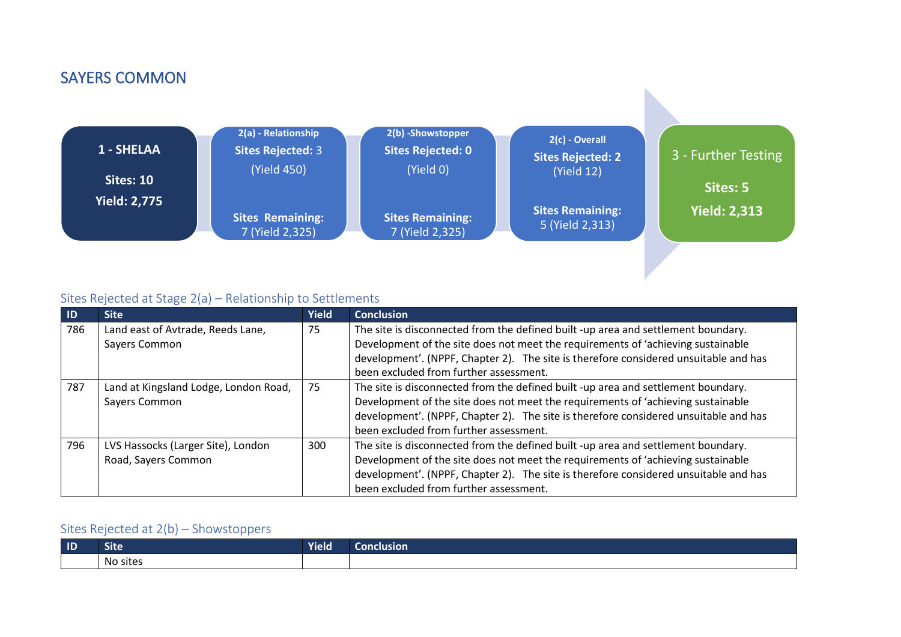## SAYERS COMMON

**1 - SHELAA**

**Sites: 10**

**Yield: 2,775**

**2(a) - Relationship**

**Sites Rejected:** 3

(Yield 450)

**Sites Remaining:**
7 (Yield 2,325)

**2(b) -Showstopper**

**Sites Rejected: 0**

(Yield 0)

**Sites Remaining:**
7 (Yield 2,325)

**2(c) - Overall**

**Sites Rejected: 2**
(Yield 12)

**Sites Remaining:**
5 (Yield 2,313)

3 - Further Testing

**Sites: 5**

**Yield: 2,313**

### Sites Rejected at Stage 2(a) – Relationship to Settlements

| ID | Site | Yield | Conclusion |
|---|---|---|---|
| 786 | Land east of Avtrade, Reeds Lane, Sayers Common | 75 | The site is disconnected from the defined built -up area and settlement boundary. Development of the site does not meet the requirements of 'achieving sustainable development'. (NPPF, Chapter 2). The site is therefore considered unsuitable and has been excluded from further assessment. |
| 787 | Land at Kingsland Lodge, London Road, Sayers Common | 75 | The site is disconnected from the defined built -up area and settlement boundary. Development of the site does not meet the requirements of 'achieving sustainable development'. (NPPF, Chapter 2). The site is therefore considered unsuitable and has been excluded from further assessment. |
| 796 | LVS Hassocks (Larger Site), London Road, Sayers Common | 300 | The site is disconnected from the defined built -up area and settlement boundary. Development of the site does not meet the requirements of 'achieving sustainable development'. (NPPF, Chapter 2). The site is therefore considered unsuitable and has been excluded from further assessment. |

### Sites Rejected at 2(b) – Showstoppers

| ID | Site | Yield | Conclusion |
|---|---|---|---|
| | No sites | | |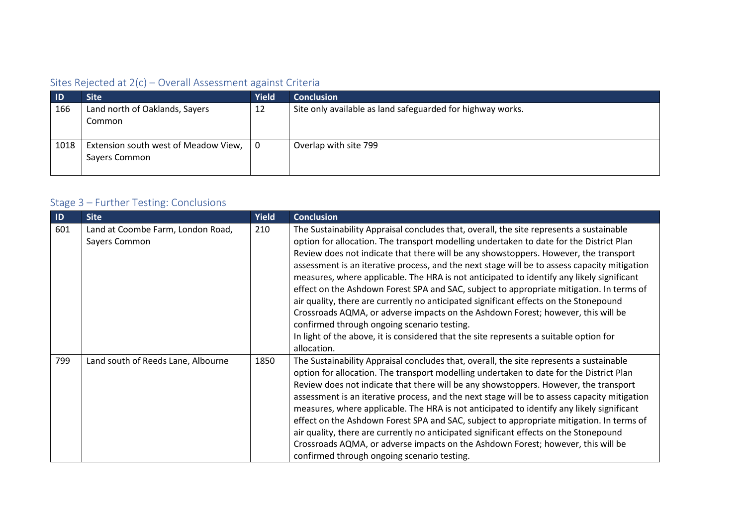## Sites Rejected at 2(c) – Overall Assessment against Criteria

| ID | Site | Yield | Conclusion |
|---|---|---|---|
| 166 | Land north of Oaklands, Sayers Common | 12 | Site only available as land safeguarded for highway works. |
| 1018 | Extension south west of Meadow View, Sayers Common | 0 | Overlap with site 799 |

## Stage 3 – Further Testing: Conclusions

| ID | Site | Yield | Conclusion |
|---|---|---|---|
| 601 | Land at Coombe Farm, London Road, Sayers Common | 210 | The Sustainability Appraisal concludes that, overall, the site represents a sustainable option for allocation. The transport modelling undertaken to date for the District Plan Review does not indicate that there will be any showstoppers. However, the transport assessment is an iterative process, and the next stage will be to assess capacity mitigation measures, where applicable. The HRA is not anticipated to identify any likely significant effect on the Ashdown Forest SPA and SAC, subject to appropriate mitigation. In terms of air quality, there are currently no anticipated significant effects on the Stonepound Crossroads AQMA, or adverse impacts on the Ashdown Forest; however, this will be confirmed through ongoing scenario testing.<br>In light of the above, it is considered that the site represents a suitable option for allocation. |
| 799 | Land south of Reeds Lane, Albourne | 1850 | The Sustainability Appraisal concludes that, overall, the site represents a sustainable option for allocation. The transport modelling undertaken to date for the District Plan Review does not indicate that there will be any showstoppers. However, the transport assessment is an iterative process, and the next stage will be to assess capacity mitigation measures, where applicable. The HRA is not anticipated to identify any likely significant effect on the Ashdown Forest SPA and SAC, subject to appropriate mitigation. In terms of air quality, there are currently no anticipated significant effects on the Stonepound Crossroads AQMA, or adverse impacts on the Ashdown Forest; however, this will be confirmed through ongoing scenario testing. |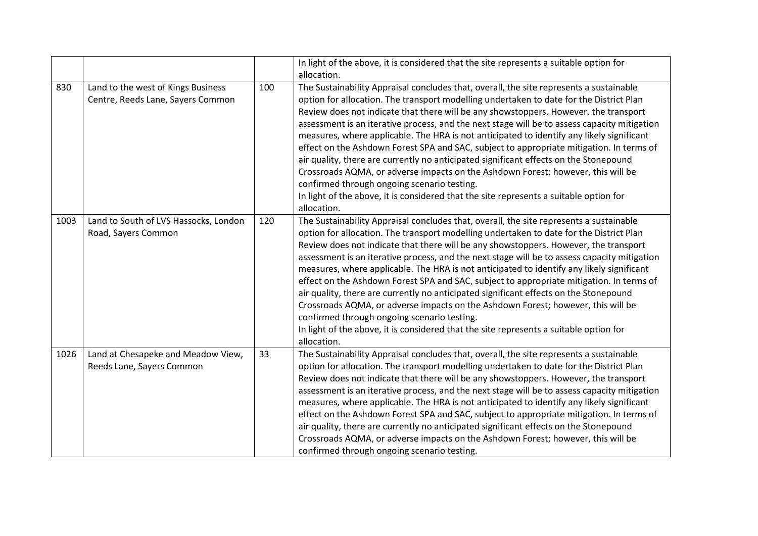| | | | |
|---|---|---|---|
| | | | In light of the above, it is considered that the site represents a suitable option for allocation. |
| 830 | Land to the west of Kings Business Centre, Reeds Lane, Sayers Common | 100 | The Sustainability Appraisal concludes that, overall, the site represents a sustainable option for allocation. The transport modelling undertaken to date for the District Plan Review does not indicate that there will be any showstoppers. However, the transport assessment is an iterative process, and the next stage will be to assess capacity mitigation measures, where applicable. The HRA is not anticipated to identify any likely significant effect on the Ashdown Forest SPA and SAC, subject to appropriate mitigation. In terms of air quality, there are currently no anticipated significant effects on the Stonepound Crossroads AQMA, or adverse impacts on the Ashdown Forest; however, this will be confirmed through ongoing scenario testing.<br>In light of the above, it is considered that the site represents a suitable option for allocation. |
| 1003 | Land to South of LVS Hassocks, London Road, Sayers Common | 120 | The Sustainability Appraisal concludes that, overall, the site represents a sustainable option for allocation. The transport modelling undertaken to date for the District Plan Review does not indicate that there will be any showstoppers. However, the transport assessment is an iterative process, and the next stage will be to assess capacity mitigation measures, where applicable. The HRA is not anticipated to identify any likely significant effect on the Ashdown Forest SPA and SAC, subject to appropriate mitigation. In terms of air quality, there are currently no anticipated significant effects on the Stonepound Crossroads AQMA, or adverse impacts on the Ashdown Forest; however, this will be confirmed through ongoing scenario testing.<br>In light of the above, it is considered that the site represents a suitable option for allocation. |
| 1026 | Land at Chesapeke and Meadow View, Reeds Lane, Sayers Common | 33 | The Sustainability Appraisal concludes that, overall, the site represents a sustainable option for allocation. The transport modelling undertaken to date for the District Plan Review does not indicate that there will be any showstoppers. However, the transport assessment is an iterative process, and the next stage will be to assess capacity mitigation measures, where applicable. The HRA is not anticipated to identify any likely significant effect on the Ashdown Forest SPA and SAC, subject to appropriate mitigation. In terms of air quality, there are currently no anticipated significant effects on the Stonepound Crossroads AQMA, or adverse impacts on the Ashdown Forest; however, this will be confirmed through ongoing scenario testing. |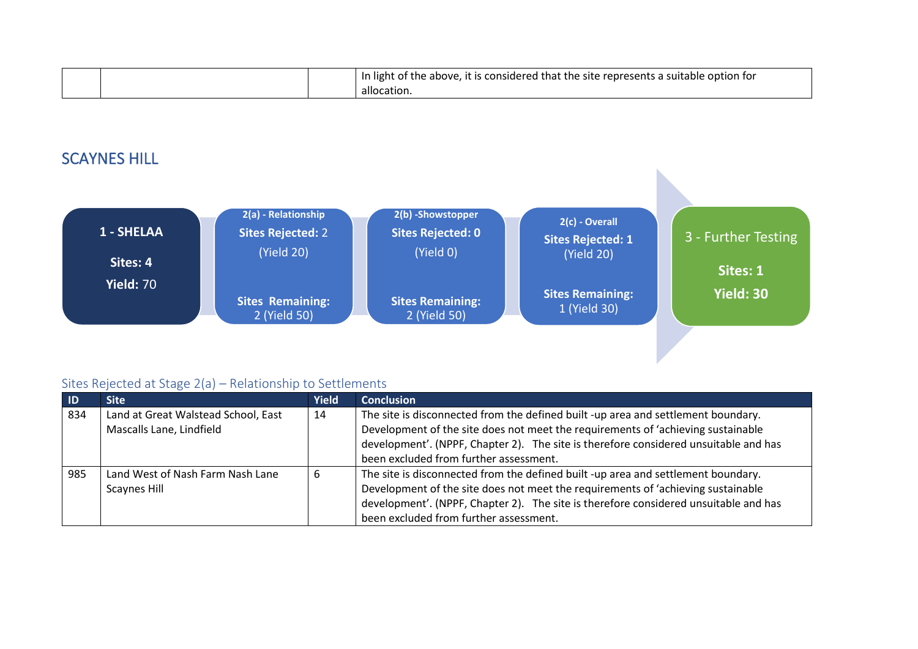| | | | In light of the above, it is considered that the site represents a suitable option for allocation. |
|---|---|---|---|

## SCAYNES HILL

**1 - SHELAA**
**Sites:** 4
**Yield:** 70

**2(a) - Relationship**
**Sites Rejected:** 2 (Yield 20)
**Sites Remaining:** 2 (Yield 50)

**2(b) - Showstopper**
**Sites Rejected:** 0 (Yield 0)
**Sites Remaining:** 2 (Yield 50)

**2(c) - Overall**
**Sites Rejected:** 1 (Yield 20)
**Sites Remaining:** 1 (Yield 30)

**3 - Further Testing**
**Sites:** 1
**Yield:** 30

### Sites Rejected at Stage 2(a) – Relationship to Settlements

| ID | Site | Yield | Conclusion |
|---|---|---|---|
| 834 | Land at Great Walstead School, East Mascalls Lane, Lindfield | 14 | The site is disconnected from the defined built -up area and settlement boundary. Development of the site does not meet the requirements of 'achieving sustainable development'. (NPPF, Chapter 2). The site is therefore considered unsuitable and has been excluded from further assessment. |
| 985 | Land West of Nash Farm Nash Lane Scaynes Hill | 6 | The site is disconnected from the defined built -up area and settlement boundary. Development of the site does not meet the requirements of 'achieving sustainable development'. (NPPF, Chapter 2). The site is therefore considered unsuitable and has been excluded from further assessment. |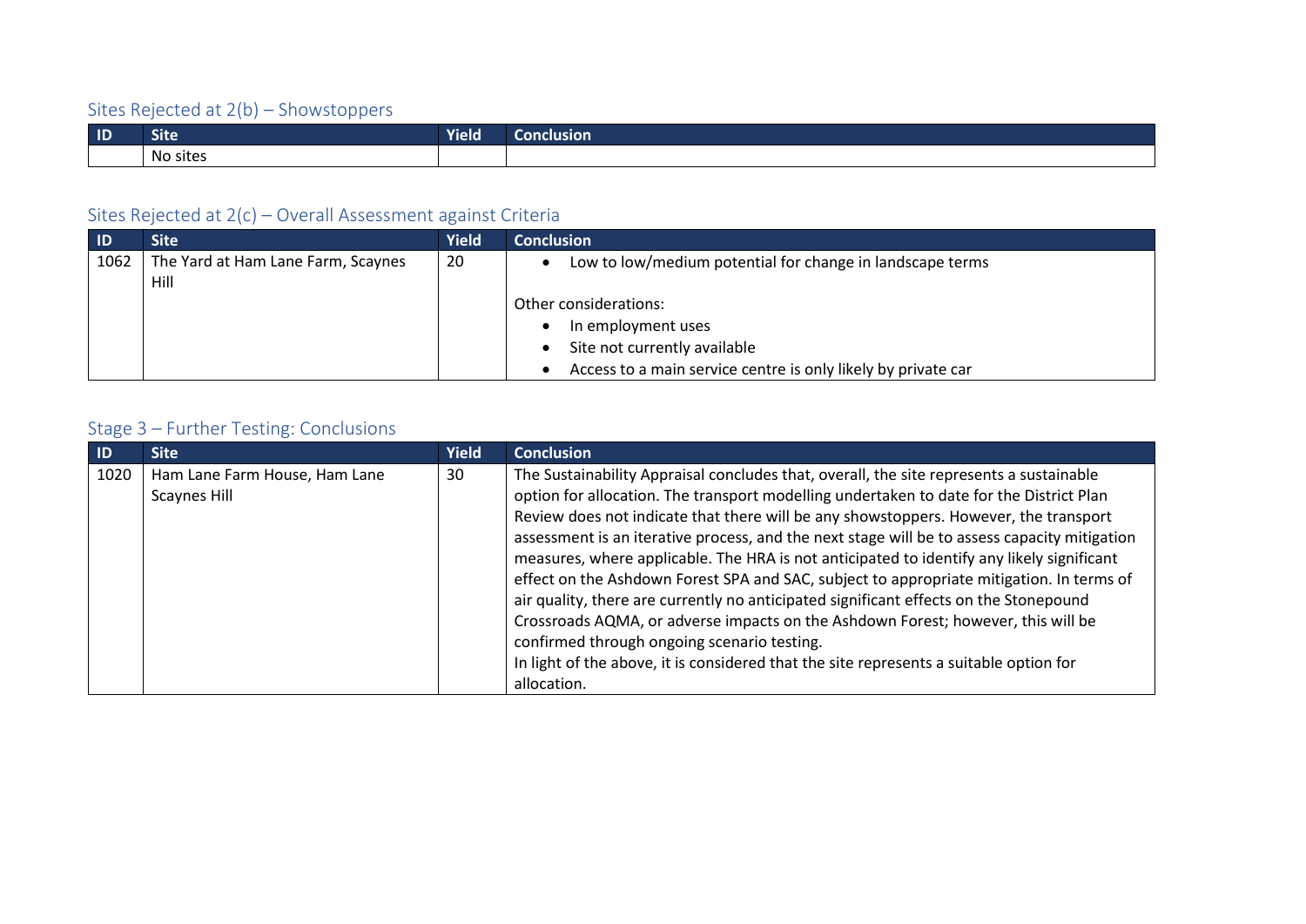### Sites Rejected at 2(b) – Showstoppers

| ID | Site | Yield | Conclusion |
|---|---|---|---|
| | No sites | | |

### Sites Rejected at 2(c) – Overall Assessment against Criteria

| ID | Site | Yield | Conclusion |
|---|---|---|---|
| 1062 | The Yard at Ham Lane Farm, Scaynes Hill | 20 | • Low to low/medium potential for change in landscape terms<br><br>Other considerations:<br>• In employment uses<br>• Site not currently available<br>• Access to a main service centre is only likely by private car |

### Stage 3 – Further Testing: Conclusions

| ID | Site | Yield | Conclusion |
|---|---|---|---|
| 1020 | Ham Lane Farm House, Ham Lane Scaynes Hill | 30 | The Sustainability Appraisal concludes that, overall, the site represents a sustainable option for allocation. The transport modelling undertaken to date for the District Plan Review does not indicate that there will be any showstoppers. However, the transport assessment is an iterative process, and the next stage will be to assess capacity mitigation measures, where applicable. The HRA is not anticipated to identify any likely significant effect on the Ashdown Forest SPA and SAC, subject to appropriate mitigation. In terms of air quality, there are currently no anticipated significant effects on the Stonepound Crossroads AQMA, or adverse impacts on the Ashdown Forest; however, this will be confirmed through ongoing scenario testing.<br>In light of the above, it is considered that the site represents a suitable option for allocation. |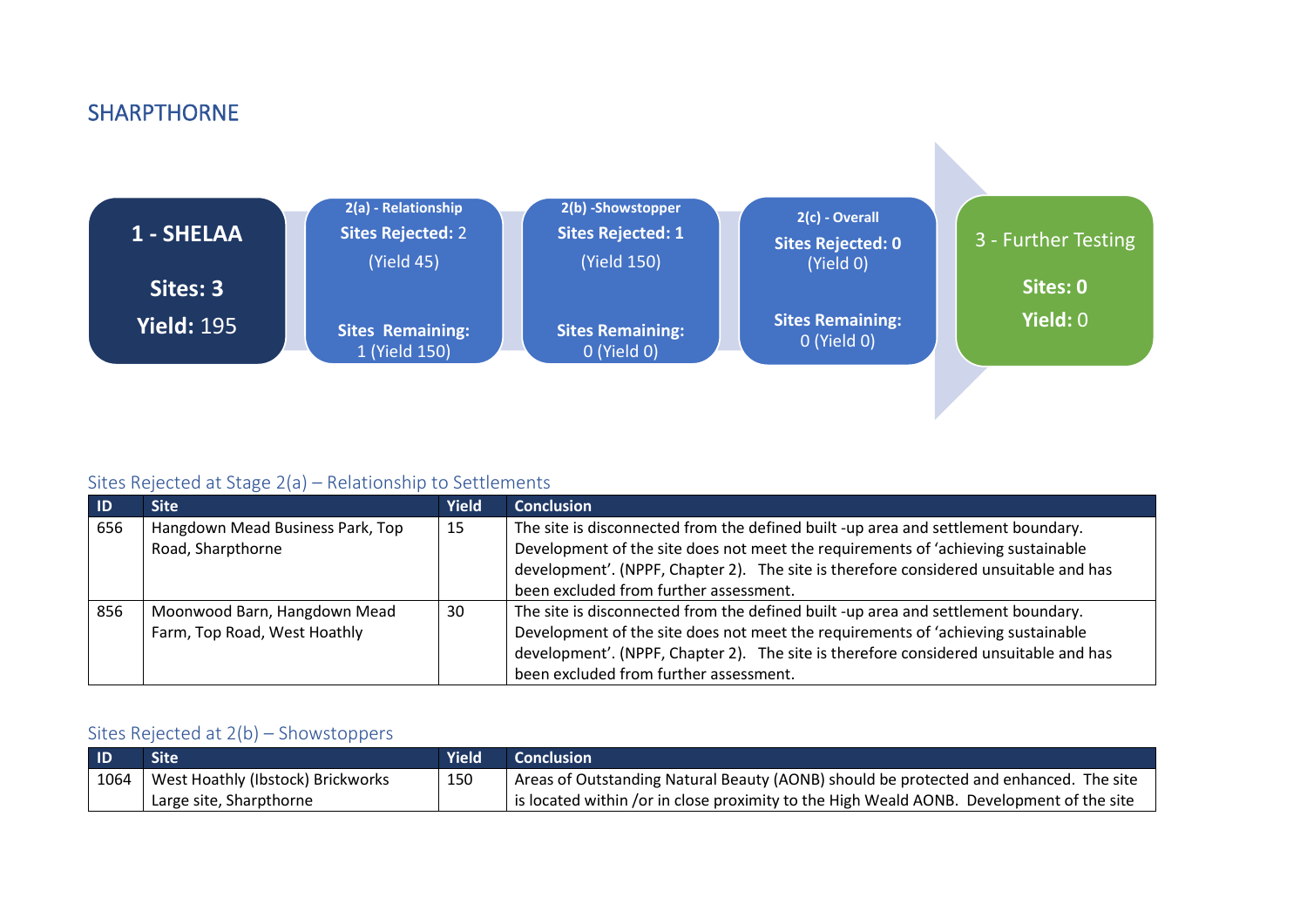## SHARPTHORNE

**1 - SHELAA**

**Sites: 3**

**Yield:** 195

**2(a) - Relationship**

**Sites Rejected:** 2

(Yield 45)

**Sites Remaining:** 1 (Yield 150)

**2(b) -Showstopper**

**Sites Rejected: 1**

(Yield 150)

**Sites Remaining:** 0 (Yield 0)

**2(c) - Overall**

**Sites Rejected: 0**

(Yield 0)

**Sites Remaining:** 0 (Yield 0)

**3 - Further Testing**

**Sites: 0**

**Yield:** 0

### Sites Rejected at Stage 2(a) – Relationship to Settlements

| ID | Site | Yield | Conclusion |
|---|---|---|---|
| 656 | Hangdown Mead Business Park, Top Road, Sharpthorne | 15 | The site is disconnected from the defined built -up area and settlement boundary. Development of the site does not meet the requirements of 'achieving sustainable development'. (NPPF, Chapter 2). The site is therefore considered unsuitable and has been excluded from further assessment. |
| 856 | Moonwood Barn, Hangdown Mead Farm, Top Road, West Hoathly | 30 | The site is disconnected from the defined built -up area and settlement boundary. Development of the site does not meet the requirements of 'achieving sustainable development'. (NPPF, Chapter 2). The site is therefore considered unsuitable and has been excluded from further assessment. |

### Sites Rejected at 2(b) – Showstoppers

| ID | Site | Yield | Conclusion |
|---|---|---|---|
| 1064 | West Hoathly (Ibstock) Brickworks Large site, Sharpthorne | 150 | Areas of Outstanding Natural Beauty (AONB) should be protected and enhanced. The site is located within /or in close proximity to the High Weald AONB. Development of the site |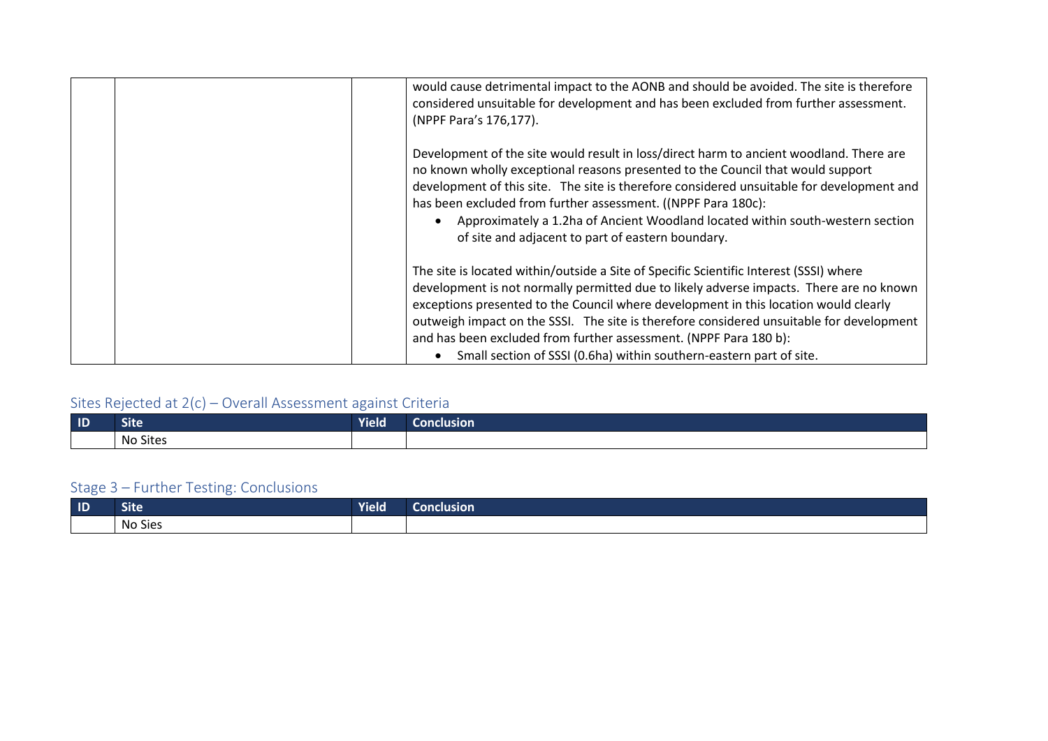| | | | |
|---|---|---|---|
| | | | would cause detrimental impact to the AONB and should be avoided. The site is therefore considered unsuitable for development and has been excluded from further assessment. (NPPF Para's 176,177).<br><br>Development of the site would result in loss/direct harm to ancient woodland. There are no known wholly exceptional reasons presented to the Council that would support development of this site. The site is therefore considered unsuitable for development and has been excluded from further assessment. ((NPPF Para 180c):<br>• Approximately a 1.2ha of Ancient Woodland located within south-western section of site and adjacent to part of eastern boundary.<br><br>The site is located within/outside a Site of Specific Scientific Interest (SSSI) where development is not normally permitted due to likely adverse impacts. There are no known exceptions presented to the Council where development in this location would clearly outweigh impact on the SSSI. The site is therefore considered unsuitable for development and has been excluded from further assessment. (NPPF Para 180 b):<br>• Small section of SSSI (0.6ha) within southern-eastern part of site. |

## Sites Rejected at 2(c) – Overall Assessment against Criteria

| ID | Site | Yield | Conclusion |
|---|---|---|---|
| | No Sites | | |

## Stage 3 – Further Testing: Conclusions

| ID | Site | Yield | Conclusion |
|---|---|---|---|
| | No Sies | | |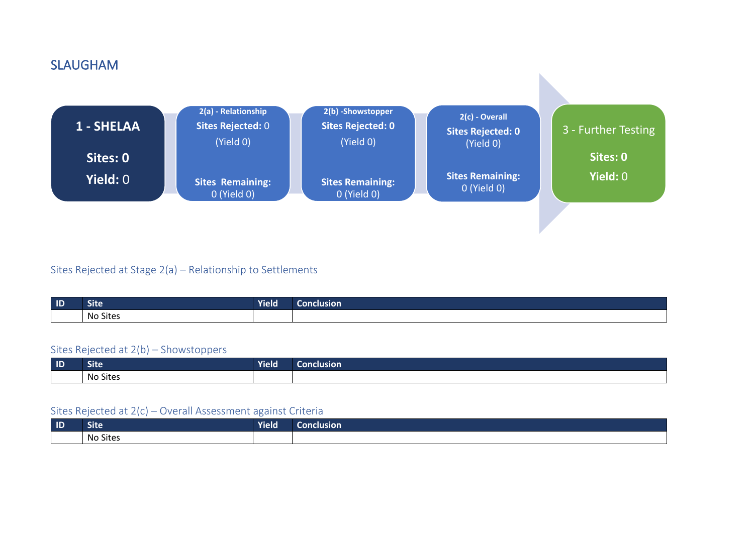## SLAUGHAM

**1 - SHELAA**

**Sites: 0**

**Yield:** 0

**2(a) - Relationship**

**Sites Rejected:** 0

(Yield 0)

**Sites Remaining:**
0 (Yield 0)

**2(b) -Showstopper**

**Sites Rejected: 0**

(Yield 0)

**Sites Remaining:**
0 (Yield 0)

**2(c) - Overall**

**Sites Rejected: 0**
(Yield 0)

**Sites Remaining:**
0 (Yield 0)

**3 - Further Testing**

**Sites: 0**

**Yield:** 0

### Sites Rejected at Stage 2(a) – Relationship to Settlements

| ID | Site | Yield | Conclusion |
|---|---|---|---|
| | No Sites | | |

### Sites Rejected at 2(b) – Showstoppers

| ID | Site | Yield | Conclusion |
|---|---|---|---|
| | No Sites | | |

### Sites Rejected at 2(c) – Overall Assessment against Criteria

| ID | Site | Yield | Conclusion |
|---|---|---|---|
| | No Sites | | |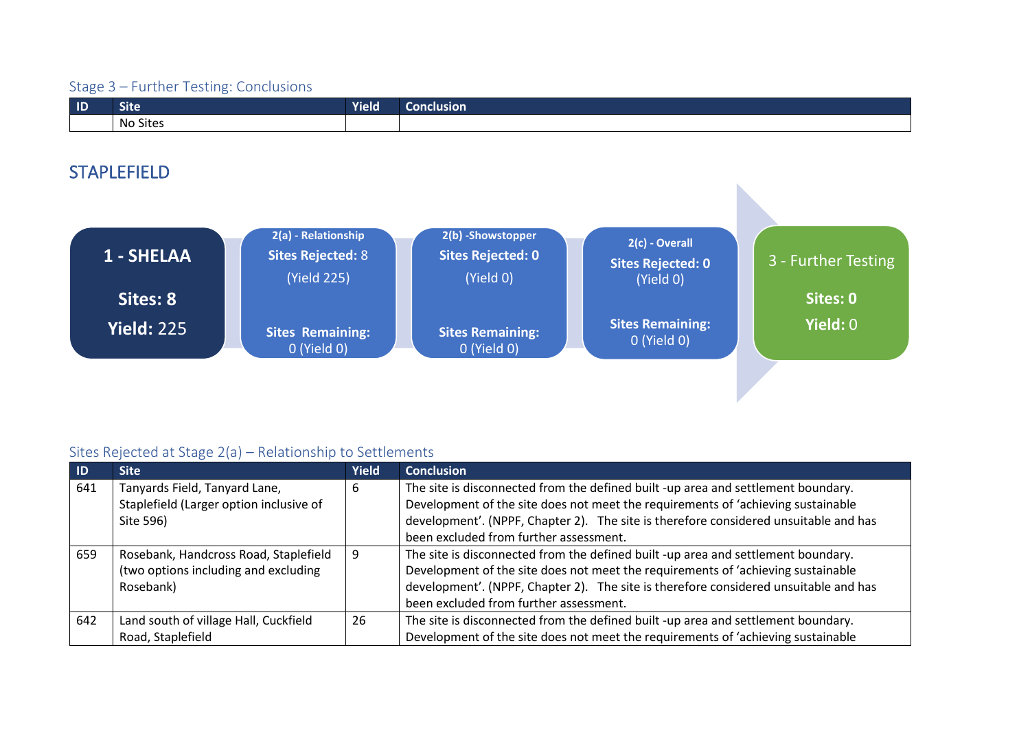### Stage 3 – Further Testing: Conclusions

| ID | Site | Yield | Conclusion |
|---|---|---|---|
| | No Sites | | |

## STAPLEFIELD

**1 - SHELAA**
**Sites: 8**
**Yield:** 225

**2(a) - Relationship**
**Sites Rejected:** 8
(Yield 225)
**Sites Remaining:**
0 (Yield 0)

**2(b) -Showstopper**
**Sites Rejected: 0**
(Yield 0)
**Sites Remaining:**
0 (Yield 0)

**2(c) - Overall**
**Sites Rejected: 0**
(Yield 0)
**Sites Remaining:**
0 (Yield 0)

3 - Further Testing
**Sites: 0**
**Yield:** 0

### Sites Rejected at Stage 2(a) – Relationship to Settlements

| ID | Site | Yield | Conclusion |
|---|---|---|---|
| 641 | Tanyards Field, Tanyard Lane, Staplefield (Larger option inclusive of Site 596) | 6 | The site is disconnected from the defined built -up area and settlement boundary. Development of the site does not meet the requirements of 'achieving sustainable development'. (NPPF, Chapter 2). The site is therefore considered unsuitable and has been excluded from further assessment. |
| 659 | Rosebank, Handcross Road, Staplefield (two options including and excluding Rosebank) | 9 | The site is disconnected from the defined built -up area and settlement boundary. Development of the site does not meet the requirements of 'achieving sustainable development'. (NPPF, Chapter 2). The site is therefore considered unsuitable and has been excluded from further assessment. |
| 642 | Land south of village Hall, Cuckfield Road, Staplefield | 26 | The site is disconnected from the defined built -up area and settlement boundary. Development of the site does not meet the requirements of 'achieving sustainable |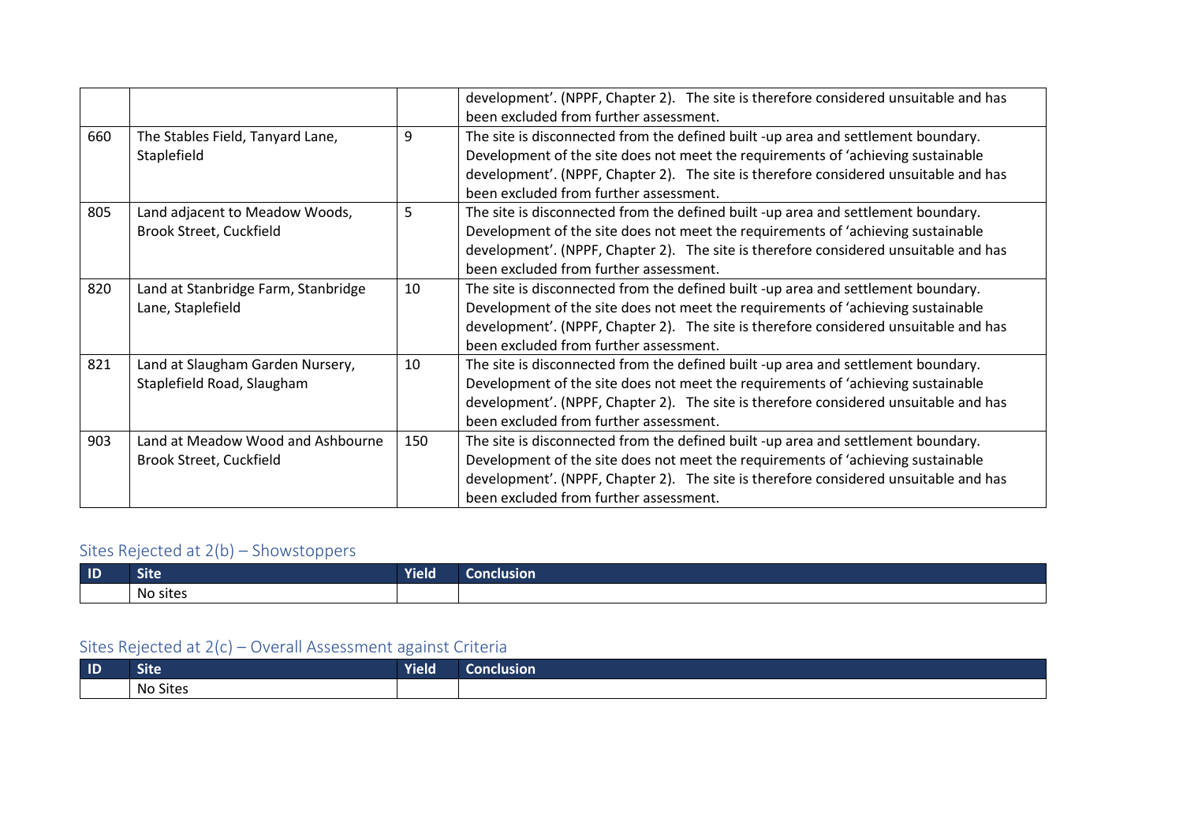| | | | |
|---|---|---|---|
| | | | development'. (NPPF, Chapter 2). The site is therefore considered unsuitable and has been excluded from further assessment. |
| 660 | The Stables Field, Tanyard Lane, Staplefield | 9 | The site is disconnected from the defined built -up area and settlement boundary. Development of the site does not meet the requirements of 'achieving sustainable development'. (NPPF, Chapter 2). The site is therefore considered unsuitable and has been excluded from further assessment. |
| 805 | Land adjacent to Meadow Woods, Brook Street, Cuckfield | 5 | The site is disconnected from the defined built -up area and settlement boundary. Development of the site does not meet the requirements of 'achieving sustainable development'. (NPPF, Chapter 2). The site is therefore considered unsuitable and has been excluded from further assessment. |
| 820 | Land at Stanbridge Farm, Stanbridge Lane, Staplefield | 10 | The site is disconnected from the defined built -up area and settlement boundary. Development of the site does not meet the requirements of 'achieving sustainable development'. (NPPF, Chapter 2). The site is therefore considered unsuitable and has been excluded from further assessment. |
| 821 | Land at Slaugham Garden Nursery, Staplefield Road, Slaugham | 10 | The site is disconnected from the defined built -up area and settlement boundary. Development of the site does not meet the requirements of 'achieving sustainable development'. (NPPF, Chapter 2). The site is therefore considered unsuitable and has been excluded from further assessment. |
| 903 | Land at Meadow Wood and Ashbourne Brook Street, Cuckfield | 150 | The site is disconnected from the defined built -up area and settlement boundary. Development of the site does not meet the requirements of 'achieving sustainable development'. (NPPF, Chapter 2). The site is therefore considered unsuitable and has been excluded from further assessment. |

## Sites Rejected at 2(b) – Showstoppers

| ID | Site | Yield | Conclusion |
|---|---|---|---|
| | No sites | | |

## Sites Rejected at 2(c) – Overall Assessment against Criteria

| ID | Site | Yield | Conclusion |
|---|---|---|---|
| | No Sites | | |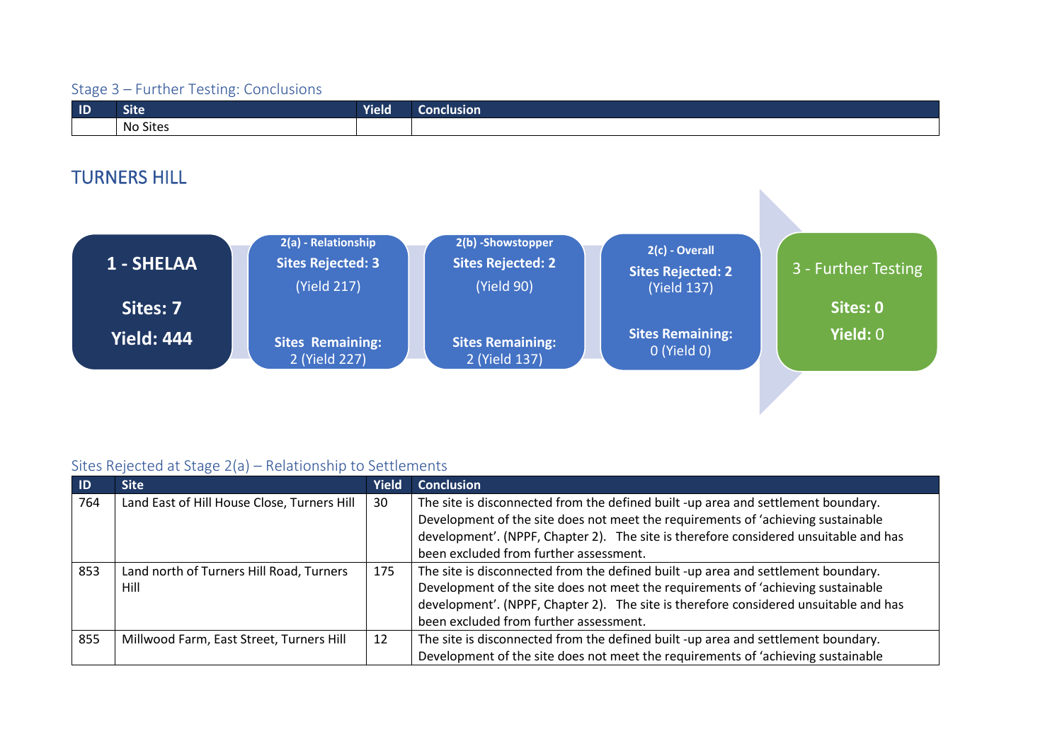### Stage 3 – Further Testing: Conclusions

| ID | Site | Yield | Conclusion |
|---|---|---|---|
| | No Sites | | |

## TURNERS HILL

**1 - SHELAA**

**Sites: 7**

**Yield: 444**

**2(a) - Relationship**
**Sites Rejected: 3**
(Yield 217)
**Sites Remaining:** 2 (Yield 227)

**2(b) -Showstopper**
**Sites Rejected: 2**
(Yield 90)
**Sites Remaining:** 2 (Yield 137)

**2(c) - Overall**
**Sites Rejected: 2**
(Yield 137)
**Sites Remaining:** 0 (Yield 0)

3 - Further Testing
**Sites: 0**
**Yield:** 0

### Sites Rejected at Stage 2(a) – Relationship to Settlements

| ID | Site | Yield | Conclusion |
|---|---|---|---|
| 764 | Land East of Hill House Close, Turners Hill | 30 | The site is disconnected from the defined built -up area and settlement boundary. Development of the site does not meet the requirements of 'achieving sustainable development'. (NPPF, Chapter 2). The site is therefore considered unsuitable and has been excluded from further assessment. |
| 853 | Land north of Turners Hill Road, Turners Hill | 175 | The site is disconnected from the defined built -up area and settlement boundary. Development of the site does not meet the requirements of 'achieving sustainable development'. (NPPF, Chapter 2). The site is therefore considered unsuitable and has been excluded from further assessment. |
| 855 | Millwood Farm, East Street, Turners Hill | 12 | The site is disconnected from the defined built -up area and settlement boundary. Development of the site does not meet the requirements of 'achieving sustainable |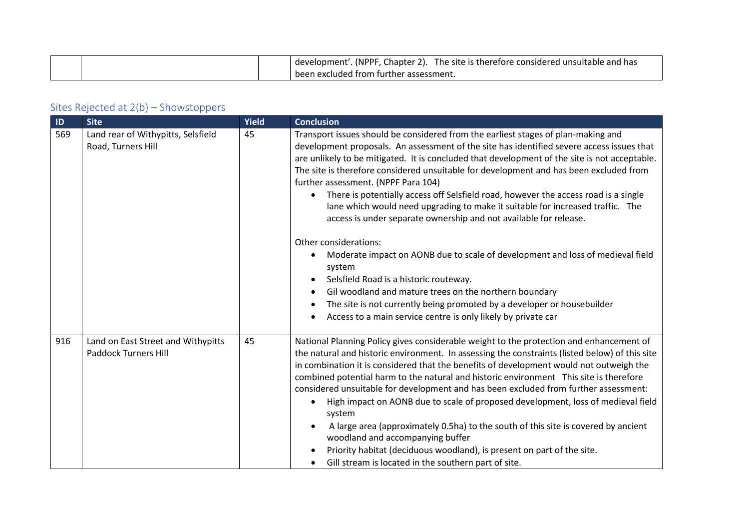| | | | development'. (NPPF, Chapter 2). The site is therefore considered unsuitable and has been excluded from further assessment. |
|---|---|---|---|

## Sites Rejected at 2(b) – Showstoppers

| ID | Site | Yield | Conclusion |
|---|---|---|---|
| 569 | Land rear of Withypitts, Selsfield Road, Turners Hill | 45 | Transport issues should be considered from the earliest stages of plan-making and development proposals. An assessment of the site has identified severe access issues that are unlikely to be mitigated. It is concluded that development of the site is not acceptable. The site is therefore considered unsuitable for development and has been excluded from further assessment. (NPPF Para 104)<br>• There is potentially access off Selsfield road, however the access road is a single lane which would need upgrading to make it suitable for increased traffic. The access is under separate ownership and not available for release.<br><br>Other considerations:<br>• Moderate impact on AONB due to scale of development and loss of medieval field system<br>• Selsfield Road is a historic routeway.<br>• Gil woodland and mature trees on the northern boundary<br>• The site is not currently being promoted by a developer or housebuilder<br>• Access to a main service centre is only likely by private car |
| 916 | Land on East Street and Withypitts Paddock Turners Hill | 45 | National Planning Policy gives considerable weight to the protection and enhancement of the natural and historic environment. In assessing the constraints (listed below) of this site in combination it is considered that the benefits of development would not outweigh the combined potential harm to the natural and historic environment This site is therefore considered unsuitable for development and has been excluded from further assessment:<br>• High impact on AONB due to scale of proposed development, loss of medieval field system<br>• A large area (approximately 0.5ha) to the south of this site is covered by ancient woodland and accompanying buffer<br>• Priority habitat (deciduous woodland), is present on part of the site.<br>• Gill stream is located in the southern part of site. |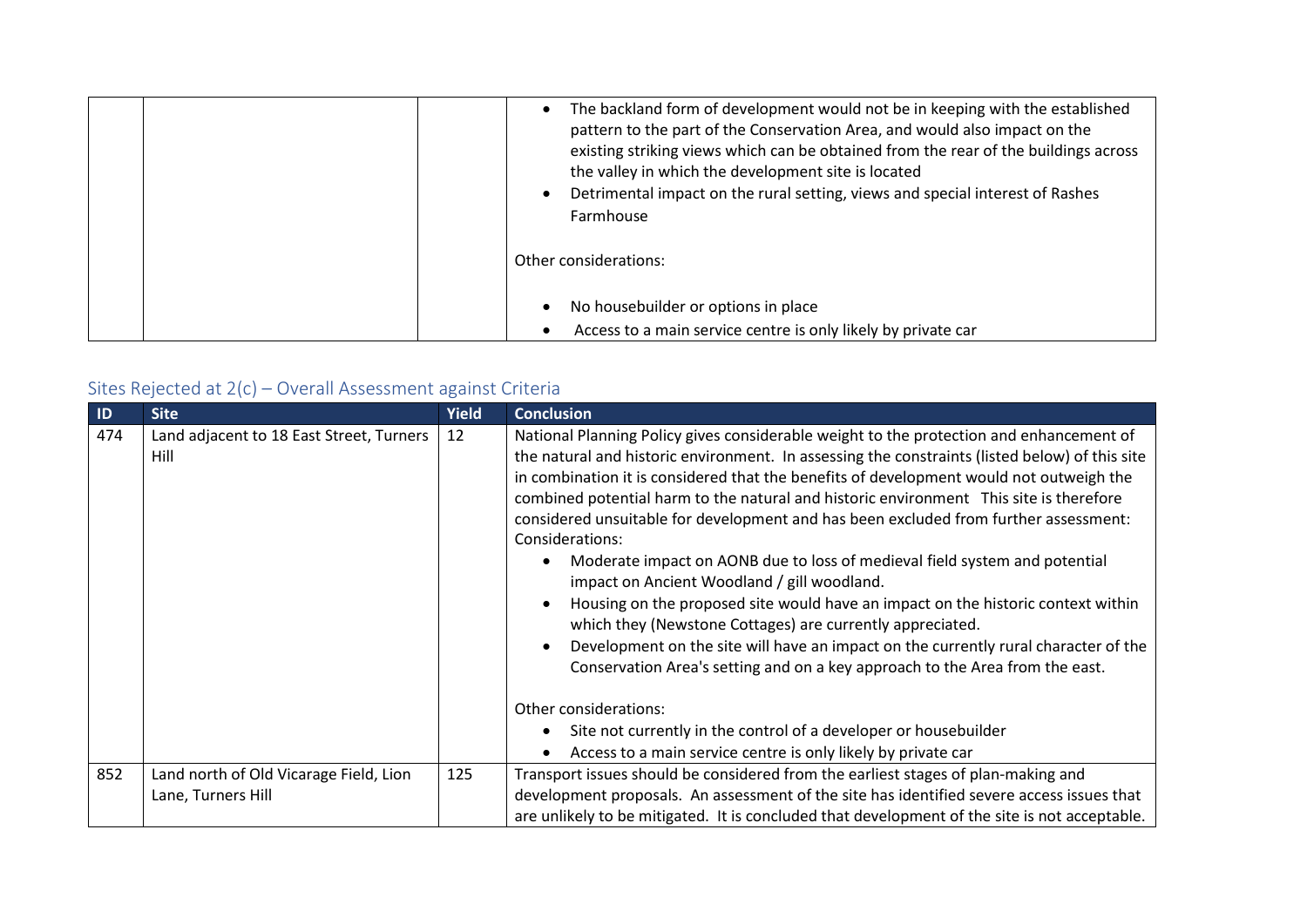| | | | |
|---|---|---|---|
| | | | • The backland form of development would not be in keeping with the established pattern to the part of the Conservation Area, and would also impact on the existing striking views which can be obtained from the rear of the buildings across the valley in which the development site is located<br>• Detrimental impact on the rural setting, views and special interest of Rashes Farmhouse<br><br>Other considerations:<br><br>• No housebuilder or options in place<br>• Access to a main service centre is only likely by private car |

## Sites Rejected at 2(c) – Overall Assessment against Criteria

| ID | Site | Yield | Conclusion |
|---|---|---|---|
| 474 | Land adjacent to 18 East Street, Turners Hill | 12 | National Planning Policy gives considerable weight to the protection and enhancement of the natural and historic environment. In assessing the constraints (listed below) of this site in combination it is considered that the benefits of development would not outweigh the combined potential harm to the natural and historic environment This site is therefore considered unsuitable for development and has been excluded from further assessment:<br>Considerations:<br>• Moderate impact on AONB due to loss of medieval field system and potential impact on Ancient Woodland / gill woodland.<br>• Housing on the proposed site would have an impact on the historic context within which they (Newstone Cottages) are currently appreciated.<br>• Development on the site will have an impact on the currently rural character of the Conservation Area's setting and on a key approach to the Area from the east.<br><br>Other considerations:<br>• Site not currently in the control of a developer or housebuilder<br>• Access to a main service centre is only likely by private car |
| 852 | Land north of Old Vicarage Field, Lion Lane, Turners Hill | 125 | Transport issues should be considered from the earliest stages of plan-making and development proposals. An assessment of the site has identified severe access issues that are unlikely to be mitigated. It is concluded that development of the site is not acceptable. |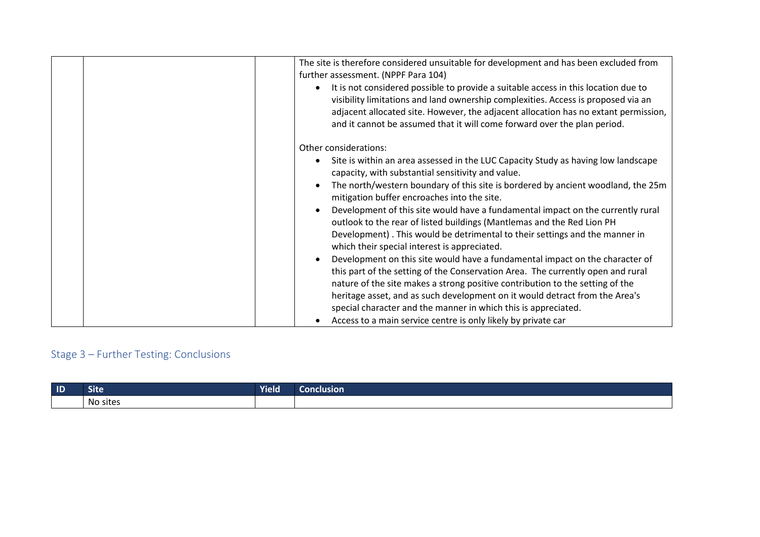| | | | |
|---|---|---|---|
| | | | The site is therefore considered unsuitable for development and has been excluded from further assessment. (NPPF Para 104)<br>• It is not considered possible to provide a suitable access in this location due to visibility limitations and land ownership complexities. Access is proposed via an adjacent allocated site. However, the adjacent allocation has no extant permission, and it cannot be assumed that it will come forward over the plan period.<br><br>Other considerations:<br>• Site is within an area assessed in the LUC Capacity Study as having low landscape capacity, with substantial sensitivity and value.<br>• The north/western boundary of this site is bordered by ancient woodland, the 25m mitigation buffer encroaches into the site.<br>• Development of this site would have a fundamental impact on the currently rural outlook to the rear of listed buildings (Mantlemas and the Red Lion PH Development) . This would be detrimental to their settings and the manner in which their special interest is appreciated.<br>• Development on this site would have a fundamental impact on the character of this part of the setting of the Conservation Area. The currently open and rural nature of the site makes a strong positive contribution to the setting of the heritage asset, and as such development on it would detract from the Area's special character and the manner in which this is appreciated.<br>• Access to a main service centre is only likely by private car |

## Stage 3 – Further Testing: Conclusions

| ID | Site | Yield | Conclusion |
|---|---|---|---|
| | No sites | | |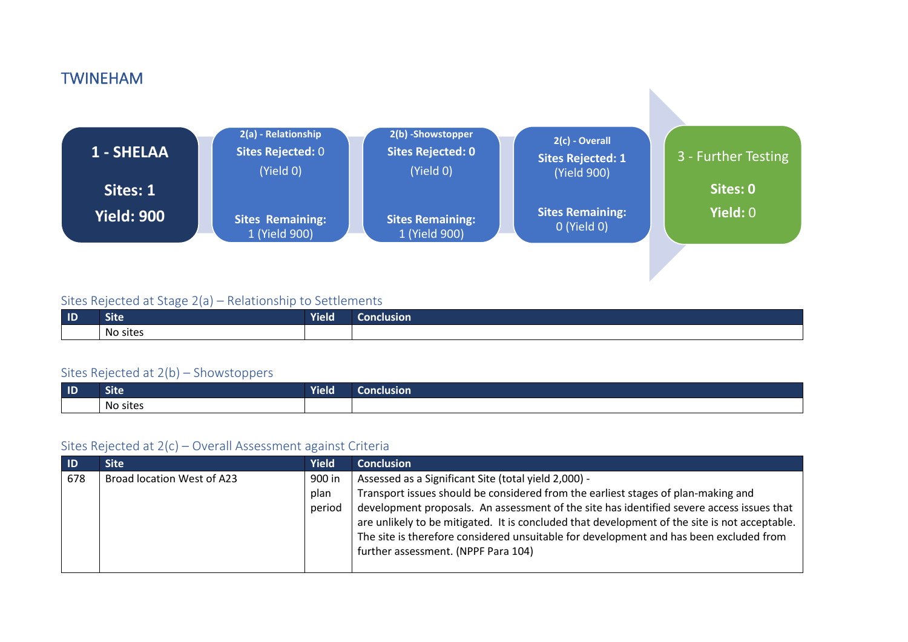# TWINEHAM

**1 - SHELAA**

**Sites: 1**

**Yield: 900**

**2(a) - Relationship**
**Sites Rejected:** 0
(Yield 0)

**Sites Remaining:**
1 (Yield 900)

**2(b) -Showstopper**
**Sites Rejected: 0**
(Yield 0)

**Sites Remaining:**
1 (Yield 900)

**2(c) - Overall**
**Sites Rejected: 1**
(Yield 900)

**Sites Remaining:**
0 (Yield 0)

3 - Further Testing

**Sites: 0**

**Yield:** 0

## Sites Rejected at Stage 2(a) – Relationship to Settlements

| ID | Site | Yield | Conclusion |
|---|---|---|---|
| | No sites | | |

## Sites Rejected at 2(b) – Showstoppers

| ID | Site | Yield | Conclusion |
|---|---|---|---|
| | No sites | | |

## Sites Rejected at 2(c) – Overall Assessment against Criteria

| ID | Site | Yield | Conclusion |
|---|---|---|---|
| 678 | Broad location West of A23 | 900 in plan period | Assessed as a Significant Site (total yield 2,000) - Transport issues should be considered from the earliest stages of plan-making and development proposals. An assessment of the site has identified severe access issues that are unlikely to be mitigated. It is concluded that development of the site is not acceptable. The site is therefore considered unsuitable for development and has been excluded from further assessment. (NPPF Para 104) |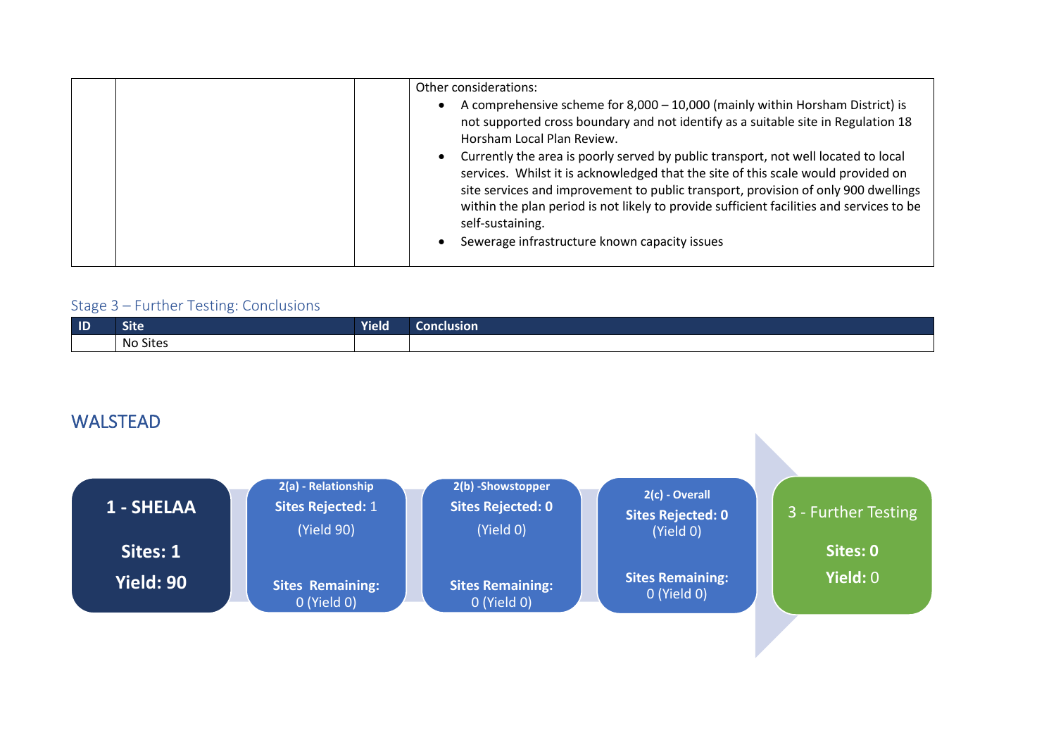| | | | Other considerations:<br>• A comprehensive scheme for 8,000 – 10,000 (mainly within Horsham District) is not supported cross boundary and not identify as a suitable site in Regulation 18 Horsham Local Plan Review.<br>• Currently the area is poorly served by public transport, not well located to local services. Whilst it is acknowledged that the site of this scale would provided on site services and improvement to public transport, provision of only 900 dwellings within the plan period is not likely to provide sufficient facilities and services to be self-sustaining.<br>• Sewerage infrastructure known capacity issues |
|---|---|---|---|

### Stage 3 – Further Testing: Conclusions

| ID | Site | Yield | Conclusion |
|---|---|---|---|
| | No Sites | | |

## WALSTEAD

**1 - SHELAA**
**Sites: 1**
**Yield: 90**

**2(a) - Relationship**
**Sites Rejected:** 1
(Yield 90)
**Sites Remaining:** 0 (Yield 0)

**2(b) -Showstopper**
**Sites Rejected: 0**
(Yield 0)
**Sites Remaining:** 0 (Yield 0)

**2(c) - Overall**
**Sites Rejected: 0**
(Yield 0)
**Sites Remaining:** 0 (Yield 0)

**3 - Further Testing**
**Sites: 0**
**Yield:** 0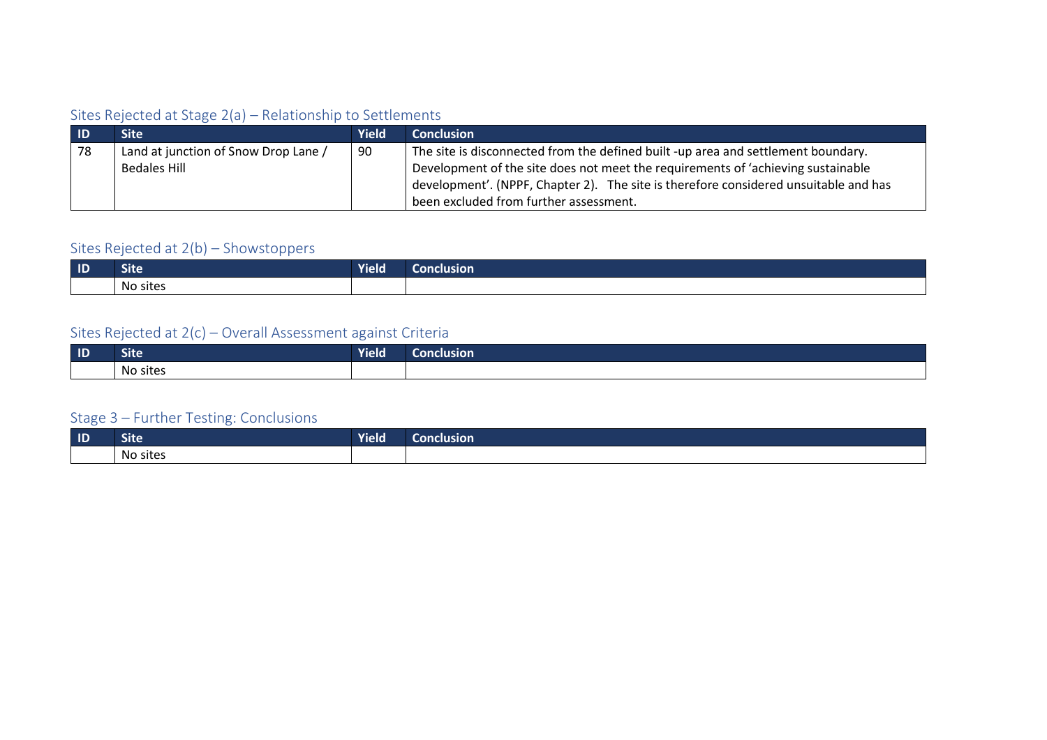### Sites Rejected at Stage 2(a) – Relationship to Settlements

| ID | Site | Yield | Conclusion |
|---|---|---|---|
| 78 | Land at junction of Snow Drop Lane / Bedales Hill | 90 | The site is disconnected from the defined built -up area and settlement boundary. Development of the site does not meet the requirements of 'achieving sustainable development'. (NPPF, Chapter 2). The site is therefore considered unsuitable and has been excluded from further assessment. |

### Sites Rejected at 2(b) – Showstoppers

| ID | Site | Yield | Conclusion |
|---|---|---|---|
| | No sites | | |

### Sites Rejected at 2(c) – Overall Assessment against Criteria

| ID | Site | Yield | Conclusion |
|---|---|---|---|
| | No sites | | |

### Stage 3 – Further Testing: Conclusions

| ID | Site | Yield | Conclusion |
|---|---|---|---|
| | No sites | | |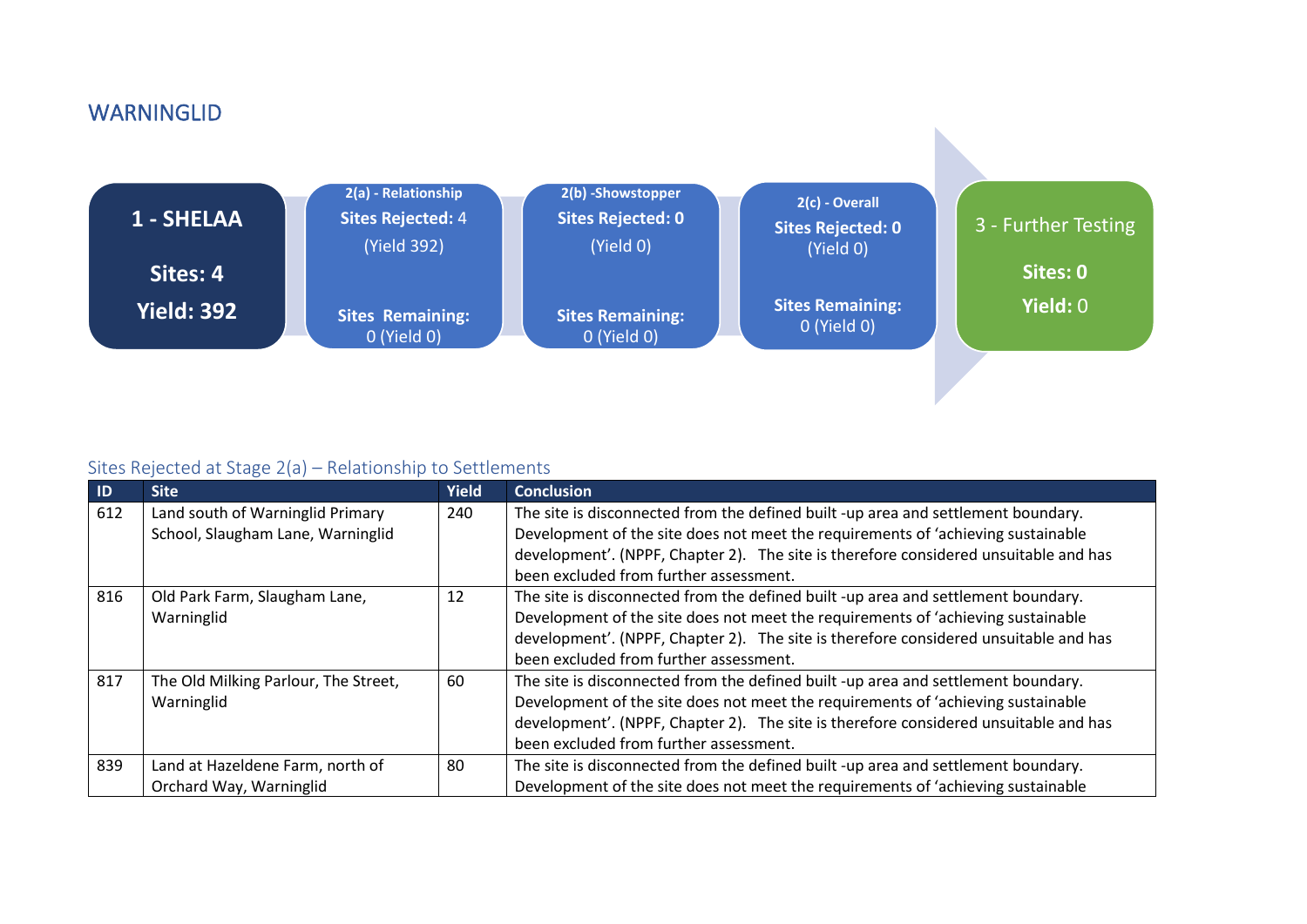## WARNINGLID

**1 - SHELAA**

**Sites: 4**

**Yield: 392**

**2(a) - Relationship**
**Sites Rejected:** 4
(Yield 392)

**Sites Remaining:**
0 (Yield 0)

**2(b) -Showstopper**
**Sites Rejected: 0**
(Yield 0)

**Sites Remaining:**
0 (Yield 0)

**2(c) - Overall**
**Sites Rejected: 0**
(Yield 0)

**Sites Remaining:**
0 (Yield 0)

**3 - Further Testing**

**Sites: 0**

**Yield:** 0

### Sites Rejected at Stage 2(a) – Relationship to Settlements

| ID | Site | Yield | Conclusion |
|---|---|---|---|
| 612 | Land south of Warninglid Primary School, Slaugham Lane, Warninglid | 240 | The site is disconnected from the defined built -up area and settlement boundary. Development of the site does not meet the requirements of 'achieving sustainable development'. (NPPF, Chapter 2). The site is therefore considered unsuitable and has been excluded from further assessment. |
| 816 | Old Park Farm, Slaugham Lane, Warninglid | 12 | The site is disconnected from the defined built -up area and settlement boundary. Development of the site does not meet the requirements of 'achieving sustainable development'. (NPPF, Chapter 2). The site is therefore considered unsuitable and has been excluded from further assessment. |
| 817 | The Old Milking Parlour, The Street, Warninglid | 60 | The site is disconnected from the defined built -up area and settlement boundary. Development of the site does not meet the requirements of 'achieving sustainable development'. (NPPF, Chapter 2). The site is therefore considered unsuitable and has been excluded from further assessment. |
| 839 | Land at Hazeldene Farm, north of Orchard Way, Warninglid | 80 | The site is disconnected from the defined built -up area and settlement boundary. Development of the site does not meet the requirements of 'achieving sustainable |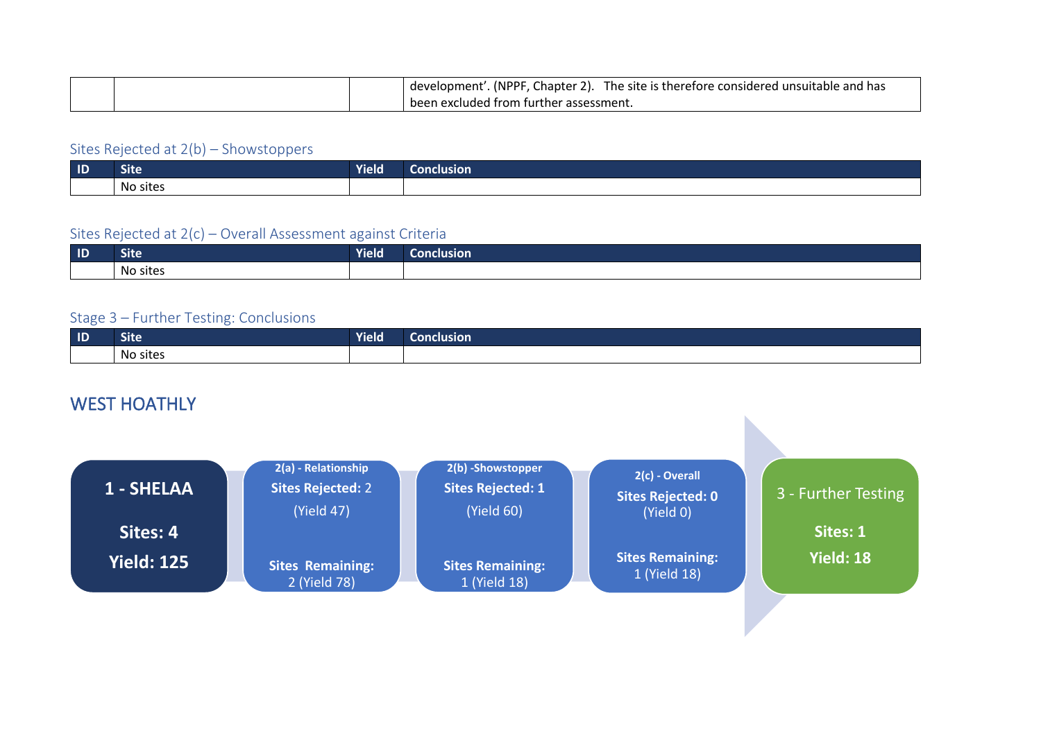| | | | development'. (NPPF, Chapter 2). The site is therefore considered unsuitable and has been excluded from further assessment. |
|---|---|---|---|

### Sites Rejected at 2(b) – Showstoppers

| ID | Site | Yield | Conclusion |
|---|---|---|---|
| | No sites | | |

### Sites Rejected at 2(c) – Overall Assessment against Criteria

| ID | Site | Yield | Conclusion |
|---|---|---|---|
| | No sites | | |

### Stage 3 – Further Testing: Conclusions

| ID | Site | Yield | Conclusion |
|---|---|---|---|
| | No sites | | |

## WEST HOATHLY

**1 - SHELAA**
**Sites: 4**
**Yield: 125**

**2(a) - Relationship**
**Sites Rejected:** 2
(Yield 47)
**Sites Remaining:**
2 (Yield 78)

**2(b) -Showstopper**
**Sites Rejected: 1**
(Yield 60)
**Sites Remaining:**
1 (Yield 18)

**2(c) - Overall**
**Sites Rejected: 0**
(Yield 0)
**Sites Remaining:**
1 (Yield 18)

3 - Further Testing
**Sites: 1**
**Yield: 18**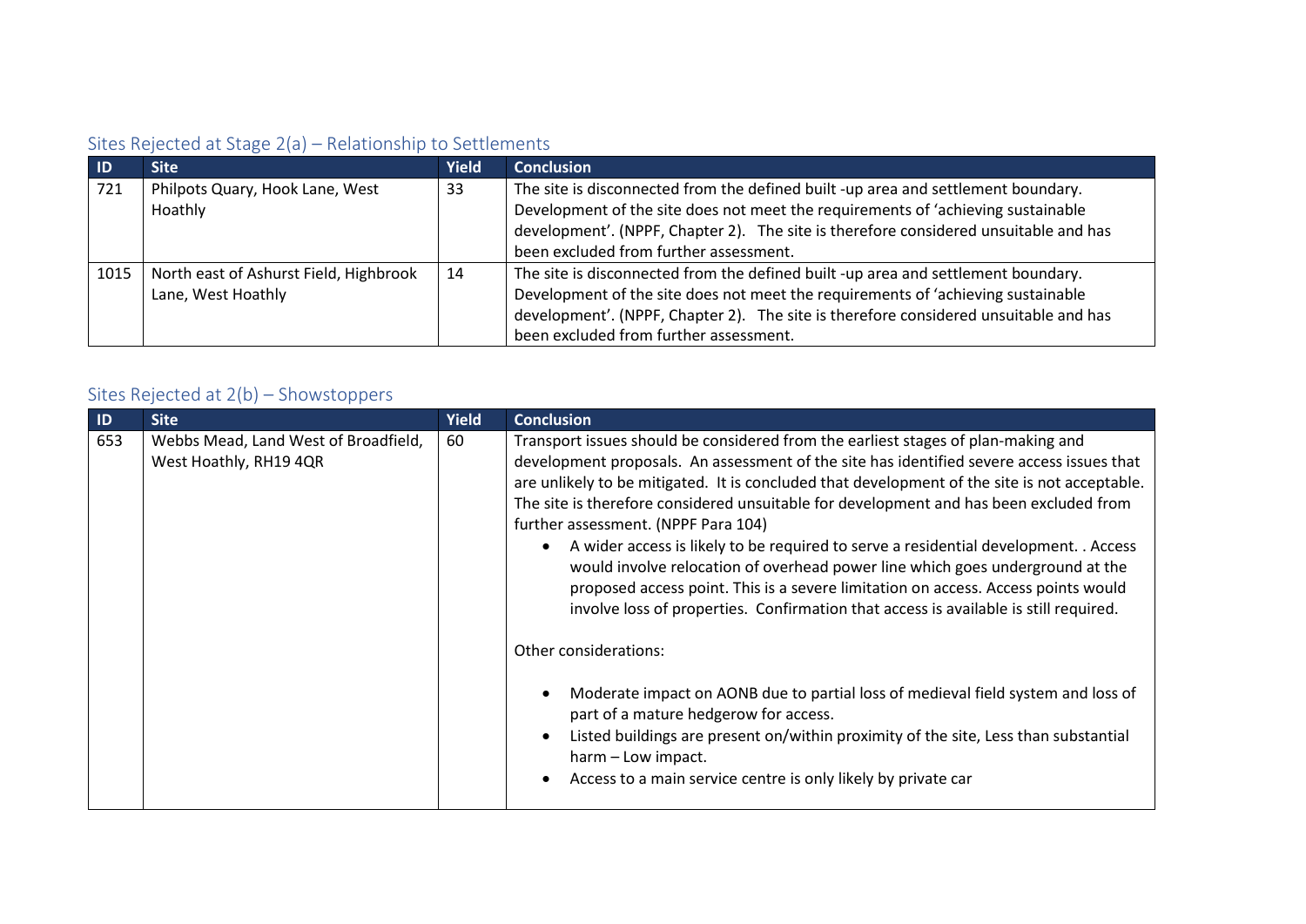## Sites Rejected at Stage 2(a) – Relationship to Settlements

| ID | Site | Yield | Conclusion |
|---|---|---|---|
| 721 | Philpots Quary, Hook Lane, West Hoathly | 33 | The site is disconnected from the defined built -up area and settlement boundary. Development of the site does not meet the requirements of 'achieving sustainable development'. (NPPF, Chapter 2). The site is therefore considered unsuitable and has been excluded from further assessment. |
| 1015 | North east of Ashurst Field, Highbrook Lane, West Hoathly | 14 | The site is disconnected from the defined built -up area and settlement boundary. Development of the site does not meet the requirements of 'achieving sustainable development'. (NPPF, Chapter 2). The site is therefore considered unsuitable and has been excluded from further assessment. |

## Sites Rejected at 2(b) – Showstoppers

| ID | Site | Yield | Conclusion |
|---|---|---|---|
| 653 | Webbs Mead, Land West of Broadfield, West Hoathly, RH19 4QR | 60 | Transport issues should be considered from the earliest stages of plan-making and development proposals. An assessment of the site has identified severe access issues that are unlikely to be mitigated. It is concluded that development of the site is not acceptable. The site is therefore considered unsuitable for development and has been excluded from further assessment. (NPPF Para 104)<br>• A wider access is likely to be required to serve a residential development. . Access would involve relocation of overhead power line which goes underground at the proposed access point. This is a severe limitation on access. Access points would involve loss of properties. Confirmation that access is available is still required.<br><br>Other considerations:<br><br>• Moderate impact on AONB due to partial loss of medieval field system and loss of part of a mature hedgerow for access.<br>• Listed buildings are present on/within proximity of the site, Less than substantial harm – Low impact.<br>• Access to a main service centre is only likely by private car |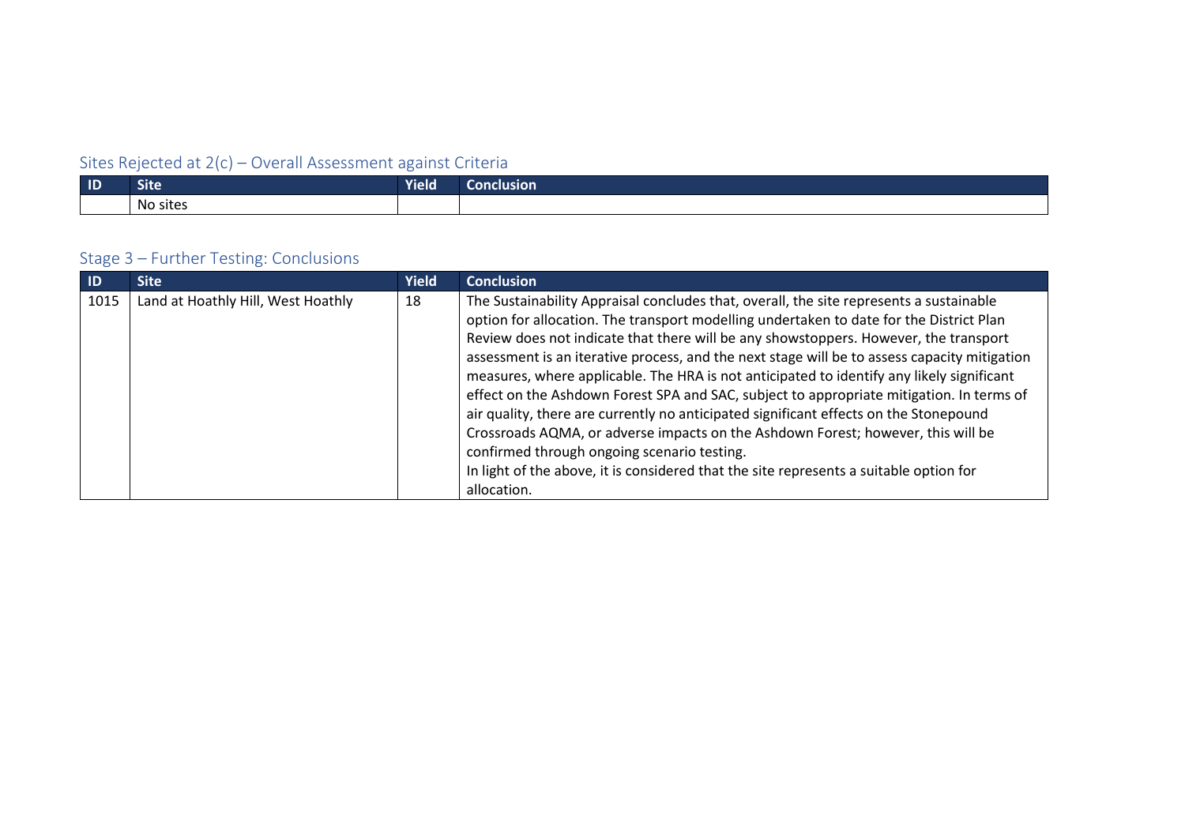## Sites Rejected at 2(c) – Overall Assessment against Criteria

| ID | Site | Yield | Conclusion |
|---|---|---|---|
| | No sites | | |

## Stage 3 – Further Testing: Conclusions

| ID | Site | Yield | Conclusion |
|---|---|---|---|
| 1015 | Land at Hoathly Hill, West Hoathly | 18 | The Sustainability Appraisal concludes that, overall, the site represents a sustainable option for allocation. The transport modelling undertaken to date for the District Plan Review does not indicate that there will be any showstoppers. However, the transport assessment is an iterative process, and the next stage will be to assess capacity mitigation measures, where applicable. The HRA is not anticipated to identify any likely significant effect on the Ashdown Forest SPA and SAC, subject to appropriate mitigation. In terms of air quality, there are currently no anticipated significant effects on the Stonepound Crossroads AQMA, or adverse impacts on the Ashdown Forest; however, this will be confirmed through ongoing scenario testing.<br>In light of the above, it is considered that the site represents a suitable option for allocation. |